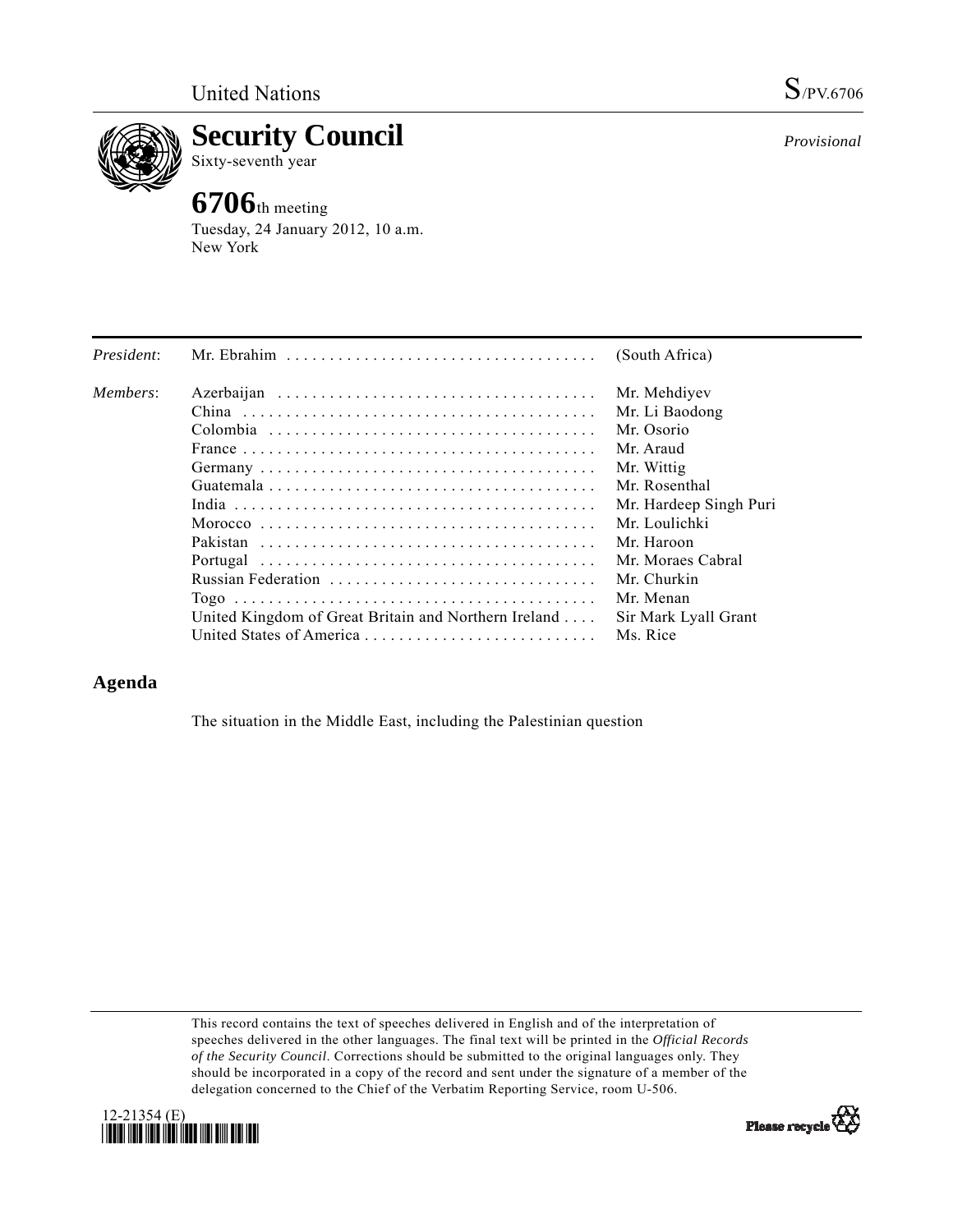United Nations S/PV.6706

# Security Council

Sixty-seventh year

*Provisional*

## 6706th meeting

Tuesday, 24 January 2012, 10 a.m.
New York

| | | |
|---|---|---|
| *President*: | Mr. Ebrahim | (South Africa) |
| *Members*: | Azerbaijan | Mr. Mehdiyev |
| | China | Mr. Li Baodong |
| | Colombia | Mr. Osorio |
| | France | Mr. Araud |
| | Germany | Mr. Wittig |
| | Guatemala | Mr. Rosenthal |
| | India | Mr. Hardeep Singh Puri |
| | Morocco | Mr. Loulichki |
| | Pakistan | Mr. Haroon |
| | Portugal | Mr. Moraes Cabral |
| | Russian Federation | Mr. Churkin |
| | Togo | Mr. Menan |
| | United Kingdom of Great Britain and Northern Ireland | Sir Mark Lyall Grant |
| | United States of America | Ms. Rice |

## Agenda

The situation in the Middle East, including the Palestinian question

This record contains the text of speeches delivered in English and of the interpretation of speeches delivered in the other languages. The final text will be printed in the *Official Records of the Security Council*. Corrections should be submitted to the original languages only. They should be incorporated in a copy of the record and sent under the signature of a member of the delegation concerned to the Chief of the Verbatim Reporting Service, room U-506.

12-21354 (E)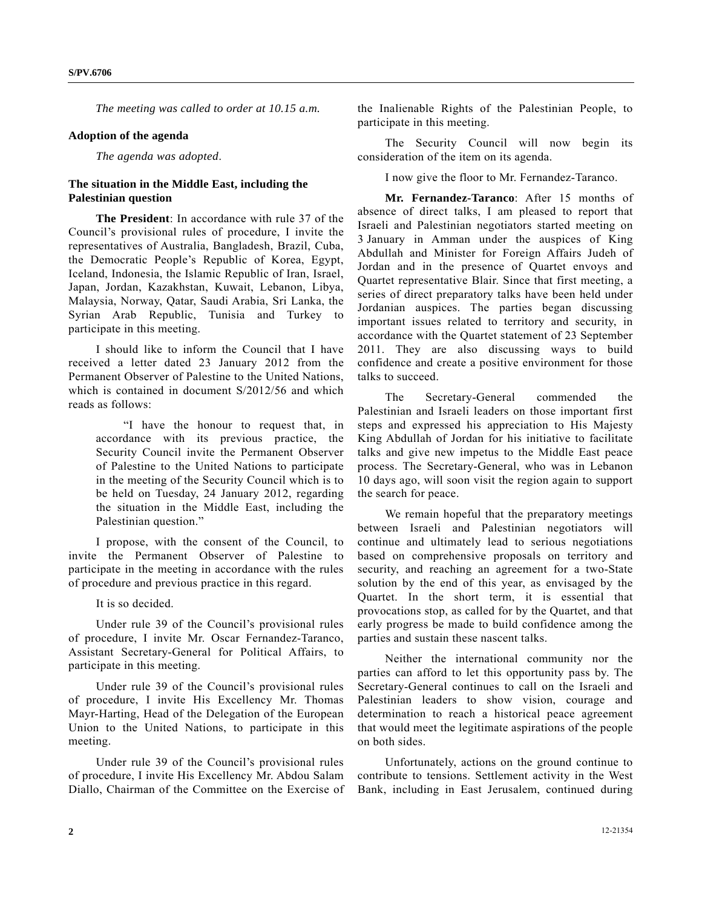*The meeting was called to order at 10.15 a.m.*

## Adoption of the agenda

*The agenda was adopted*.

## The situation in the Middle East, including the Palestinian question

**The President**: In accordance with rule 37 of the Council's provisional rules of procedure, I invite the representatives of Australia, Bangladesh, Brazil, Cuba, the Democratic People's Republic of Korea, Egypt, Iceland, Indonesia, the Islamic Republic of Iran, Israel, Japan, Jordan, Kazakhstan, Kuwait, Lebanon, Libya, Malaysia, Norway, Qatar, Saudi Arabia, Sri Lanka, the Syrian Arab Republic, Tunisia and Turkey to participate in this meeting.

I should like to inform the Council that I have received a letter dated 23 January 2012 from the Permanent Observer of Palestine to the United Nations, which is contained in document S/2012/56 and which reads as follows:

> "I have the honour to request that, in accordance with its previous practice, the Security Council invite the Permanent Observer of Palestine to the United Nations to participate in the meeting of the Security Council which is to be held on Tuesday, 24 January 2012, regarding the situation in the Middle East, including the Palestinian question."

I propose, with the consent of the Council, to invite the Permanent Observer of Palestine to participate in the meeting in accordance with the rules of procedure and previous practice in this regard.

It is so decided.

Under rule 39 of the Council's provisional rules of procedure, I invite Mr. Oscar Fernandez-Taranco, Assistant Secretary-General for Political Affairs, to participate in this meeting.

Under rule 39 of the Council's provisional rules of procedure, I invite His Excellency Mr. Thomas Mayr-Harting, Head of the Delegation of the European Union to the United Nations, to participate in this meeting.

Under rule 39 of the Council's provisional rules of procedure, I invite His Excellency Mr. Abdou Salam Diallo, Chairman of the Committee on the Exercise of the Inalienable Rights of the Palestinian People, to participate in this meeting.

The Security Council will now begin its consideration of the item on its agenda.

I now give the floor to Mr. Fernandez-Taranco.

**Mr. Fernandez-Taranco**: After 15 months of absence of direct talks, I am pleased to report that Israeli and Palestinian negotiators started meeting on 3 January in Amman under the auspices of King Abdullah and Minister for Foreign Affairs Judeh of Jordan and in the presence of Quartet envoys and Quartet representative Blair. Since that first meeting, a series of direct preparatory talks have been held under Jordanian auspices. The parties began discussing important issues related to territory and security, in accordance with the Quartet statement of 23 September 2011. They are also discussing ways to build confidence and create a positive environment for those talks to succeed.

The Secretary-General commended the Palestinian and Israeli leaders on those important first steps and expressed his appreciation to His Majesty King Abdullah of Jordan for his initiative to facilitate talks and give new impetus to the Middle East peace process. The Secretary-General, who was in Lebanon 10 days ago, will soon visit the region again to support the search for peace.

We remain hopeful that the preparatory meetings between Israeli and Palestinian negotiators will continue and ultimately lead to serious negotiations based on comprehensive proposals on territory and security, and reaching an agreement for a two-State solution by the end of this year, as envisaged by the Quartet. In the short term, it is essential that provocations stop, as called for by the Quartet, and that early progress be made to build confidence among the parties and sustain these nascent talks.

Neither the international community nor the parties can afford to let this opportunity pass by. The Secretary-General continues to call on the Israeli and Palestinian leaders to show vision, courage and determination to reach a historical peace agreement that would meet the legitimate aspirations of the people on both sides.

Unfortunately, actions on the ground continue to contribute to tensions. Settlement activity in the West Bank, including in East Jerusalem, continued during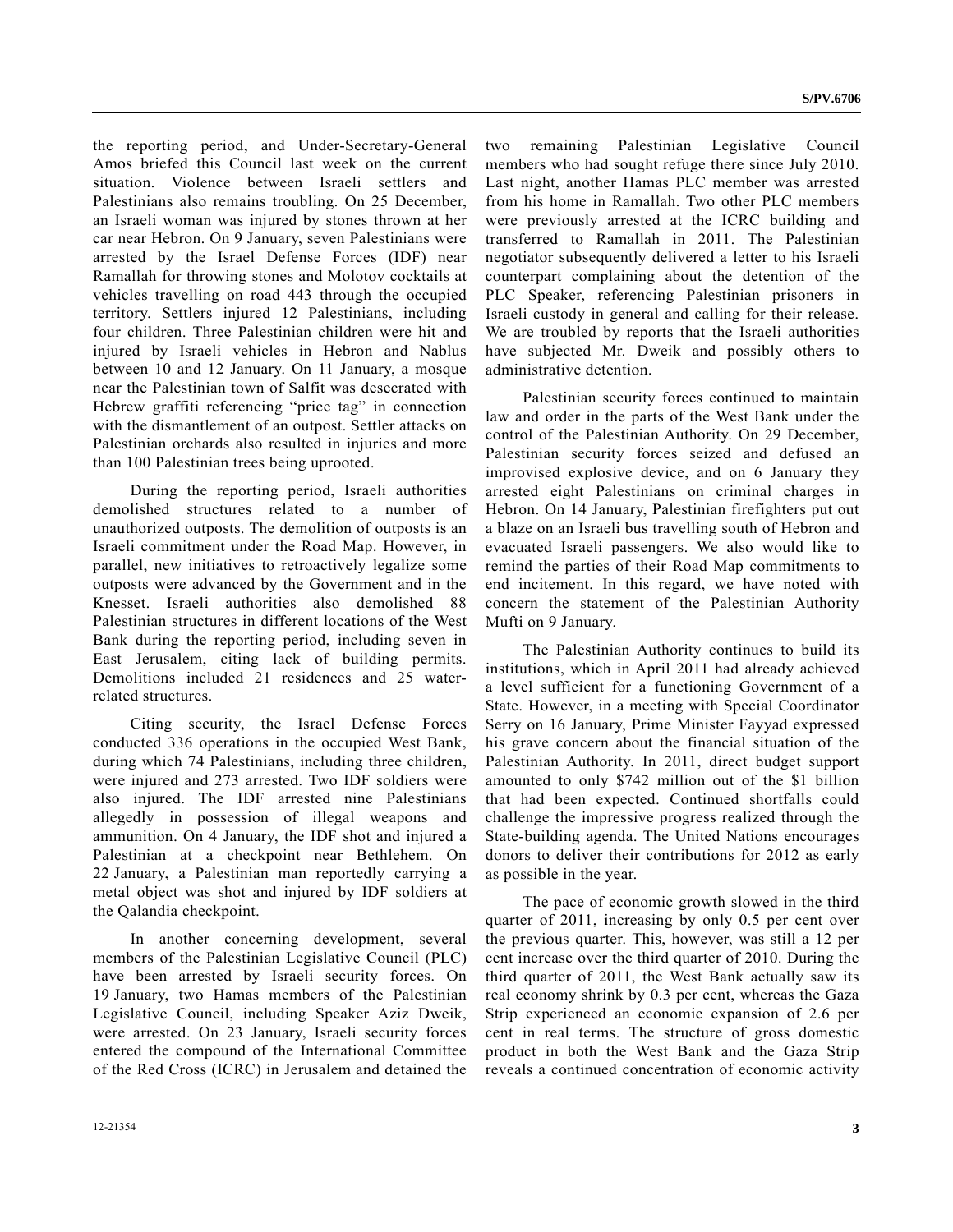the reporting period, and Under-Secretary-General Amos briefed this Council last week on the current situation. Violence between Israeli settlers and Palestinians also remains troubling. On 25 December, an Israeli woman was injured by stones thrown at her car near Hebron. On 9 January, seven Palestinians were arrested by the Israel Defense Forces (IDF) near Ramallah for throwing stones and Molotov cocktails at vehicles travelling on road 443 through the occupied territory. Settlers injured 12 Palestinians, including four children. Three Palestinian children were hit and injured by Israeli vehicles in Hebron and Nablus between 10 and 12 January. On 11 January, a mosque near the Palestinian town of Salfit was desecrated with Hebrew graffiti referencing "price tag" in connection with the dismantlement of an outpost. Settler attacks on Palestinian orchards also resulted in injuries and more than 100 Palestinian trees being uprooted.

During the reporting period, Israeli authorities demolished structures related to a number of unauthorized outposts. The demolition of outposts is an Israeli commitment under the Road Map. However, in parallel, new initiatives to retroactively legalize some outposts were advanced by the Government and in the Knesset. Israeli authorities also demolished 88 Palestinian structures in different locations of the West Bank during the reporting period, including seven in East Jerusalem, citing lack of building permits. Demolitions included 21 residences and 25 water-related structures.

Citing security, the Israel Defense Forces conducted 336 operations in the occupied West Bank, during which 74 Palestinians, including three children, were injured and 273 arrested. Two IDF soldiers were also injured. The IDF arrested nine Palestinians allegedly in possession of illegal weapons and ammunition. On 4 January, the IDF shot and injured a Palestinian at a checkpoint near Bethlehem. On 22 January, a Palestinian man reportedly carrying a metal object was shot and injured by IDF soldiers at the Qalandia checkpoint.

In another concerning development, several members of the Palestinian Legislative Council (PLC) have been arrested by Israeli security forces. On 19 January, two Hamas members of the Palestinian Legislative Council, including Speaker Aziz Dweik, were arrested. On 23 January, Israeli security forces entered the compound of the International Committee of the Red Cross (ICRC) in Jerusalem and detained the two remaining Palestinian Legislative Council members who had sought refuge there since July 2010. Last night, another Hamas PLC member was arrested from his home in Ramallah. Two other PLC members were previously arrested at the ICRC building and transferred to Ramallah in 2011. The Palestinian negotiator subsequently delivered a letter to his Israeli counterpart complaining about the detention of the PLC Speaker, referencing Palestinian prisoners in Israeli custody in general and calling for their release. We are troubled by reports that the Israeli authorities have subjected Mr. Dweik and possibly others to administrative detention.

Palestinian security forces continued to maintain law and order in the parts of the West Bank under the control of the Palestinian Authority. On 29 December, Palestinian security forces seized and defused an improvised explosive device, and on 6 January they arrested eight Palestinians on criminal charges in Hebron. On 14 January, Palestinian firefighters put out a blaze on an Israeli bus travelling south of Hebron and evacuated Israeli passengers. We also would like to remind the parties of their Road Map commitments to end incitement. In this regard, we have noted with concern the statement of the Palestinian Authority Mufti on 9 January.

The Palestinian Authority continues to build its institutions, which in April 2011 had already achieved a level sufficient for a functioning Government of a State. However, in a meeting with Special Coordinator Serry on 16 January, Prime Minister Fayyad expressed his grave concern about the financial situation of the Palestinian Authority. In 2011, direct budget support amounted to only $742 million out of the $1 billion that had been expected. Continued shortfalls could challenge the impressive progress realized through the State-building agenda. The United Nations encourages donors to deliver their contributions for 2012 as early as possible in the year.

The pace of economic growth slowed in the third quarter of 2011, increasing by only 0.5 per cent over the previous quarter. This, however, was still a 12 per cent increase over the third quarter of 2010. During the third quarter of 2011, the West Bank actually saw its real economy shrink by 0.3 per cent, whereas the Gaza Strip experienced an economic expansion of 2.6 per cent in real terms. The structure of gross domestic product in both the West Bank and the Gaza Strip reveals a continued concentration of economic activity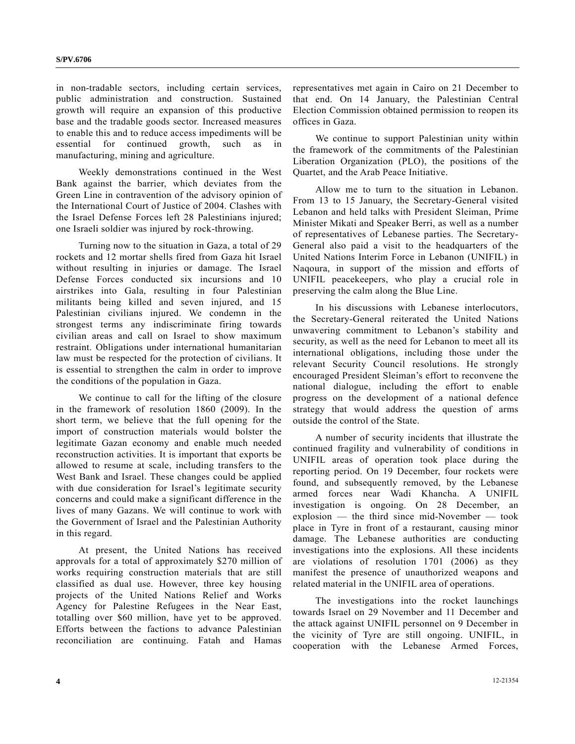in non-tradable sectors, including certain services, public administration and construction. Sustained growth will require an expansion of this productive base and the tradable goods sector. Increased measures to enable this and to reduce access impediments will be essential for continued growth, such as in manufacturing, mining and agriculture.

Weekly demonstrations continued in the West Bank against the barrier, which deviates from the Green Line in contravention of the advisory opinion of the International Court of Justice of 2004. Clashes with the Israel Defense Forces left 28 Palestinians injured; one Israeli soldier was injured by rock-throwing.

Turning now to the situation in Gaza, a total of 29 rockets and 12 mortar shells fired from Gaza hit Israel without resulting in injuries or damage. The Israel Defense Forces conducted six incursions and 10 airstrikes into Gala, resulting in four Palestinian militants being killed and seven injured, and 15 Palestinian civilians injured. We condemn in the strongest terms any indiscriminate firing towards civilian areas and call on Israel to show maximum restraint. Obligations under international humanitarian law must be respected for the protection of civilians. It is essential to strengthen the calm in order to improve the conditions of the population in Gaza.

We continue to call for the lifting of the closure in the framework of resolution 1860 (2009). In the short term, we believe that the full opening for the import of construction materials would bolster the legitimate Gazan economy and enable much needed reconstruction activities. It is important that exports be allowed to resume at scale, including transfers to the West Bank and Israel. These changes could be applied with due consideration for Israel's legitimate security concerns and could make a significant difference in the lives of many Gazans. We will continue to work with the Government of Israel and the Palestinian Authority in this regard.

At present, the United Nations has received approvals for a total of approximately $270 million of works requiring construction materials that are still classified as dual use. However, three key housing projects of the United Nations Relief and Works Agency for Palestine Refugees in the Near East, totalling over $60 million, have yet to be approved. Efforts between the factions to advance Palestinian reconciliation are continuing. Fatah and Hamas representatives met again in Cairo on 21 December to that end. On 14 January, the Palestinian Central Election Commission obtained permission to reopen its offices in Gaza.

We continue to support Palestinian unity within the framework of the commitments of the Palestinian Liberation Organization (PLO), the positions of the Quartet, and the Arab Peace Initiative.

Allow me to turn to the situation in Lebanon. From 13 to 15 January, the Secretary-General visited Lebanon and held talks with President Sleiman, Prime Minister Mikati and Speaker Berri, as well as a number of representatives of Lebanese parties. The Secretary-General also paid a visit to the headquarters of the United Nations Interim Force in Lebanon (UNIFIL) in Naqoura, in support of the mission and efforts of UNIFIL peacekeepers, who play a crucial role in preserving the calm along the Blue Line.

In his discussions with Lebanese interlocutors, the Secretary-General reiterated the United Nations unwavering commitment to Lebanon's stability and security, as well as the need for Lebanon to meet all its international obligations, including those under the relevant Security Council resolutions. He strongly encouraged President Sleiman's effort to reconvene the national dialogue, including the effort to enable progress on the development of a national defence strategy that would address the question of arms outside the control of the State.

A number of security incidents that illustrate the continued fragility and vulnerability of conditions in UNIFIL areas of operation took place during the reporting period. On 19 December, four rockets were found, and subsequently removed, by the Lebanese armed forces near Wadi Khancha. A UNIFIL investigation is ongoing. On 28 December, an explosion — the third since mid-November — took place in Tyre in front of a restaurant, causing minor damage. The Lebanese authorities are conducting investigations into the explosions. All these incidents are violations of resolution 1701 (2006) as they manifest the presence of unauthorized weapons and related material in the UNIFIL area of operations.

The investigations into the rocket launchings towards Israel on 29 November and 11 December and the attack against UNIFIL personnel on 9 December in the vicinity of Tyre are still ongoing. UNIFIL, in cooperation with the Lebanese Armed Forces,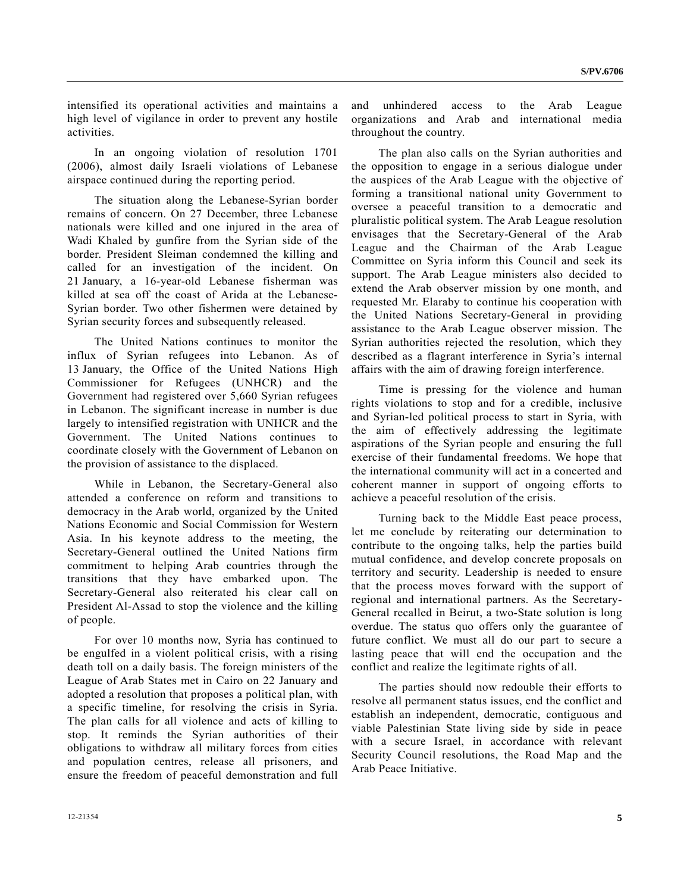intensified its operational activities and maintains a high level of vigilance in order to prevent any hostile activities.

In an ongoing violation of resolution 1701 (2006), almost daily Israeli violations of Lebanese airspace continued during the reporting period.

The situation along the Lebanese-Syrian border remains of concern. On 27 December, three Lebanese nationals were killed and one injured in the area of Wadi Khaled by gunfire from the Syrian side of the border. President Sleiman condemned the killing and called for an investigation of the incident. On 21 January, a 16-year-old Lebanese fisherman was killed at sea off the coast of Arida at the Lebanese-Syrian border. Two other fishermen were detained by Syrian security forces and subsequently released.

The United Nations continues to monitor the influx of Syrian refugees into Lebanon. As of 13 January, the Office of the United Nations High Commissioner for Refugees (UNHCR) and the Government had registered over 5,660 Syrian refugees in Lebanon. The significant increase in number is due largely to intensified registration with UNHCR and the Government. The United Nations continues to coordinate closely with the Government of Lebanon on the provision of assistance to the displaced.

While in Lebanon, the Secretary-General also attended a conference on reform and transitions to democracy in the Arab world, organized by the United Nations Economic and Social Commission for Western Asia. In his keynote address to the meeting, the Secretary-General outlined the United Nations firm commitment to helping Arab countries through the transitions that they have embarked upon. The Secretary-General also reiterated his clear call on President Al-Assad to stop the violence and the killing of people.

For over 10 months now, Syria has continued to be engulfed in a violent political crisis, with a rising death toll on a daily basis. The foreign ministers of the League of Arab States met in Cairo on 22 January and adopted a resolution that proposes a political plan, with a specific timeline, for resolving the crisis in Syria. The plan calls for all violence and acts of killing to stop. It reminds the Syrian authorities of their obligations to withdraw all military forces from cities and population centres, release all prisoners, and ensure the freedom of peaceful demonstration and full and unhindered access to the Arab League organizations and Arab and international media throughout the country.

The plan also calls on the Syrian authorities and the opposition to engage in a serious dialogue under the auspices of the Arab League with the objective of forming a transitional national unity Government to oversee a peaceful transition to a democratic and pluralistic political system. The Arab League resolution envisages that the Secretary-General of the Arab League and the Chairman of the Arab League Committee on Syria inform this Council and seek its support. The Arab League ministers also decided to extend the Arab observer mission by one month, and requested Mr. Elaraby to continue his cooperation with the United Nations Secretary-General in providing assistance to the Arab League observer mission. The Syrian authorities rejected the resolution, which they described as a flagrant interference in Syria's internal affairs with the aim of drawing foreign interference.

Time is pressing for the violence and human rights violations to stop and for a credible, inclusive and Syrian-led political process to start in Syria, with the aim of effectively addressing the legitimate aspirations of the Syrian people and ensuring the full exercise of their fundamental freedoms. We hope that the international community will act in a concerted and coherent manner in support of ongoing efforts to achieve a peaceful resolution of the crisis.

Turning back to the Middle East peace process, let me conclude by reiterating our determination to contribute to the ongoing talks, help the parties build mutual confidence, and develop concrete proposals on territory and security. Leadership is needed to ensure that the process moves forward with the support of regional and international partners. As the Secretary-General recalled in Beirut, a two-State solution is long overdue. The status quo offers only the guarantee of future conflict. We must all do our part to secure a lasting peace that will end the occupation and the conflict and realize the legitimate rights of all.

The parties should now redouble their efforts to resolve all permanent status issues, end the conflict and establish an independent, democratic, contiguous and viable Palestinian State living side by side in peace with a secure Israel, in accordance with relevant Security Council resolutions, the Road Map and the Arab Peace Initiative.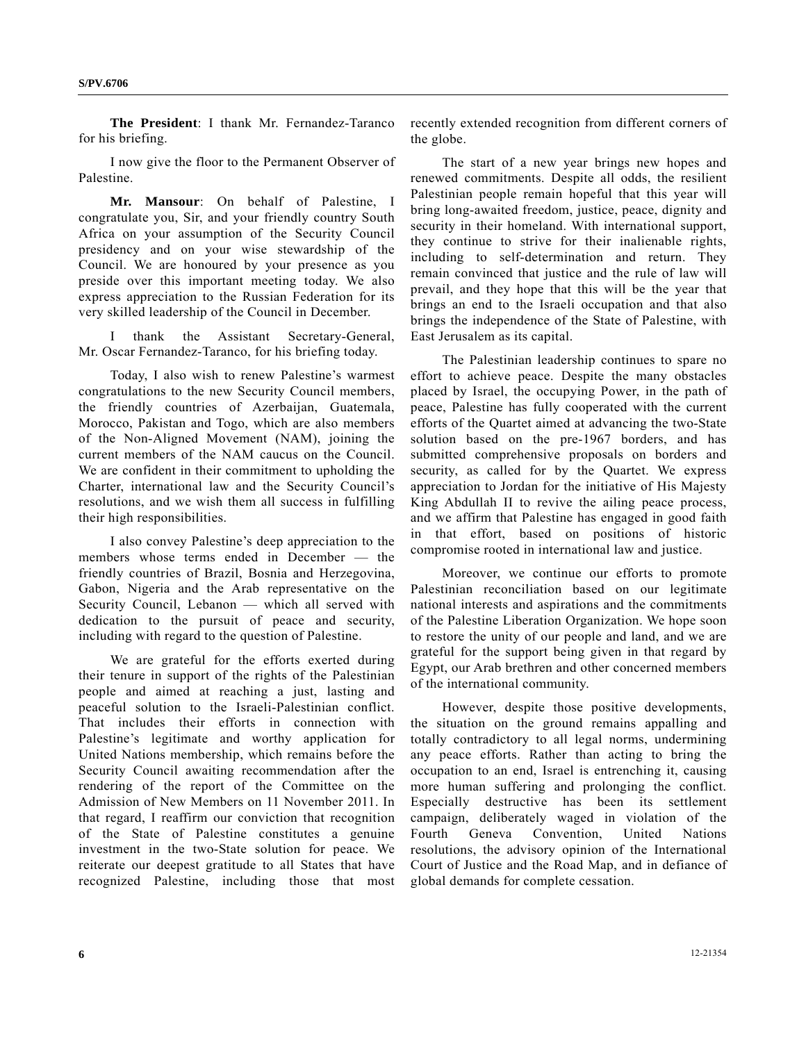**The President**: I thank Mr. Fernandez-Taranco for his briefing.

I now give the floor to the Permanent Observer of Palestine.

**Mr. Mansour**: On behalf of Palestine, I congratulate you, Sir, and your friendly country South Africa on your assumption of the Security Council presidency and on your wise stewardship of the Council. We are honoured by your presence as you preside over this important meeting today. We also express appreciation to the Russian Federation for its very skilled leadership of the Council in December.

I thank the Assistant Secretary-General, Mr. Oscar Fernandez-Taranco, for his briefing today.

Today, I also wish to renew Palestine's warmest congratulations to the new Security Council members, the friendly countries of Azerbaijan, Guatemala, Morocco, Pakistan and Togo, which are also members of the Non-Aligned Movement (NAM), joining the current members of the NAM caucus on the Council. We are confident in their commitment to upholding the Charter, international law and the Security Council's resolutions, and we wish them all success in fulfilling their high responsibilities.

I also convey Palestine's deep appreciation to the members whose terms ended in December — the friendly countries of Brazil, Bosnia and Herzegovina, Gabon, Nigeria and the Arab representative on the Security Council, Lebanon — which all served with dedication to the pursuit of peace and security, including with regard to the question of Palestine.

We are grateful for the efforts exerted during their tenure in support of the rights of the Palestinian people and aimed at reaching a just, lasting and peaceful solution to the Israeli-Palestinian conflict. That includes their efforts in connection with Palestine's legitimate and worthy application for United Nations membership, which remains before the Security Council awaiting recommendation after the rendering of the report of the Committee on the Admission of New Members on 11 November 2011. In that regard, I reaffirm our conviction that recognition of the State of Palestine constitutes a genuine investment in the two-State solution for peace. We reiterate our deepest gratitude to all States that have recognized Palestine, including those that most recently extended recognition from different corners of the globe.

The start of a new year brings new hopes and renewed commitments. Despite all odds, the resilient Palestinian people remain hopeful that this year will bring long-awaited freedom, justice, peace, dignity and security in their homeland. With international support, they continue to strive for their inalienable rights, including to self-determination and return. They remain convinced that justice and the rule of law will prevail, and they hope that this will be the year that brings an end to the Israeli occupation and that also brings the independence of the State of Palestine, with East Jerusalem as its capital.

The Palestinian leadership continues to spare no effort to achieve peace. Despite the many obstacles placed by Israel, the occupying Power, in the path of peace, Palestine has fully cooperated with the current efforts of the Quartet aimed at advancing the two-State solution based on the pre-1967 borders, and has submitted comprehensive proposals on borders and security, as called for by the Quartet. We express appreciation to Jordan for the initiative of His Majesty King Abdullah II to revive the ailing peace process, and we affirm that Palestine has engaged in good faith in that effort, based on positions of historic compromise rooted in international law and justice.

Moreover, we continue our efforts to promote Palestinian reconciliation based on our legitimate national interests and aspirations and the commitments of the Palestine Liberation Organization. We hope soon to restore the unity of our people and land, and we are grateful for the support being given in that regard by Egypt, our Arab brethren and other concerned members of the international community.

However, despite those positive developments, the situation on the ground remains appalling and totally contradictory to all legal norms, undermining any peace efforts. Rather than acting to bring the occupation to an end, Israel is entrenching it, causing more human suffering and prolonging the conflict. Especially destructive has been its settlement campaign, deliberately waged in violation of the Fourth Geneva Convention, United Nations resolutions, the advisory opinion of the International Court of Justice and the Road Map, and in defiance of global demands for complete cessation.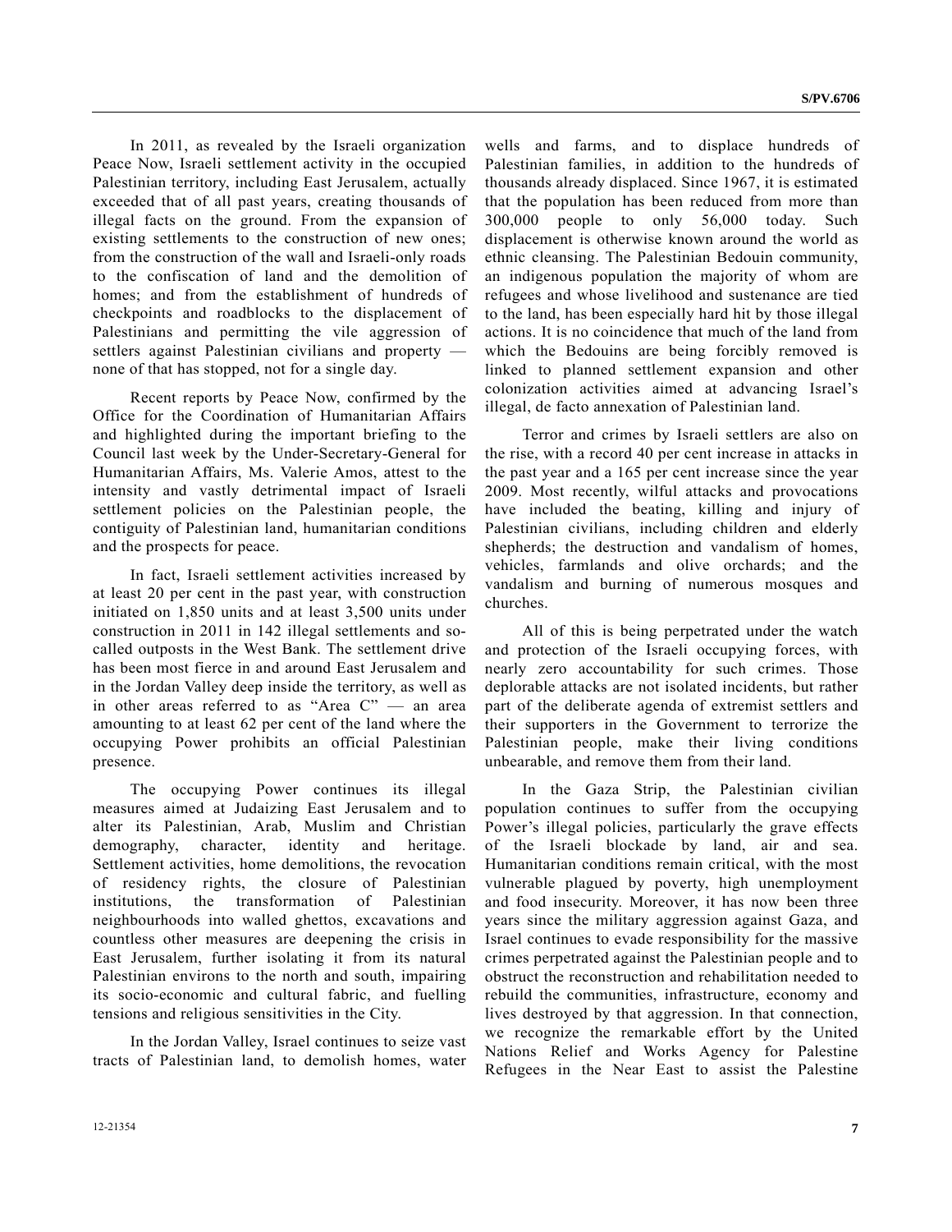In 2011, as revealed by the Israeli organization Peace Now, Israeli settlement activity in the occupied Palestinian territory, including East Jerusalem, actually exceeded that of all past years, creating thousands of illegal facts on the ground. From the expansion of existing settlements to the construction of new ones; from the construction of the wall and Israeli-only roads to the confiscation of land and the demolition of homes; and from the establishment of hundreds of checkpoints and roadblocks to the displacement of Palestinians and permitting the vile aggression of settlers against Palestinian civilians and property — none of that has stopped, not for a single day.

Recent reports by Peace Now, confirmed by the Office for the Coordination of Humanitarian Affairs and highlighted during the important briefing to the Council last week by the Under-Secretary-General for Humanitarian Affairs, Ms. Valerie Amos, attest to the intensity and vastly detrimental impact of Israeli settlement policies on the Palestinian people, the contiguity of Palestinian land, humanitarian conditions and the prospects for peace.

In fact, Israeli settlement activities increased by at least 20 per cent in the past year, with construction initiated on 1,850 units and at least 3,500 units under construction in 2011 in 142 illegal settlements and so-called outposts in the West Bank. The settlement drive has been most fierce in and around East Jerusalem and in the Jordan Valley deep inside the territory, as well as in other areas referred to as "Area C" — an area amounting to at least 62 per cent of the land where the occupying Power prohibits an official Palestinian presence.

The occupying Power continues its illegal measures aimed at Judaizing East Jerusalem and to alter its Palestinian, Arab, Muslim and Christian demography, character, identity and heritage. Settlement activities, home demolitions, the revocation of residency rights, the closure of Palestinian institutions, the transformation of Palestinian neighbourhoods into walled ghettos, excavations and countless other measures are deepening the crisis in East Jerusalem, further isolating it from its natural Palestinian environs to the north and south, impairing its socio-economic and cultural fabric, and fuelling tensions and religious sensitivities in the City.

In the Jordan Valley, Israel continues to seize vast tracts of Palestinian land, to demolish homes, water wells and farms, and to displace hundreds of Palestinian families, in addition to the hundreds of thousands already displaced. Since 1967, it is estimated that the population has been reduced from more than 300,000 people to only 56,000 today. Such displacement is otherwise known around the world as ethnic cleansing. The Palestinian Bedouin community, an indigenous population the majority of whom are refugees and whose livelihood and sustenance are tied to the land, has been especially hard hit by those illegal actions. It is no coincidence that much of the land from which the Bedouins are being forcibly removed is linked to planned settlement expansion and other colonization activities aimed at advancing Israel's illegal, de facto annexation of Palestinian land.

Terror and crimes by Israeli settlers are also on the rise, with a record 40 per cent increase in attacks in the past year and a 165 per cent increase since the year 2009. Most recently, wilful attacks and provocations have included the beating, killing and injury of Palestinian civilians, including children and elderly shepherds; the destruction and vandalism of homes, vehicles, farmlands and olive orchards; and the vandalism and burning of numerous mosques and churches.

All of this is being perpetrated under the watch and protection of the Israeli occupying forces, with nearly zero accountability for such crimes. Those deplorable attacks are not isolated incidents, but rather part of the deliberate agenda of extremist settlers and their supporters in the Government to terrorize the Palestinian people, make their living conditions unbearable, and remove them from their land.

In the Gaza Strip, the Palestinian civilian population continues to suffer from the occupying Power's illegal policies, particularly the grave effects of the Israeli blockade by land, air and sea. Humanitarian conditions remain critical, with the most vulnerable plagued by poverty, high unemployment and food insecurity. Moreover, it has now been three years since the military aggression against Gaza, and Israel continues to evade responsibility for the massive crimes perpetrated against the Palestinian people and to obstruct the reconstruction and rehabilitation needed to rebuild the communities, infrastructure, economy and lives destroyed by that aggression. In that connection, we recognize the remarkable effort by the United Nations Relief and Works Agency for Palestine Refugees in the Near East to assist the Palestine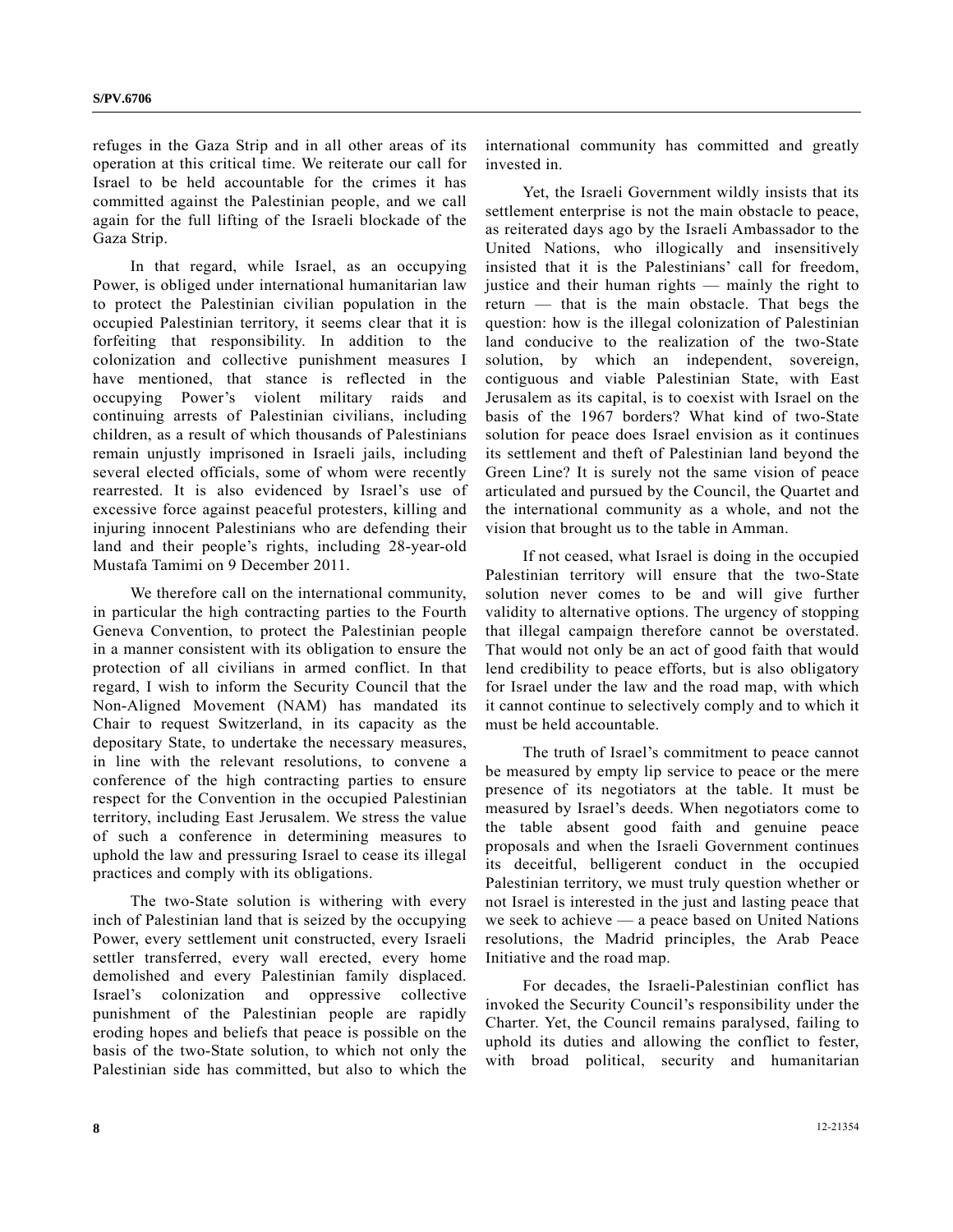refuges in the Gaza Strip and in all other areas of its operation at this critical time. We reiterate our call for Israel to be held accountable for the crimes it has committed against the Palestinian people, and we call again for the full lifting of the Israeli blockade of the Gaza Strip.

In that regard, while Israel, as an occupying Power, is obliged under international humanitarian law to protect the Palestinian civilian population in the occupied Palestinian territory, it seems clear that it is forfeiting that responsibility. In addition to the colonization and collective punishment measures I have mentioned, that stance is reflected in the occupying Power's violent military raids and continuing arrests of Palestinian civilians, including children, as a result of which thousands of Palestinians remain unjustly imprisoned in Israeli jails, including several elected officials, some of whom were recently rearrested. It is also evidenced by Israel's use of excessive force against peaceful protesters, killing and injuring innocent Palestinians who are defending their land and their people's rights, including 28-year-old Mustafa Tamimi on 9 December 2011.

We therefore call on the international community, in particular the high contracting parties to the Fourth Geneva Convention, to protect the Palestinian people in a manner consistent with its obligation to ensure the protection of all civilians in armed conflict. In that regard, I wish to inform the Security Council that the Non-Aligned Movement (NAM) has mandated its Chair to request Switzerland, in its capacity as the depositary State, to undertake the necessary measures, in line with the relevant resolutions, to convene a conference of the high contracting parties to ensure respect for the Convention in the occupied Palestinian territory, including East Jerusalem. We stress the value of such a conference in determining measures to uphold the law and pressuring Israel to cease its illegal practices and comply with its obligations.

The two-State solution is withering with every inch of Palestinian land that is seized by the occupying Power, every settlement unit constructed, every Israeli settler transferred, every wall erected, every home demolished and every Palestinian family displaced. Israel's colonization and oppressive collective punishment of the Palestinian people are rapidly eroding hopes and beliefs that peace is possible on the basis of the two-State solution, to which not only the Palestinian side has committed, but also to which the international community has committed and greatly invested in.

Yet, the Israeli Government wildly insists that its settlement enterprise is not the main obstacle to peace, as reiterated days ago by the Israeli Ambassador to the United Nations, who illogically and insensitively insisted that it is the Palestinians' call for freedom, justice and their human rights — mainly the right to return — that is the main obstacle. That begs the question: how is the illegal colonization of Palestinian land conducive to the realization of the two-State solution, by which an independent, sovereign, contiguous and viable Palestinian State, with East Jerusalem as its capital, is to coexist with Israel on the basis of the 1967 borders? What kind of two-State solution for peace does Israel envision as it continues its settlement and theft of Palestinian land beyond the Green Line? It is surely not the same vision of peace articulated and pursued by the Council, the Quartet and the international community as a whole, and not the vision that brought us to the table in Amman.

If not ceased, what Israel is doing in the occupied Palestinian territory will ensure that the two-State solution never comes to be and will give further validity to alternative options. The urgency of stopping that illegal campaign therefore cannot be overstated. That would not only be an act of good faith that would lend credibility to peace efforts, but is also obligatory for Israel under the law and the road map, with which it cannot continue to selectively comply and to which it must be held accountable.

The truth of Israel's commitment to peace cannot be measured by empty lip service to peace or the mere presence of its negotiators at the table. It must be measured by Israel's deeds. When negotiators come to the table absent good faith and genuine peace proposals and when the Israeli Government continues its deceitful, belligerent conduct in the occupied Palestinian territory, we must truly question whether or not Israel is interested in the just and lasting peace that we seek to achieve — a peace based on United Nations resolutions, the Madrid principles, the Arab Peace Initiative and the road map.

For decades, the Israeli-Palestinian conflict has invoked the Security Council's responsibility under the Charter. Yet, the Council remains paralysed, failing to uphold its duties and allowing the conflict to fester, with broad political, security and humanitarian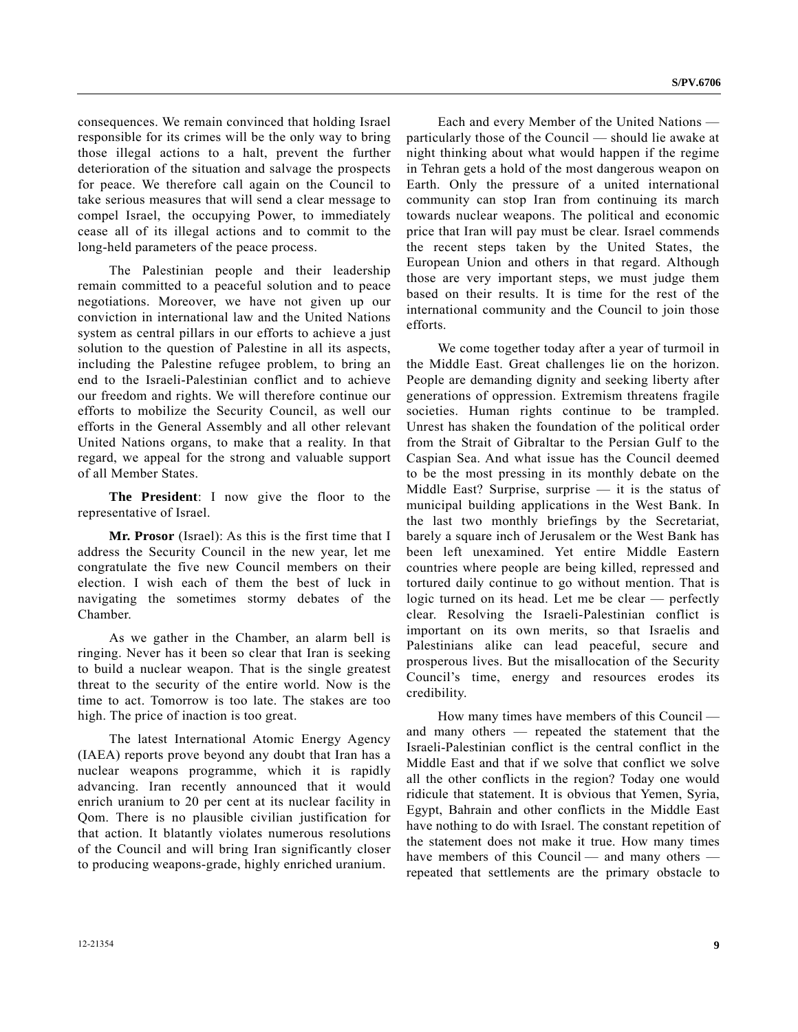consequences. We remain convinced that holding Israel responsible for its crimes will be the only way to bring those illegal actions to a halt, prevent the further deterioration of the situation and salvage the prospects for peace. We therefore call again on the Council to take serious measures that will send a clear message to compel Israel, the occupying Power, to immediately cease all of its illegal actions and to commit to the long-held parameters of the peace process.

The Palestinian people and their leadership remain committed to a peaceful solution and to peace negotiations. Moreover, we have not given up our conviction in international law and the United Nations system as central pillars in our efforts to achieve a just solution to the question of Palestine in all its aspects, including the Palestine refugee problem, to bring an end to the Israeli-Palestinian conflict and to achieve our freedom and rights. We will therefore continue our efforts to mobilize the Security Council, as well our efforts in the General Assembly and all other relevant United Nations organs, to make that a reality. In that regard, we appeal for the strong and valuable support of all Member States.

**The President**: I now give the floor to the representative of Israel.

**Mr. Prosor** (Israel): As this is the first time that I address the Security Council in the new year, let me congratulate the five new Council members on their election. I wish each of them the best of luck in navigating the sometimes stormy debates of the Chamber.

As we gather in the Chamber, an alarm bell is ringing. Never has it been so clear that Iran is seeking to build a nuclear weapon. That is the single greatest threat to the security of the entire world. Now is the time to act. Tomorrow is too late. The stakes are too high. The price of inaction is too great.

The latest International Atomic Energy Agency (IAEA) reports prove beyond any doubt that Iran has a nuclear weapons programme, which it is rapidly advancing. Iran recently announced that it would enrich uranium to 20 per cent at its nuclear facility in Qom. There is no plausible civilian justification for that action. It blatantly violates numerous resolutions of the Council and will bring Iran significantly closer to producing weapons-grade, highly enriched uranium.

Each and every Member of the United Nations — particularly those of the Council — should lie awake at night thinking about what would happen if the regime in Tehran gets a hold of the most dangerous weapon on Earth. Only the pressure of a united international community can stop Iran from continuing its march towards nuclear weapons. The political and economic price that Iran will pay must be clear. Israel commends the recent steps taken by the United States, the European Union and others in that regard. Although those are very important steps, we must judge them based on their results. It is time for the rest of the international community and the Council to join those efforts.

We come together today after a year of turmoil in the Middle East. Great challenges lie on the horizon. People are demanding dignity and seeking liberty after generations of oppression. Extremism threatens fragile societies. Human rights continue to be trampled. Unrest has shaken the foundation of the political order from the Strait of Gibraltar to the Persian Gulf to the Caspian Sea. And what issue has the Council deemed to be the most pressing in its monthly debate on the Middle East? Surprise, surprise — it is the status of municipal building applications in the West Bank. In the last two monthly briefings by the Secretariat, barely a square inch of Jerusalem or the West Bank has been left unexamined. Yet entire Middle Eastern countries where people are being killed, repressed and tortured daily continue to go without mention. That is logic turned on its head. Let me be clear — perfectly clear. Resolving the Israeli-Palestinian conflict is important on its own merits, so that Israelis and Palestinians alike can lead peaceful, secure and prosperous lives. But the misallocation of the Security Council's time, energy and resources erodes its credibility.

How many times have members of this Council — and many others — repeated the statement that the Israeli-Palestinian conflict is the central conflict in the Middle East and that if we solve that conflict we solve all the other conflicts in the region? Today one would ridicule that statement. It is obvious that Yemen, Syria, Egypt, Bahrain and other conflicts in the Middle East have nothing to do with Israel. The constant repetition of the statement does not make it true. How many times have members of this Council — and many others — repeated that settlements are the primary obstacle to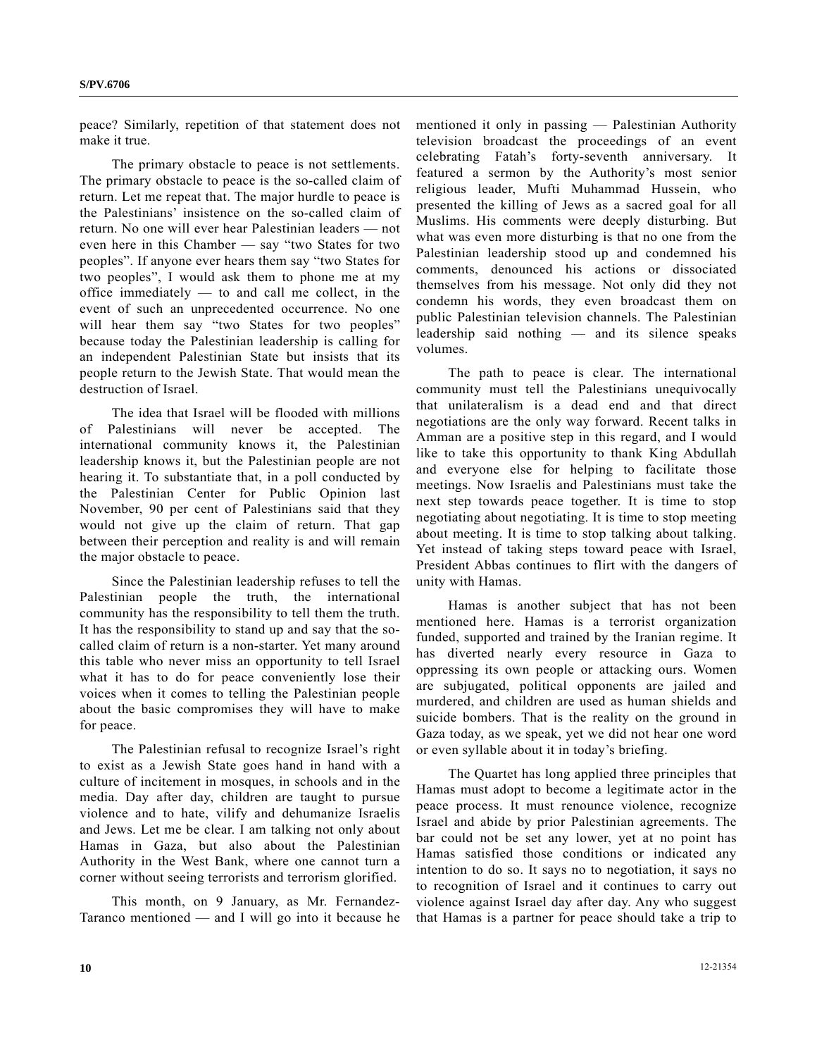peace? Similarly, repetition of that statement does not make it true.

The primary obstacle to peace is not settlements. The primary obstacle to peace is the so-called claim of return. Let me repeat that. The major hurdle to peace is the Palestinians' insistence on the so-called claim of return. No one will ever hear Palestinian leaders — not even here in this Chamber — say "two States for two peoples". If anyone ever hears them say "two States for two peoples", I would ask them to phone me at my office immediately — to and call me collect, in the event of such an unprecedented occurrence. No one will hear them say "two States for two peoples" because today the Palestinian leadership is calling for an independent Palestinian State but insists that its people return to the Jewish State. That would mean the destruction of Israel.

The idea that Israel will be flooded with millions of Palestinians will never be accepted. The international community knows it, the Palestinian leadership knows it, but the Palestinian people are not hearing it. To substantiate that, in a poll conducted by the Palestinian Center for Public Opinion last November, 90 per cent of Palestinians said that they would not give up the claim of return. That gap between their perception and reality is and will remain the major obstacle to peace.

Since the Palestinian leadership refuses to tell the Palestinian people the truth, the international community has the responsibility to tell them the truth. It has the responsibility to stand up and say that the so-called claim of return is a non-starter. Yet many around this table who never miss an opportunity to tell Israel what it has to do for peace conveniently lose their voices when it comes to telling the Palestinian people about the basic compromises they will have to make for peace.

The Palestinian refusal to recognize Israel's right to exist as a Jewish State goes hand in hand with a culture of incitement in mosques, in schools and in the media. Day after day, children are taught to pursue violence and to hate, vilify and dehumanize Israelis and Jews. Let me be clear. I am talking not only about Hamas in Gaza, but also about the Palestinian Authority in the West Bank, where one cannot turn a corner without seeing terrorists and terrorism glorified.

This month, on 9 January, as Mr. Fernandez-Taranco mentioned — and I will go into it because he mentioned it only in passing — Palestinian Authority television broadcast the proceedings of an event celebrating Fatah's forty-seventh anniversary. It featured a sermon by the Authority's most senior religious leader, Mufti Muhammad Hussein, who presented the killing of Jews as a sacred goal for all Muslims. His comments were deeply disturbing. But what was even more disturbing is that no one from the Palestinian leadership stood up and condemned his comments, denounced his actions or dissociated themselves from his message. Not only did they not condemn his words, they even broadcast them on public Palestinian television channels. The Palestinian leadership said nothing — and its silence speaks volumes.

The path to peace is clear. The international community must tell the Palestinians unequivocally that unilateralism is a dead end and that direct negotiations are the only way forward. Recent talks in Amman are a positive step in this regard, and I would like to take this opportunity to thank King Abdullah and everyone else for helping to facilitate those meetings. Now Israelis and Palestinians must take the next step towards peace together. It is time to stop negotiating about negotiating. It is time to stop meeting about meeting. It is time to stop talking about talking. Yet instead of taking steps toward peace with Israel, President Abbas continues to flirt with the dangers of unity with Hamas.

Hamas is another subject that has not been mentioned here. Hamas is a terrorist organization funded, supported and trained by the Iranian regime. It has diverted nearly every resource in Gaza to oppressing its own people or attacking ours. Women are subjugated, political opponents are jailed and murdered, and children are used as human shields and suicide bombers. That is the reality on the ground in Gaza today, as we speak, yet we did not hear one word or even syllable about it in today's briefing.

The Quartet has long applied three principles that Hamas must adopt to become a legitimate actor in the peace process. It must renounce violence, recognize Israel and abide by prior Palestinian agreements. The bar could not be set any lower, yet at no point has Hamas satisfied those conditions or indicated any intention to do so. It says no to negotiation, it says no to recognition of Israel and it continues to carry out violence against Israel day after day. Any who suggest that Hamas is a partner for peace should take a trip to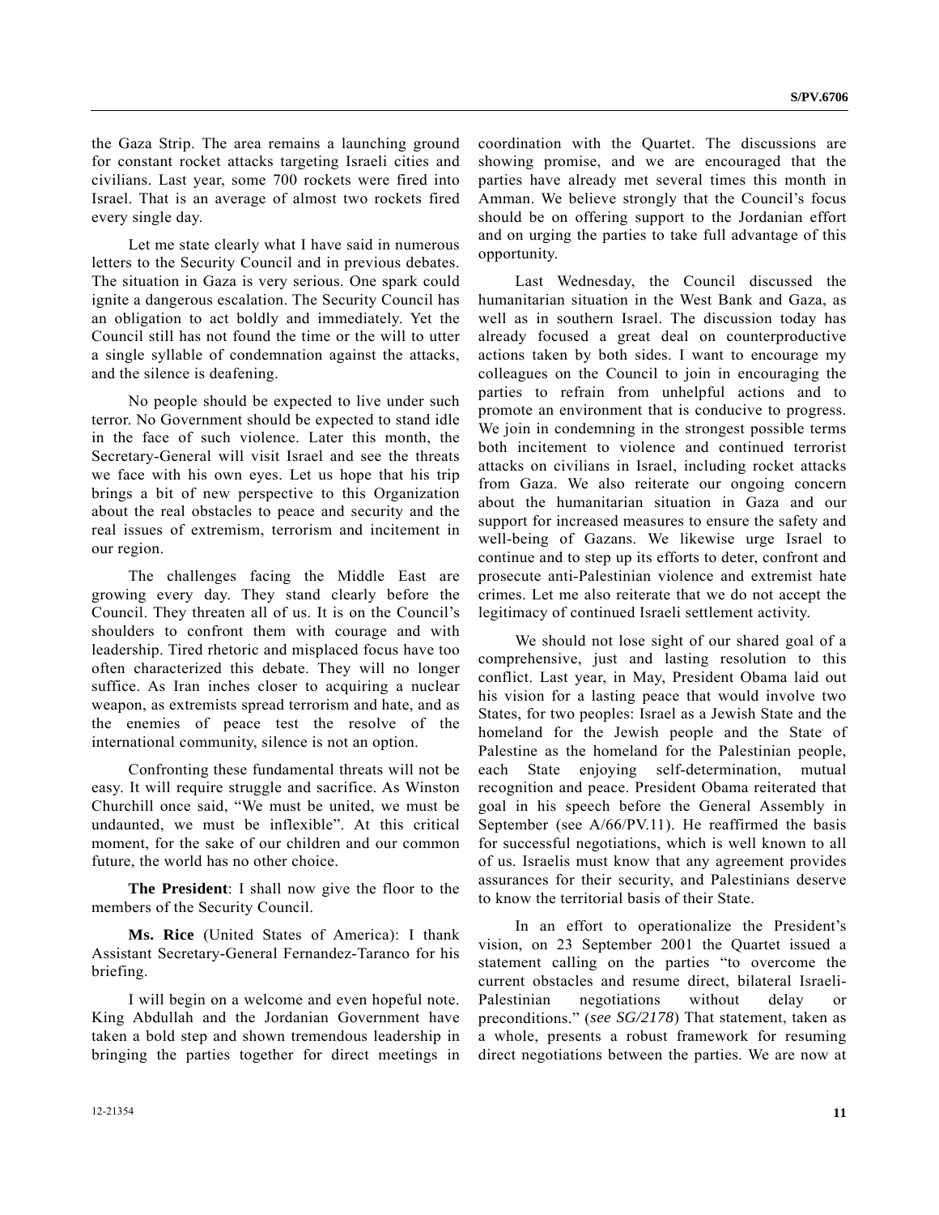the Gaza Strip. The area remains a launching ground for constant rocket attacks targeting Israeli cities and civilians. Last year, some 700 rockets were fired into Israel. That is an average of almost two rockets fired every single day.

Let me state clearly what I have said in numerous letters to the Security Council and in previous debates. The situation in Gaza is very serious. One spark could ignite a dangerous escalation. The Security Council has an obligation to act boldly and immediately. Yet the Council still has not found the time or the will to utter a single syllable of condemnation against the attacks, and the silence is deafening.

No people should be expected to live under such terror. No Government should be expected to stand idle in the face of such violence. Later this month, the Secretary-General will visit Israel and see the threats we face with his own eyes. Let us hope that his trip brings a bit of new perspective to this Organization about the real obstacles to peace and security and the real issues of extremism, terrorism and incitement in our region.

The challenges facing the Middle East are growing every day. They stand clearly before the Council. They threaten all of us. It is on the Council's shoulders to confront them with courage and with leadership. Tired rhetoric and misplaced focus have too often characterized this debate. They will no longer suffice. As Iran inches closer to acquiring a nuclear weapon, as extremists spread terrorism and hate, and as the enemies of peace test the resolve of the international community, silence is not an option.

Confronting these fundamental threats will not be easy. It will require struggle and sacrifice. As Winston Churchill once said, "We must be united, we must be undaunted, we must be inflexible". At this critical moment, for the sake of our children and our common future, the world has no other choice.

**The President**: I shall now give the floor to the members of the Security Council.

**Ms. Rice** (United States of America): I thank Assistant Secretary-General Fernandez-Taranco for his briefing.

I will begin on a welcome and even hopeful note. King Abdullah and the Jordanian Government have taken a bold step and shown tremendous leadership in bringing the parties together for direct meetings in coordination with the Quartet. The discussions are showing promise, and we are encouraged that the parties have already met several times this month in Amman. We believe strongly that the Council's focus should be on offering support to the Jordanian effort and on urging the parties to take full advantage of this opportunity.

Last Wednesday, the Council discussed the humanitarian situation in the West Bank and Gaza, as well as in southern Israel. The discussion today has already focused a great deal on counterproductive actions taken by both sides. I want to encourage my colleagues on the Council to join in encouraging the parties to refrain from unhelpful actions and to promote an environment that is conducive to progress. We join in condemning in the strongest possible terms both incitement to violence and continued terrorist attacks on civilians in Israel, including rocket attacks from Gaza. We also reiterate our ongoing concern about the humanitarian situation in Gaza and our support for increased measures to ensure the safety and well-being of Gazans. We likewise urge Israel to continue and to step up its efforts to deter, confront and prosecute anti-Palestinian violence and extremist hate crimes. Let me also reiterate that we do not accept the legitimacy of continued Israeli settlement activity.

We should not lose sight of our shared goal of a comprehensive, just and lasting resolution to this conflict. Last year, in May, President Obama laid out his vision for a lasting peace that would involve two States, for two peoples: Israel as a Jewish State and the homeland for the Jewish people and the State of Palestine as the homeland for the Palestinian people, each State enjoying self-determination, mutual recognition and peace. President Obama reiterated that goal in his speech before the General Assembly in September (see A/66/PV.11). He reaffirmed the basis for successful negotiations, which is well known to all of us. Israelis must know that any agreement provides assurances for their security, and Palestinians deserve to know the territorial basis of their State.

In an effort to operationalize the President's vision, on 23 September 2001 the Quartet issued a statement calling on the parties "to overcome the current obstacles and resume direct, bilateral Israeli-Palestinian negotiations without delay or preconditions." (*see SG/2178*) That statement, taken as a whole, presents a robust framework for resuming direct negotiations between the parties. We are now at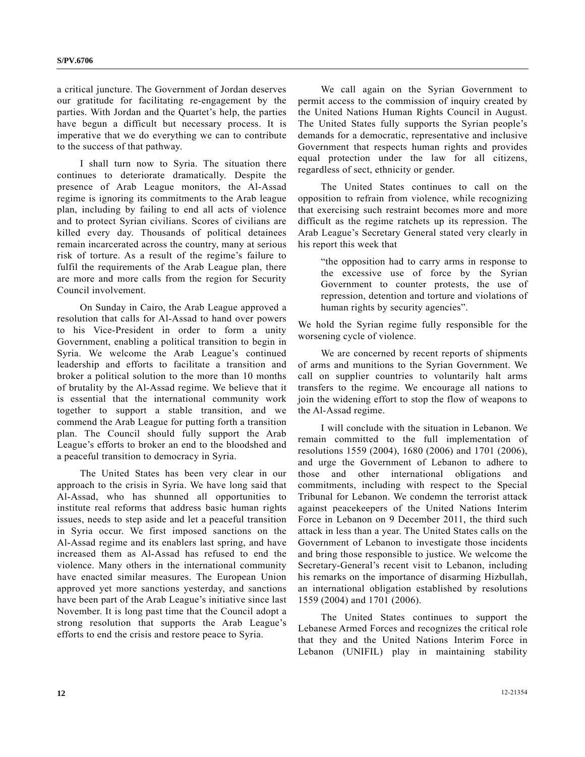a critical juncture. The Government of Jordan deserves our gratitude for facilitating re-engagement by the parties. With Jordan and the Quartet's help, the parties have begun a difficult but necessary process. It is imperative that we do everything we can to contribute to the success of that pathway.

I shall turn now to Syria. The situation there continues to deteriorate dramatically. Despite the presence of Arab League monitors, the Al-Assad regime is ignoring its commitments to the Arab league plan, including by failing to end all acts of violence and to protect Syrian civilians. Scores of civilians are killed every day. Thousands of political detainees remain incarcerated across the country, many at serious risk of torture. As a result of the regime's failure to fulfil the requirements of the Arab League plan, there are more and more calls from the region for Security Council involvement.

On Sunday in Cairo, the Arab League approved a resolution that calls for Al-Assad to hand over powers to his Vice-President in order to form a unity Government, enabling a political transition to begin in Syria. We welcome the Arab League's continued leadership and efforts to facilitate a transition and broker a political solution to the more than 10 months of brutality by the Al-Assad regime. We believe that it is essential that the international community work together to support a stable transition, and we commend the Arab League for putting forth a transition plan. The Council should fully support the Arab League's efforts to broker an end to the bloodshed and a peaceful transition to democracy in Syria.

The United States has been very clear in our approach to the crisis in Syria. We have long said that Al-Assad, who has shunned all opportunities to institute real reforms that address basic human rights issues, needs to step aside and let a peaceful transition in Syria occur. We first imposed sanctions on the Al-Assad regime and its enablers last spring, and have increased them as Al-Assad has refused to end the violence. Many others in the international community have enacted similar measures. The European Union approved yet more sanctions yesterday, and sanctions have been part of the Arab League's initiative since last November. It is long past time that the Council adopt a strong resolution that supports the Arab League's efforts to end the crisis and restore peace to Syria.

We call again on the Syrian Government to permit access to the commission of inquiry created by the United Nations Human Rights Council in August. The United States fully supports the Syrian people's demands for a democratic, representative and inclusive Government that respects human rights and provides equal protection under the law for all citizens, regardless of sect, ethnicity or gender.

The United States continues to call on the opposition to refrain from violence, while recognizing that exercising such restraint becomes more and more difficult as the regime ratchets up its repression. The Arab League's Secretary General stated very clearly in his report this week that

> "the opposition had to carry arms in response to the excessive use of force by the Syrian Government to counter protests, the use of repression, detention and torture and violations of human rights by security agencies".

We hold the Syrian regime fully responsible for the worsening cycle of violence.

We are concerned by recent reports of shipments of arms and munitions to the Syrian Government. We call on supplier countries to voluntarily halt arms transfers to the regime. We encourage all nations to join the widening effort to stop the flow of weapons to the Al-Assad regime.

I will conclude with the situation in Lebanon. We remain committed to the full implementation of resolutions 1559 (2004), 1680 (2006) and 1701 (2006), and urge the Government of Lebanon to adhere to those and other international obligations and commitments, including with respect to the Special Tribunal for Lebanon. We condemn the terrorist attack against peacekeepers of the United Nations Interim Force in Lebanon on 9 December 2011, the third such attack in less than a year. The United States calls on the Government of Lebanon to investigate those incidents and bring those responsible to justice. We welcome the Secretary-General's recent visit to Lebanon, including his remarks on the importance of disarming Hizbullah, an international obligation established by resolutions 1559 (2004) and 1701 (2006).

The United States continues to support the Lebanese Armed Forces and recognizes the critical role that they and the United Nations Interim Force in Lebanon (UNIFIL) play in maintaining stability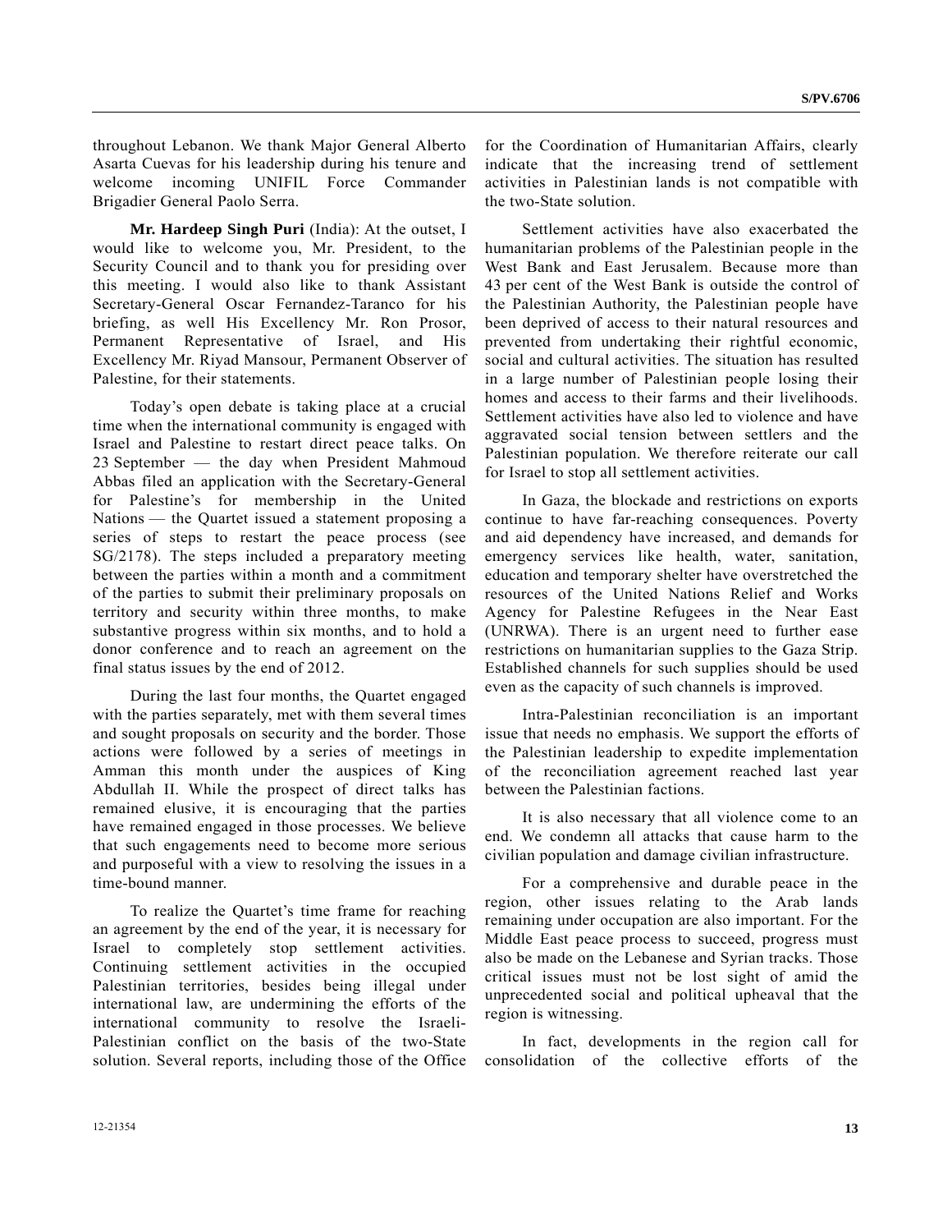throughout Lebanon. We thank Major General Alberto Asarta Cuevas for his leadership during his tenure and welcome incoming UNIFIL Force Commander Brigadier General Paolo Serra.

**Mr. Hardeep Singh Puri** (India): At the outset, I would like to welcome you, Mr. President, to the Security Council and to thank you for presiding over this meeting. I would also like to thank Assistant Secretary-General Oscar Fernandez-Taranco for his briefing, as well His Excellency Mr. Ron Prosor, Permanent Representative of Israel, and His Excellency Mr. Riyad Mansour, Permanent Observer of Palestine, for their statements.

Today's open debate is taking place at a crucial time when the international community is engaged with Israel and Palestine to restart direct peace talks. On 23 September — the day when President Mahmoud Abbas filed an application with the Secretary-General for Palestine's for membership in the United Nations — the Quartet issued a statement proposing a series of steps to restart the peace process (see SG/2178). The steps included a preparatory meeting between the parties within a month and a commitment of the parties to submit their preliminary proposals on territory and security within three months, to make substantive progress within six months, and to hold a donor conference and to reach an agreement on the final status issues by the end of 2012.

During the last four months, the Quartet engaged with the parties separately, met with them several times and sought proposals on security and the border. Those actions were followed by a series of meetings in Amman this month under the auspices of King Abdullah II. While the prospect of direct talks has remained elusive, it is encouraging that the parties have remained engaged in those processes. We believe that such engagements need to become more serious and purposeful with a view to resolving the issues in a time-bound manner.

To realize the Quartet's time frame for reaching an agreement by the end of the year, it is necessary for Israel to completely stop settlement activities. Continuing settlement activities in the occupied Palestinian territories, besides being illegal under international law, are undermining the efforts of the international community to resolve the Israeli-Palestinian conflict on the basis of the two-State solution. Several reports, including those of the Office for the Coordination of Humanitarian Affairs, clearly indicate that the increasing trend of settlement activities in Palestinian lands is not compatible with the two-State solution.

Settlement activities have also exacerbated the humanitarian problems of the Palestinian people in the West Bank and East Jerusalem. Because more than 43 per cent of the West Bank is outside the control of the Palestinian Authority, the Palestinian people have been deprived of access to their natural resources and prevented from undertaking their rightful economic, social and cultural activities. The situation has resulted in a large number of Palestinian people losing their homes and access to their farms and their livelihoods. Settlement activities have also led to violence and have aggravated social tension between settlers and the Palestinian population. We therefore reiterate our call for Israel to stop all settlement activities.

In Gaza, the blockade and restrictions on exports continue to have far-reaching consequences. Poverty and aid dependency have increased, and demands for emergency services like health, water, sanitation, education and temporary shelter have overstretched the resources of the United Nations Relief and Works Agency for Palestine Refugees in the Near East (UNRWA). There is an urgent need to further ease restrictions on humanitarian supplies to the Gaza Strip. Established channels for such supplies should be used even as the capacity of such channels is improved.

Intra-Palestinian reconciliation is an important issue that needs no emphasis. We support the efforts of the Palestinian leadership to expedite implementation of the reconciliation agreement reached last year between the Palestinian factions.

It is also necessary that all violence come to an end. We condemn all attacks that cause harm to the civilian population and damage civilian infrastructure.

For a comprehensive and durable peace in the region, other issues relating to the Arab lands remaining under occupation are also important. For the Middle East peace process to succeed, progress must also be made on the Lebanese and Syrian tracks. Those critical issues must not be lost sight of amid the unprecedented social and political upheaval that the region is witnessing.

In fact, developments in the region call for consolidation of the collective efforts of the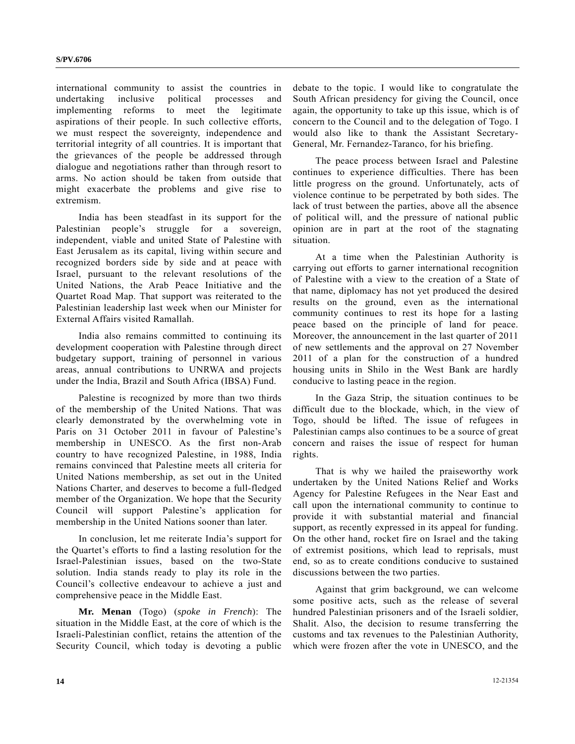international community to assist the countries in undertaking inclusive political processes and implementing reforms to meet the legitimate aspirations of their people. In such collective efforts, we must respect the sovereignty, independence and territorial integrity of all countries. It is important that the grievances of the people be addressed through dialogue and negotiations rather than through resort to arms. No action should be taken from outside that might exacerbate the problems and give rise to extremism.

India has been steadfast in its support for the Palestinian people's struggle for a sovereign, independent, viable and united State of Palestine with East Jerusalem as its capital, living within secure and recognized borders side by side and at peace with Israel, pursuant to the relevant resolutions of the United Nations, the Arab Peace Initiative and the Quartet Road Map. That support was reiterated to the Palestinian leadership last week when our Minister for External Affairs visited Ramallah.

India also remains committed to continuing its development cooperation with Palestine through direct budgetary support, training of personnel in various areas, annual contributions to UNRWA and projects under the India, Brazil and South Africa (IBSA) Fund.

Palestine is recognized by more than two thirds of the membership of the United Nations. That was clearly demonstrated by the overwhelming vote in Paris on 31 October 2011 in favour of Palestine's membership in UNESCO. As the first non-Arab country to have recognized Palestine, in 1988, India remains convinced that Palestine meets all criteria for United Nations membership, as set out in the United Nations Charter, and deserves to become a full-fledged member of the Organization. We hope that the Security Council will support Palestine's application for membership in the United Nations sooner than later.

In conclusion, let me reiterate India's support for the Quartet's efforts to find a lasting resolution for the Israel-Palestinian issues, based on the two-State solution. India stands ready to play its role in the Council's collective endeavour to achieve a just and comprehensive peace in the Middle East.

**Mr. Menan** (Togo) (*spoke in French*): The situation in the Middle East, at the core of which is the Israeli-Palestinian conflict, retains the attention of the Security Council, which today is devoting a public debate to the topic. I would like to congratulate the South African presidency for giving the Council, once again, the opportunity to take up this issue, which is of concern to the Council and to the delegation of Togo. I would also like to thank the Assistant Secretary-General, Mr. Fernandez-Taranco, for his briefing.

The peace process between Israel and Palestine continues to experience difficulties. There has been little progress on the ground. Unfortunately, acts of violence continue to be perpetrated by both sides. The lack of trust between the parties, above all the absence of political will, and the pressure of national public opinion are in part at the root of the stagnating situation.

At a time when the Palestinian Authority is carrying out efforts to garner international recognition of Palestine with a view to the creation of a State of that name, diplomacy has not yet produced the desired results on the ground, even as the international community continues to rest its hope for a lasting peace based on the principle of land for peace. Moreover, the announcement in the last quarter of 2011 of new settlements and the approval on 27 November 2011 of a plan for the construction of a hundred housing units in Shilo in the West Bank are hardly conducive to lasting peace in the region.

In the Gaza Strip, the situation continues to be difficult due to the blockade, which, in the view of Togo, should be lifted. The issue of refugees in Palestinian camps also continues to be a source of great concern and raises the issue of respect for human rights.

That is why we hailed the praiseworthy work undertaken by the United Nations Relief and Works Agency for Palestine Refugees in the Near East and call upon the international community to continue to provide it with substantial material and financial support, as recently expressed in its appeal for funding. On the other hand, rocket fire on Israel and the taking of extremist positions, which lead to reprisals, must end, so as to create conditions conducive to sustained discussions between the two parties.

Against that grim background, we can welcome some positive acts, such as the release of several hundred Palestinian prisoners and of the Israeli soldier, Shalit. Also, the decision to resume transferring the customs and tax revenues to the Palestinian Authority, which were frozen after the vote in UNESCO, and the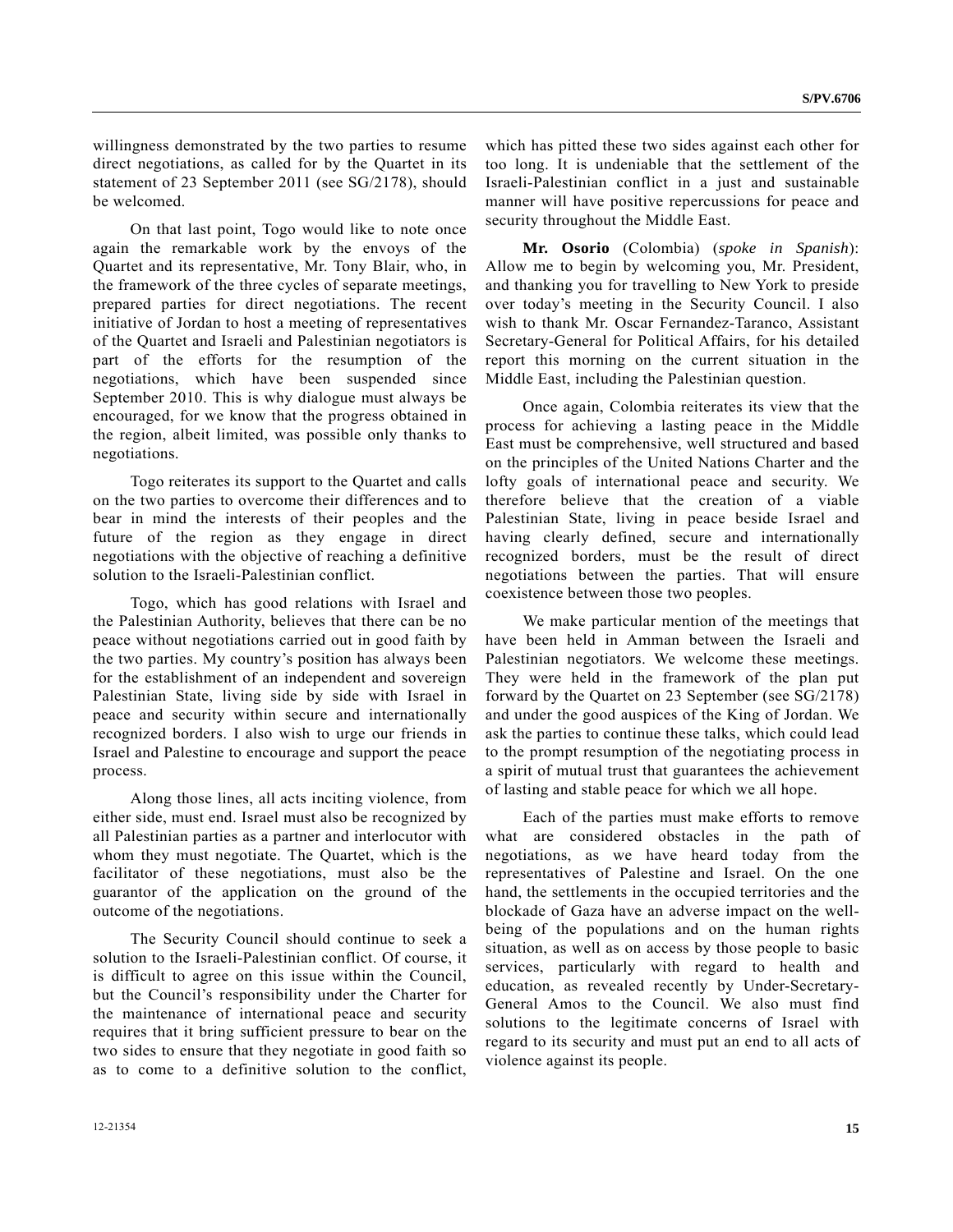willingness demonstrated by the two parties to resume direct negotiations, as called for by the Quartet in its statement of 23 September 2011 (see SG/2178), should be welcomed.

On that last point, Togo would like to note once again the remarkable work by the envoys of the Quartet and its representative, Mr. Tony Blair, who, in the framework of the three cycles of separate meetings, prepared parties for direct negotiations. The recent initiative of Jordan to host a meeting of representatives of the Quartet and Israeli and Palestinian negotiators is part of the efforts for the resumption of the negotiations, which have been suspended since September 2010. This is why dialogue must always be encouraged, for we know that the progress obtained in the region, albeit limited, was possible only thanks to negotiations.

Togo reiterates its support to the Quartet and calls on the two parties to overcome their differences and to bear in mind the interests of their peoples and the future of the region as they engage in direct negotiations with the objective of reaching a definitive solution to the Israeli-Palestinian conflict.

Togo, which has good relations with Israel and the Palestinian Authority, believes that there can be no peace without negotiations carried out in good faith by the two parties. My country's position has always been for the establishment of an independent and sovereign Palestinian State, living side by side with Israel in peace and security within secure and internationally recognized borders. I also wish to urge our friends in Israel and Palestine to encourage and support the peace process.

Along those lines, all acts inciting violence, from either side, must end. Israel must also be recognized by all Palestinian parties as a partner and interlocutor with whom they must negotiate. The Quartet, which is the facilitator of these negotiations, must also be the guarantor of the application on the ground of the outcome of the negotiations.

The Security Council should continue to seek a solution to the Israeli-Palestinian conflict. Of course, it is difficult to agree on this issue within the Council, but the Council's responsibility under the Charter for the maintenance of international peace and security requires that it bring sufficient pressure to bear on the two sides to ensure that they negotiate in good faith so as to come to a definitive solution to the conflict, which has pitted these two sides against each other for too long. It is undeniable that the settlement of the Israeli-Palestinian conflict in a just and sustainable manner will have positive repercussions for peace and security throughout the Middle East.

**Mr. Osorio** (Colombia) (*spoke in Spanish*): Allow me to begin by welcoming you, Mr. President, and thanking you for travelling to New York to preside over today's meeting in the Security Council. I also wish to thank Mr. Oscar Fernandez-Taranco, Assistant Secretary-General for Political Affairs, for his detailed report this morning on the current situation in the Middle East, including the Palestinian question.

Once again, Colombia reiterates its view that the process for achieving a lasting peace in the Middle East must be comprehensive, well structured and based on the principles of the United Nations Charter and the lofty goals of international peace and security. We therefore believe that the creation of a viable Palestinian State, living in peace beside Israel and having clearly defined, secure and internationally recognized borders, must be the result of direct negotiations between the parties. That will ensure coexistence between those two peoples.

We make particular mention of the meetings that have been held in Amman between the Israeli and Palestinian negotiators. We welcome these meetings. They were held in the framework of the plan put forward by the Quartet on 23 September (see SG/2178) and under the good auspices of the King of Jordan. We ask the parties to continue these talks, which could lead to the prompt resumption of the negotiating process in a spirit of mutual trust that guarantees the achievement of lasting and stable peace for which we all hope.

Each of the parties must make efforts to remove what are considered obstacles in the path of negotiations, as we have heard today from the representatives of Palestine and Israel. On the one hand, the settlements in the occupied territories and the blockade of Gaza have an adverse impact on the well-being of the populations and on the human rights situation, as well as on access by those people to basic services, particularly with regard to health and education, as revealed recently by Under-Secretary-General Amos to the Council. We also must find solutions to the legitimate concerns of Israel with regard to its security and must put an end to all acts of violence against its people.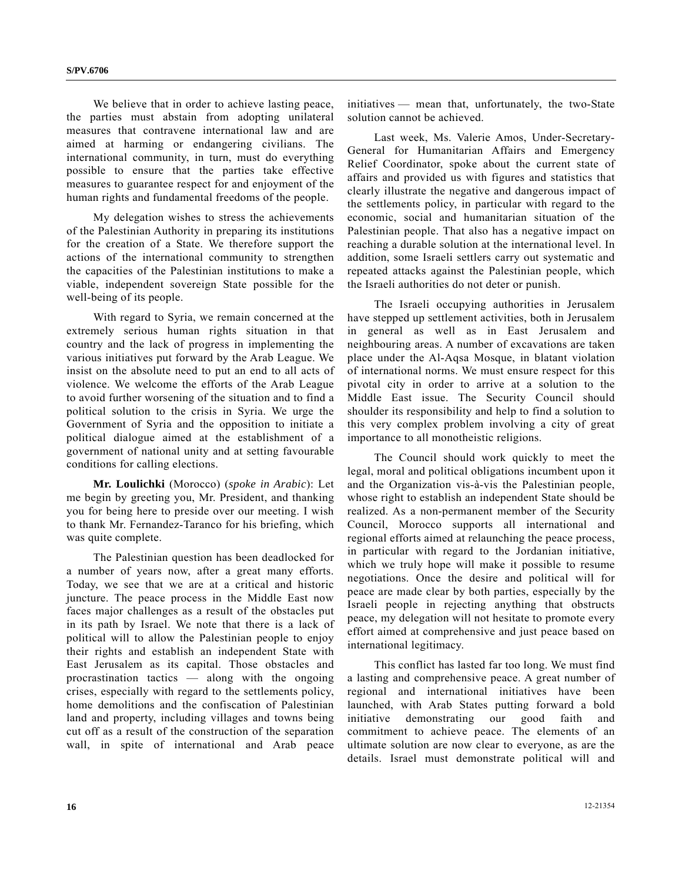We believe that in order to achieve lasting peace, the parties must abstain from adopting unilateral measures that contravene international law and are aimed at harming or endangering civilians. The international community, in turn, must do everything possible to ensure that the parties take effective measures to guarantee respect for and enjoyment of the human rights and fundamental freedoms of the people.

My delegation wishes to stress the achievements of the Palestinian Authority in preparing its institutions for the creation of a State. We therefore support the actions of the international community to strengthen the capacities of the Palestinian institutions to make a viable, independent sovereign State possible for the well-being of its people.

With regard to Syria, we remain concerned at the extremely serious human rights situation in that country and the lack of progress in implementing the various initiatives put forward by the Arab League. We insist on the absolute need to put an end to all acts of violence. We welcome the efforts of the Arab League to avoid further worsening of the situation and to find a political solution to the crisis in Syria. We urge the Government of Syria and the opposition to initiate a political dialogue aimed at the establishment of a government of national unity and at setting favourable conditions for calling elections.

**Mr. Loulichki** (Morocco) (*spoke in Arabic*): Let me begin by greeting you, Mr. President, and thanking you for being here to preside over our meeting. I wish to thank Mr. Fernandez-Taranco for his briefing, which was quite complete.

The Palestinian question has been deadlocked for a number of years now, after a great many efforts. Today, we see that we are at a critical and historic juncture. The peace process in the Middle East now faces major challenges as a result of the obstacles put in its path by Israel. We note that there is a lack of political will to allow the Palestinian people to enjoy their rights and establish an independent State with East Jerusalem as its capital. Those obstacles and procrastination tactics — along with the ongoing crises, especially with regard to the settlements policy, home demolitions and the confiscation of Palestinian land and property, including villages and towns being cut off as a result of the construction of the separation wall, in spite of international and Arab peace initiatives — mean that, unfortunately, the two-State solution cannot be achieved.

Last week, Ms. Valerie Amos, Under-Secretary-General for Humanitarian Affairs and Emergency Relief Coordinator, spoke about the current state of affairs and provided us with figures and statistics that clearly illustrate the negative and dangerous impact of the settlements policy, in particular with regard to the economic, social and humanitarian situation of the Palestinian people. That also has a negative impact on reaching a durable solution at the international level. In addition, some Israeli settlers carry out systematic and repeated attacks against the Palestinian people, which the Israeli authorities do not deter or punish.

The Israeli occupying authorities in Jerusalem have stepped up settlement activities, both in Jerusalem in general as well as in East Jerusalem and neighbouring areas. A number of excavations are taken place under the Al-Aqsa Mosque, in blatant violation of international norms. We must ensure respect for this pivotal city in order to arrive at a solution to the Middle East issue. The Security Council should shoulder its responsibility and help to find a solution to this very complex problem involving a city of great importance to all monotheistic religions.

The Council should work quickly to meet the legal, moral and political obligations incumbent upon it and the Organization vis-à-vis the Palestinian people, whose right to establish an independent State should be realized. As a non-permanent member of the Security Council, Morocco supports all international and regional efforts aimed at relaunching the peace process, in particular with regard to the Jordanian initiative, which we truly hope will make it possible to resume negotiations. Once the desire and political will for peace are made clear by both parties, especially by the Israeli people in rejecting anything that obstructs peace, my delegation will not hesitate to promote every effort aimed at comprehensive and just peace based on international legitimacy.

This conflict has lasted far too long. We must find a lasting and comprehensive peace. A great number of regional and international initiatives have been launched, with Arab States putting forward a bold initiative demonstrating our good faith and commitment to achieve peace. The elements of an ultimate solution are now clear to everyone, as are the details. Israel must demonstrate political will and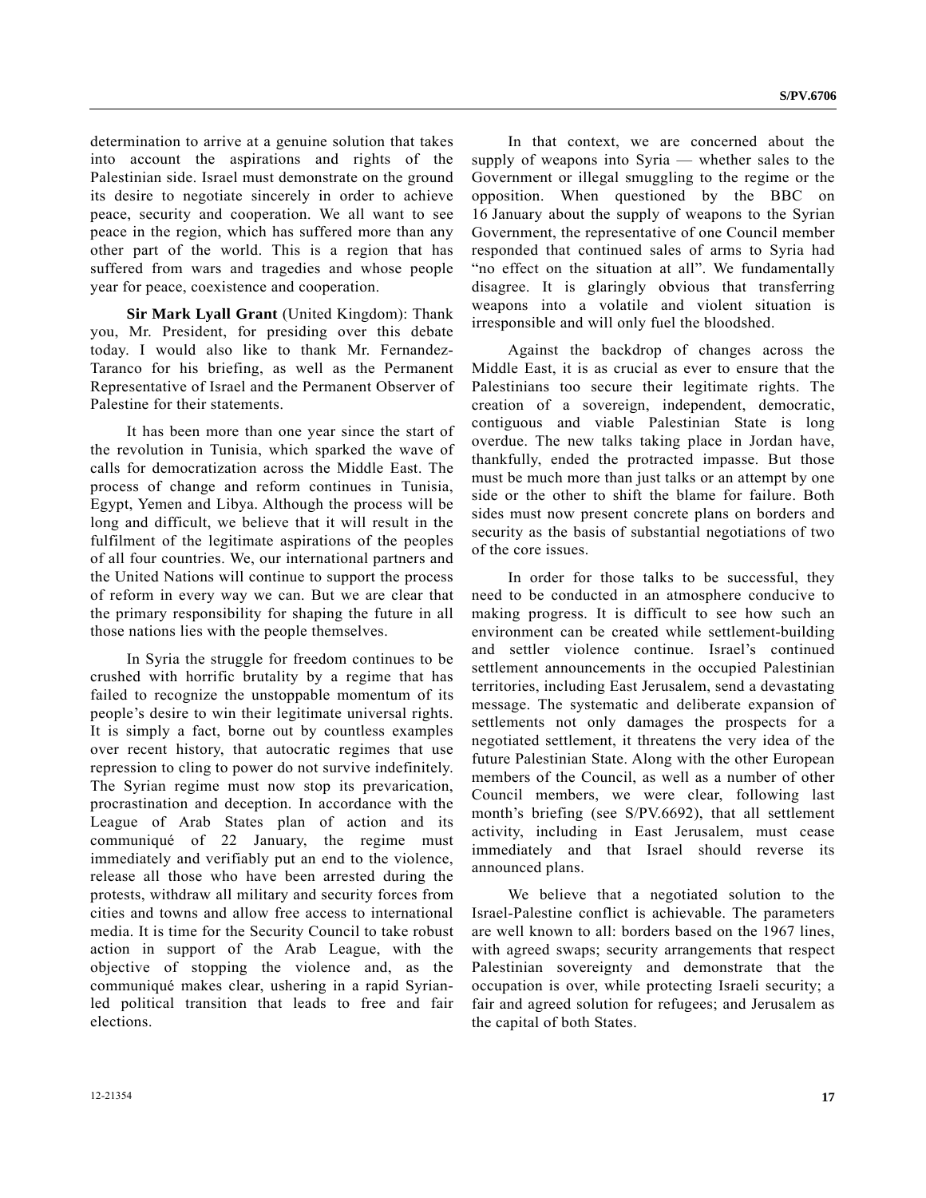determination to arrive at a genuine solution that takes into account the aspirations and rights of the Palestinian side. Israel must demonstrate on the ground its desire to negotiate sincerely in order to achieve peace, security and cooperation. We all want to see peace in the region, which has suffered more than any other part of the world. This is a region that has suffered from wars and tragedies and whose people year for peace, coexistence and cooperation.

**Sir Mark Lyall Grant** (United Kingdom): Thank you, Mr. President, for presiding over this debate today. I would also like to thank Mr. Fernandez-Taranco for his briefing, as well as the Permanent Representative of Israel and the Permanent Observer of Palestine for their statements.

It has been more than one year since the start of the revolution in Tunisia, which sparked the wave of calls for democratization across the Middle East. The process of change and reform continues in Tunisia, Egypt, Yemen and Libya. Although the process will be long and difficult, we believe that it will result in the fulfilment of the legitimate aspirations of the peoples of all four countries. We, our international partners and the United Nations will continue to support the process of reform in every way we can. But we are clear that the primary responsibility for shaping the future in all those nations lies with the people themselves.

In Syria the struggle for freedom continues to be crushed with horrific brutality by a regime that has failed to recognize the unstoppable momentum of its people's desire to win their legitimate universal rights. It is simply a fact, borne out by countless examples over recent history, that autocratic regimes that use repression to cling to power do not survive indefinitely. The Syrian regime must now stop its prevarication, procrastination and deception. In accordance with the League of Arab States plan of action and its communiqué of 22 January, the regime must immediately and verifiably put an end to the violence, release all those who have been arrested during the protests, withdraw all military and security forces from cities and towns and allow free access to international media. It is time for the Security Council to take robust action in support of the Arab League, with the objective of stopping the violence and, as the communiqué makes clear, ushering in a rapid Syrian-led political transition that leads to free and fair elections.

In that context, we are concerned about the supply of weapons into Syria — whether sales to the Government or illegal smuggling to the regime or the opposition. When questioned by the BBC on 16 January about the supply of weapons to the Syrian Government, the representative of one Council member responded that continued sales of arms to Syria had "no effect on the situation at all". We fundamentally disagree. It is glaringly obvious that transferring weapons into a volatile and violent situation is irresponsible and will only fuel the bloodshed.

Against the backdrop of changes across the Middle East, it is as crucial as ever to ensure that the Palestinians too secure their legitimate rights. The creation of a sovereign, independent, democratic, contiguous and viable Palestinian State is long overdue. The new talks taking place in Jordan have, thankfully, ended the protracted impasse. But those must be much more than just talks or an attempt by one side or the other to shift the blame for failure. Both sides must now present concrete plans on borders and security as the basis of substantial negotiations of two of the core issues.

In order for those talks to be successful, they need to be conducted in an atmosphere conducive to making progress. It is difficult to see how such an environment can be created while settlement-building and settler violence continue. Israel's continued settlement announcements in the occupied Palestinian territories, including East Jerusalem, send a devastating message. The systematic and deliberate expansion of settlements not only damages the prospects for a negotiated settlement, it threatens the very idea of the future Palestinian State. Along with the other European members of the Council, as well as a number of other Council members, we were clear, following last month's briefing (see S/PV.6692), that all settlement activity, including in East Jerusalem, must cease immediately and that Israel should reverse its announced plans.

We believe that a negotiated solution to the Israel-Palestine conflict is achievable. The parameters are well known to all: borders based on the 1967 lines, with agreed swaps; security arrangements that respect Palestinian sovereignty and demonstrate that the occupation is over, while protecting Israeli security; a fair and agreed solution for refugees; and Jerusalem as the capital of both States.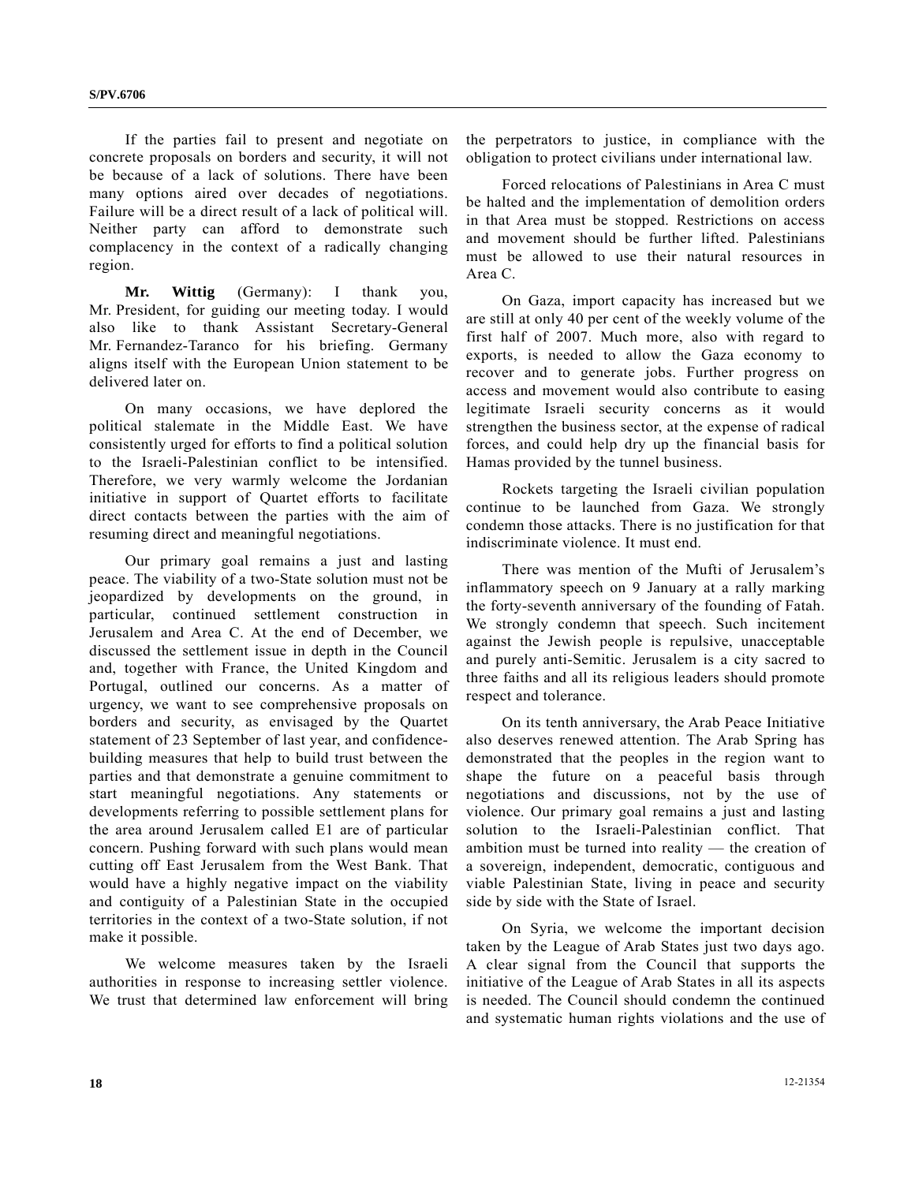If the parties fail to present and negotiate on concrete proposals on borders and security, it will not be because of a lack of solutions. There have been many options aired over decades of negotiations. Failure will be a direct result of a lack of political will. Neither party can afford to demonstrate such complacency in the context of a radically changing region.

**Mr. Wittig** (Germany): I thank you, Mr. President, for guiding our meeting today. I would also like to thank Assistant Secretary-General Mr. Fernandez-Taranco for his briefing. Germany aligns itself with the European Union statement to be delivered later on.

On many occasions, we have deplored the political stalemate in the Middle East. We have consistently urged for efforts to find a political solution to the Israeli-Palestinian conflict to be intensified. Therefore, we very warmly welcome the Jordanian initiative in support of Quartet efforts to facilitate direct contacts between the parties with the aim of resuming direct and meaningful negotiations.

Our primary goal remains a just and lasting peace. The viability of a two-State solution must not be jeopardized by developments on the ground, in particular, continued settlement construction in Jerusalem and Area C. At the end of December, we discussed the settlement issue in depth in the Council and, together with France, the United Kingdom and Portugal, outlined our concerns. As a matter of urgency, we want to see comprehensive proposals on borders and security, as envisaged by the Quartet statement of 23 September of last year, and confidence-building measures that help to build trust between the parties and that demonstrate a genuine commitment to start meaningful negotiations. Any statements or developments referring to possible settlement plans for the area around Jerusalem called E1 are of particular concern. Pushing forward with such plans would mean cutting off East Jerusalem from the West Bank. That would have a highly negative impact on the viability and contiguity of a Palestinian State in the occupied territories in the context of a two-State solution, if not make it possible.

We welcome measures taken by the Israeli authorities in response to increasing settler violence. We trust that determined law enforcement will bring the perpetrators to justice, in compliance with the obligation to protect civilians under international law.

Forced relocations of Palestinians in Area C must be halted and the implementation of demolition orders in that Area must be stopped. Restrictions on access and movement should be further lifted. Palestinians must be allowed to use their natural resources in Area C.

On Gaza, import capacity has increased but we are still at only 40 per cent of the weekly volume of the first half of 2007. Much more, also with regard to exports, is needed to allow the Gaza economy to recover and to generate jobs. Further progress on access and movement would also contribute to easing legitimate Israeli security concerns as it would strengthen the business sector, at the expense of radical forces, and could help dry up the financial basis for Hamas provided by the tunnel business.

Rockets targeting the Israeli civilian population continue to be launched from Gaza. We strongly condemn those attacks. There is no justification for that indiscriminate violence. It must end.

There was mention of the Mufti of Jerusalem's inflammatory speech on 9 January at a rally marking the forty-seventh anniversary of the founding of Fatah. We strongly condemn that speech. Such incitement against the Jewish people is repulsive, unacceptable and purely anti-Semitic. Jerusalem is a city sacred to three faiths and all its religious leaders should promote respect and tolerance.

On its tenth anniversary, the Arab Peace Initiative also deserves renewed attention. The Arab Spring has demonstrated that the peoples in the region want to shape the future on a peaceful basis through negotiations and discussions, not by the use of violence. Our primary goal remains a just and lasting solution to the Israeli-Palestinian conflict. That ambition must be turned into reality — the creation of a sovereign, independent, democratic, contiguous and viable Palestinian State, living in peace and security side by side with the State of Israel.

On Syria, we welcome the important decision taken by the League of Arab States just two days ago. A clear signal from the Council that supports the initiative of the League of Arab States in all its aspects is needed. The Council should condemn the continued and systematic human rights violations and the use of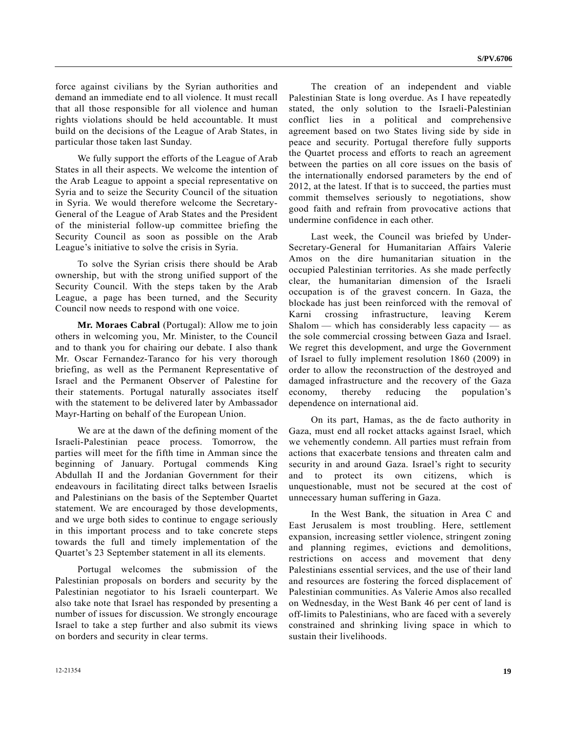force against civilians by the Syrian authorities and demand an immediate end to all violence. It must recall that all those responsible for all violence and human rights violations should be held accountable. It must build on the decisions of the League of Arab States, in particular those taken last Sunday.

We fully support the efforts of the League of Arab States in all their aspects. We welcome the intention of the Arab League to appoint a special representative on Syria and to seize the Security Council of the situation in Syria. We would therefore welcome the Secretary-General of the League of Arab States and the President of the ministerial follow-up committee briefing the Security Council as soon as possible on the Arab League's initiative to solve the crisis in Syria.

To solve the Syrian crisis there should be Arab ownership, but with the strong unified support of the Security Council. With the steps taken by the Arab League, a page has been turned, and the Security Council now needs to respond with one voice.

**Mr. Moraes Cabral** (Portugal): Allow me to join others in welcoming you, Mr. Minister, to the Council and to thank you for chairing our debate. I also thank Mr. Oscar Fernandez-Taranco for his very thorough briefing, as well as the Permanent Representative of Israel and the Permanent Observer of Palestine for their statements. Portugal naturally associates itself with the statement to be delivered later by Ambassador Mayr-Harting on behalf of the European Union.

We are at the dawn of the defining moment of the Israeli-Palestinian peace process. Tomorrow, the parties will meet for the fifth time in Amman since the beginning of January. Portugal commends King Abdullah II and the Jordanian Government for their endeavours in facilitating direct talks between Israelis and Palestinians on the basis of the September Quartet statement. We are encouraged by those developments, and we urge both sides to continue to engage seriously in this important process and to take concrete steps towards the full and timely implementation of the Quartet's 23 September statement in all its elements.

Portugal welcomes the submission of the Palestinian proposals on borders and security by the Palestinian negotiator to his Israeli counterpart. We also take note that Israel has responded by presenting a number of issues for discussion. We strongly encourage Israel to take a step further and also submit its views on borders and security in clear terms.

The creation of an independent and viable Palestinian State is long overdue. As I have repeatedly stated, the only solution to the Israeli-Palestinian conflict lies in a political and comprehensive agreement based on two States living side by side in peace and security. Portugal therefore fully supports the Quartet process and efforts to reach an agreement between the parties on all core issues on the basis of the internationally endorsed parameters by the end of 2012, at the latest. If that is to succeed, the parties must commit themselves seriously to negotiations, show good faith and refrain from provocative actions that undermine confidence in each other.

Last week, the Council was briefed by Under-Secretary-General for Humanitarian Affairs Valerie Amos on the dire humanitarian situation in the occupied Palestinian territories. As she made perfectly clear, the humanitarian dimension of the Israeli occupation is of the gravest concern. In Gaza, the blockade has just been reinforced with the removal of Karni crossing infrastructure, leaving Kerem Shalom — which has considerably less capacity — as the sole commercial crossing between Gaza and Israel. We regret this development, and urge the Government of Israel to fully implement resolution 1860 (2009) in order to allow the reconstruction of the destroyed and damaged infrastructure and the recovery of the Gaza economy, thereby reducing the population's dependence on international aid.

On its part, Hamas, as the de facto authority in Gaza, must end all rocket attacks against Israel, which we vehemently condemn. All parties must refrain from actions that exacerbate tensions and threaten calm and security in and around Gaza. Israel's right to security and to protect its own citizens, which is unquestionable, must not be secured at the cost of unnecessary human suffering in Gaza.

In the West Bank, the situation in Area C and East Jerusalem is most troubling. Here, settlement expansion, increasing settler violence, stringent zoning and planning regimes, evictions and demolitions, restrictions on access and movement that deny Palestinians essential services, and the use of their land and resources are fostering the forced displacement of Palestinian communities. As Valerie Amos also recalled on Wednesday, in the West Bank 46 per cent of land is off-limits to Palestinians, who are faced with a severely constrained and shrinking living space in which to sustain their livelihoods.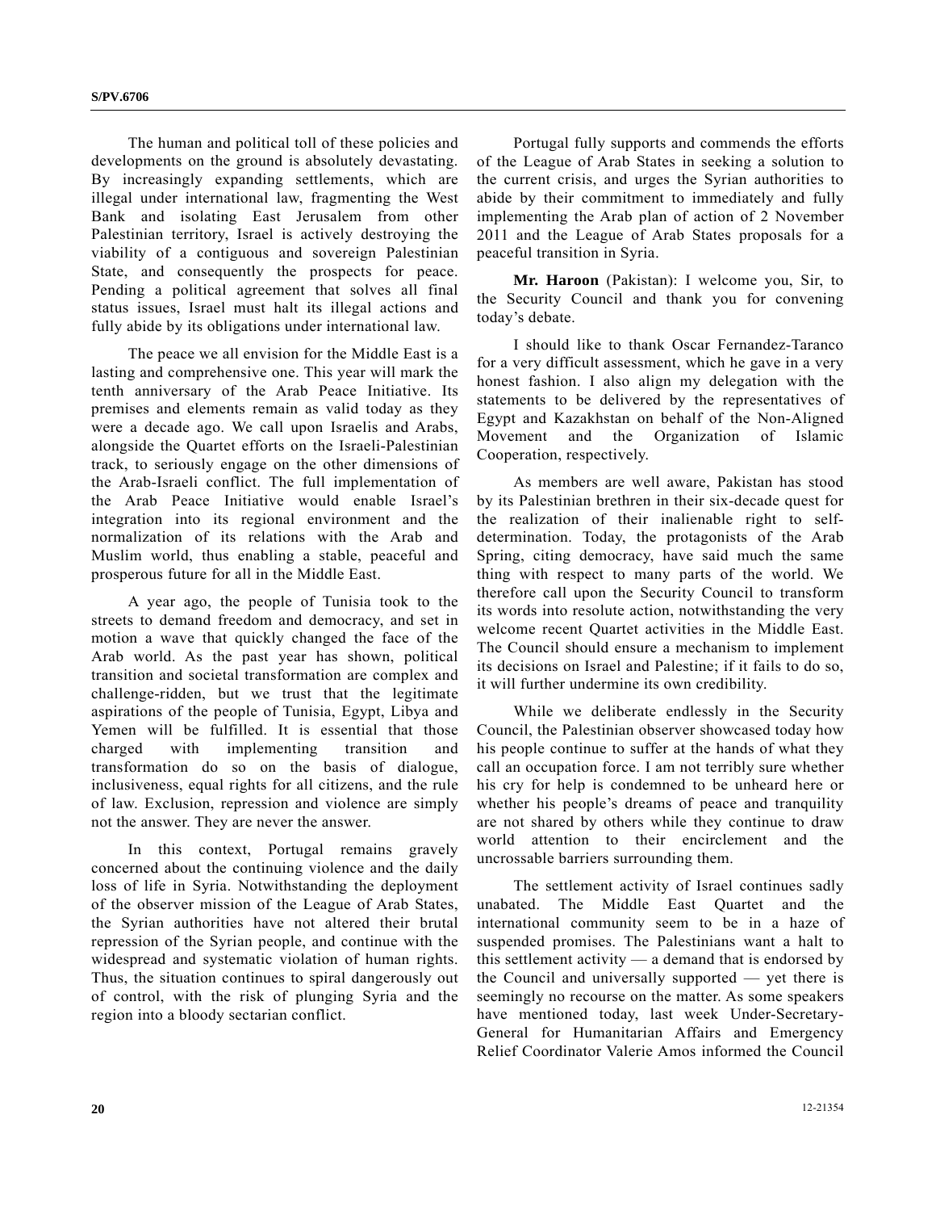The human and political toll of these policies and developments on the ground is absolutely devastating. By increasingly expanding settlements, which are illegal under international law, fragmenting the West Bank and isolating East Jerusalem from other Palestinian territory, Israel is actively destroying the viability of a contiguous and sovereign Palestinian State, and consequently the prospects for peace. Pending a political agreement that solves all final status issues, Israel must halt its illegal actions and fully abide by its obligations under international law.

The peace we all envision for the Middle East is a lasting and comprehensive one. This year will mark the tenth anniversary of the Arab Peace Initiative. Its premises and elements remain as valid today as they were a decade ago. We call upon Israelis and Arabs, alongside the Quartet efforts on the Israeli-Palestinian track, to seriously engage on the other dimensions of the Arab-Israeli conflict. The full implementation of the Arab Peace Initiative would enable Israel's integration into its regional environment and the normalization of its relations with the Arab and Muslim world, thus enabling a stable, peaceful and prosperous future for all in the Middle East.

A year ago, the people of Tunisia took to the streets to demand freedom and democracy, and set in motion a wave that quickly changed the face of the Arab world. As the past year has shown, political transition and societal transformation are complex and challenge-ridden, but we trust that the legitimate aspirations of the people of Tunisia, Egypt, Libya and Yemen will be fulfilled. It is essential that those charged with implementing transition and transformation do so on the basis of dialogue, inclusiveness, equal rights for all citizens, and the rule of law. Exclusion, repression and violence are simply not the answer. They are never the answer.

In this context, Portugal remains gravely concerned about the continuing violence and the daily loss of life in Syria. Notwithstanding the deployment of the observer mission of the League of Arab States, the Syrian authorities have not altered their brutal repression of the Syrian people, and continue with the widespread and systematic violation of human rights. Thus, the situation continues to spiral dangerously out of control, with the risk of plunging Syria and the region into a bloody sectarian conflict.

Portugal fully supports and commends the efforts of the League of Arab States in seeking a solution to the current crisis, and urges the Syrian authorities to abide by their commitment to immediately and fully implementing the Arab plan of action of 2 November 2011 and the League of Arab States proposals for a peaceful transition in Syria.

**Mr. Haroon** (Pakistan): I welcome you, Sir, to the Security Council and thank you for convening today's debate.

I should like to thank Oscar Fernandez-Taranco for a very difficult assessment, which he gave in a very honest fashion. I also align my delegation with the statements to be delivered by the representatives of Egypt and Kazakhstan on behalf of the Non-Aligned Movement and the Organization of Islamic Cooperation, respectively.

As members are well aware, Pakistan has stood by its Palestinian brethren in their six-decade quest for the realization of their inalienable right to self-determination. Today, the protagonists of the Arab Spring, citing democracy, have said much the same thing with respect to many parts of the world. We therefore call upon the Security Council to transform its words into resolute action, notwithstanding the very welcome recent Quartet activities in the Middle East. The Council should ensure a mechanism to implement its decisions on Israel and Palestine; if it fails to do so, it will further undermine its own credibility.

While we deliberate endlessly in the Security Council, the Palestinian observer showcased today how his people continue to suffer at the hands of what they call an occupation force. I am not terribly sure whether his cry for help is condemned to be unheard here or whether his people's dreams of peace and tranquility are not shared by others while they continue to draw world attention to their encirclement and the uncrossable barriers surrounding them.

The settlement activity of Israel continues sadly unabated. The Middle East Quartet and the international community seem to be in a haze of suspended promises. The Palestinians want a halt to this settlement activity — a demand that is endorsed by the Council and universally supported — yet there is seemingly no recourse on the matter. As some speakers have mentioned today, last week Under-Secretary-General for Humanitarian Affairs and Emergency Relief Coordinator Valerie Amos informed the Council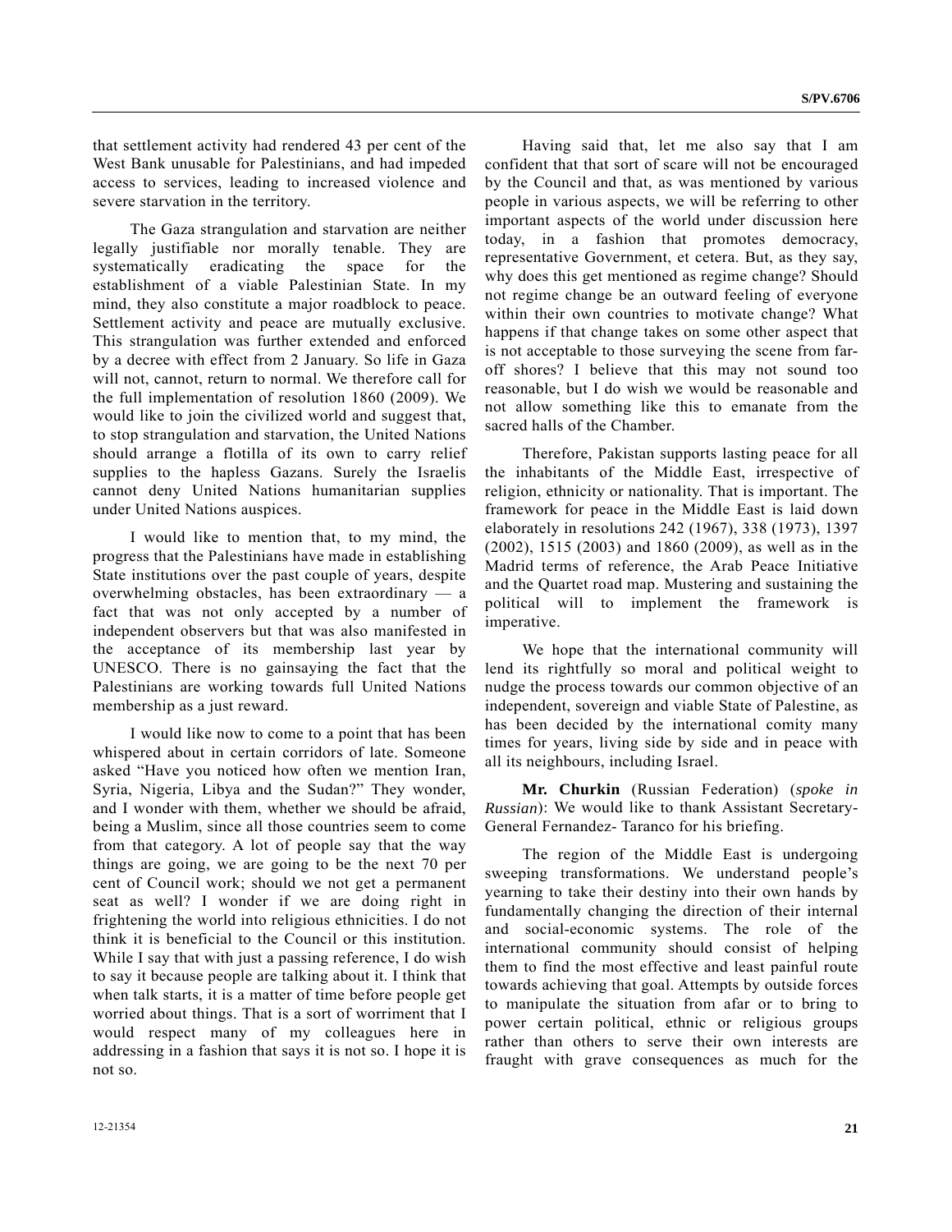that settlement activity had rendered 43 per cent of the West Bank unusable for Palestinians, and had impeded access to services, leading to increased violence and severe starvation in the territory.

The Gaza strangulation and starvation are neither legally justifiable nor morally tenable. They are systematically eradicating the space for the establishment of a viable Palestinian State. In my mind, they also constitute a major roadblock to peace. Settlement activity and peace are mutually exclusive. This strangulation was further extended and enforced by a decree with effect from 2 January. So life in Gaza will not, cannot, return to normal. We therefore call for the full implementation of resolution 1860 (2009). We would like to join the civilized world and suggest that, to stop strangulation and starvation, the United Nations should arrange a flotilla of its own to carry relief supplies to the hapless Gazans. Surely the Israelis cannot deny United Nations humanitarian supplies under United Nations auspices.

I would like to mention that, to my mind, the progress that the Palestinians have made in establishing State institutions over the past couple of years, despite overwhelming obstacles, has been extraordinary — a fact that was not only accepted by a number of independent observers but that was also manifested in the acceptance of its membership last year by UNESCO. There is no gainsaying the fact that the Palestinians are working towards full United Nations membership as a just reward.

I would like now to come to a point that has been whispered about in certain corridors of late. Someone asked "Have you noticed how often we mention Iran, Syria, Nigeria, Libya and the Sudan?" They wonder, and I wonder with them, whether we should be afraid, being a Muslim, since all those countries seem to come from that category. A lot of people say that the way things are going, we are going to be the next 70 per cent of Council work; should we not get a permanent seat as well? I wonder if we are doing right in frightening the world into religious ethnicities. I do not think it is beneficial to the Council or this institution. While I say that with just a passing reference, I do wish to say it because people are talking about it. I think that when talk starts, it is a matter of time before people get worried about things. That is a sort of worriment that I would respect many of my colleagues here in addressing in a fashion that says it is not so. I hope it is not so.

Having said that, let me also say that I am confident that that sort of scare will not be encouraged by the Council and that, as was mentioned by various people in various aspects, we will be referring to other important aspects of the world under discussion here today, in a fashion that promotes democracy, representative Government, et cetera. But, as they say, why does this get mentioned as regime change? Should not regime change be an outward feeling of everyone within their own countries to motivate change? What happens if that change takes on some other aspect that is not acceptable to those surveying the scene from far-off shores? I believe that this may not sound too reasonable, but I do wish we would be reasonable and not allow something like this to emanate from the sacred halls of the Chamber.

Therefore, Pakistan supports lasting peace for all the inhabitants of the Middle East, irrespective of religion, ethnicity or nationality. That is important. The framework for peace in the Middle East is laid down elaborately in resolutions 242 (1967), 338 (1973), 1397 (2002), 1515 (2003) and 1860 (2009), as well as in the Madrid terms of reference, the Arab Peace Initiative and the Quartet road map. Mustering and sustaining the political will to implement the framework is imperative.

We hope that the international community will lend its rightfully so moral and political weight to nudge the process towards our common objective of an independent, sovereign and viable State of Palestine, as has been decided by the international comity many times for years, living side by side and in peace with all its neighbours, including Israel.

**Mr. Churkin** (Russian Federation) (*spoke in Russian*): We would like to thank Assistant Secretary-General Fernandez- Taranco for his briefing.

The region of the Middle East is undergoing sweeping transformations. We understand people's yearning to take their destiny into their own hands by fundamentally changing the direction of their internal and social-economic systems. The role of the international community should consist of helping them to find the most effective and least painful route towards achieving that goal. Attempts by outside forces to manipulate the situation from afar or to bring to power certain political, ethnic or religious groups rather than others to serve their own interests are fraught with grave consequences as much for the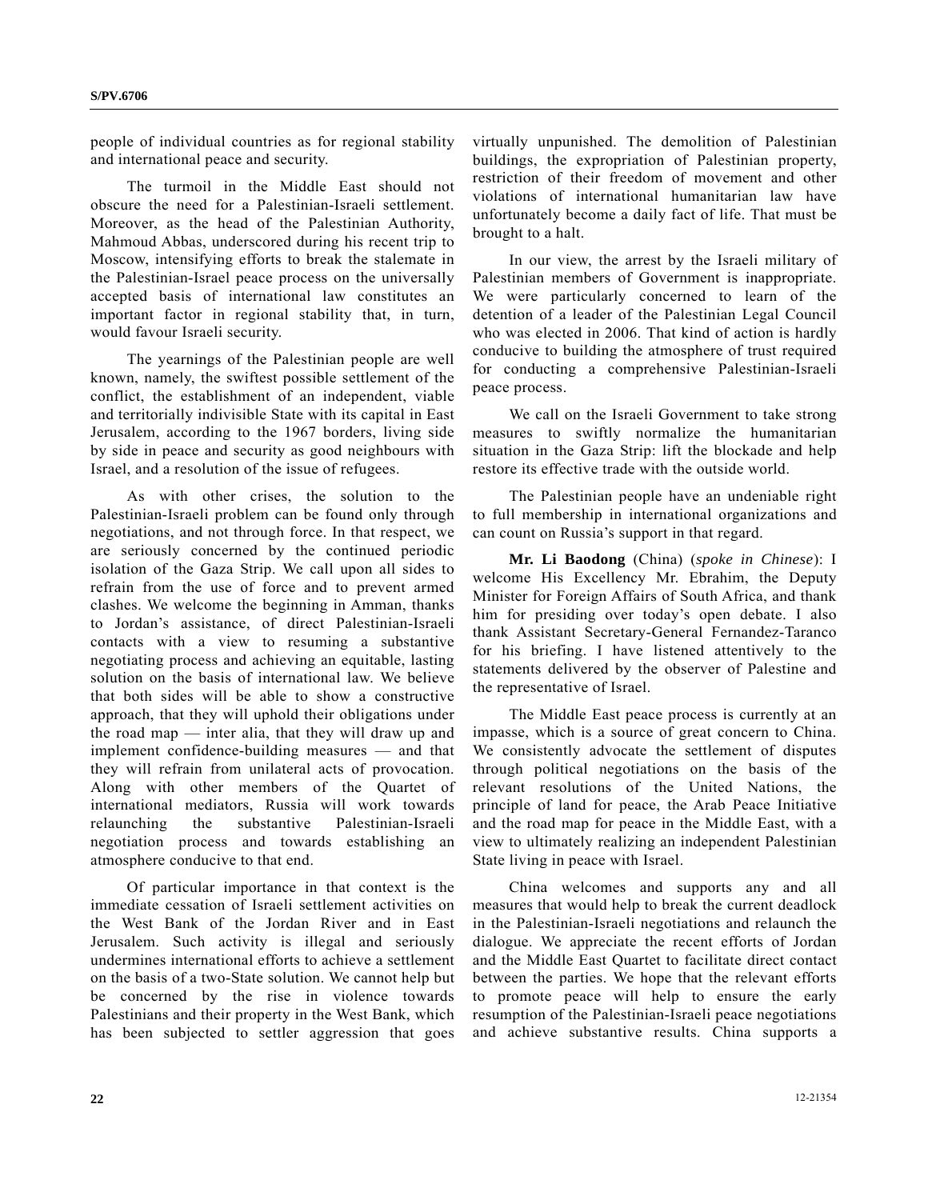people of individual countries as for regional stability and international peace and security.

The turmoil in the Middle East should not obscure the need for a Palestinian-Israeli settlement. Moreover, as the head of the Palestinian Authority, Mahmoud Abbas, underscored during his recent trip to Moscow, intensifying efforts to break the stalemate in the Palestinian-Israel peace process on the universally accepted basis of international law constitutes an important factor in regional stability that, in turn, would favour Israeli security.

The yearnings of the Palestinian people are well known, namely, the swiftest possible settlement of the conflict, the establishment of an independent, viable and territorially indivisible State with its capital in East Jerusalem, according to the 1967 borders, living side by side in peace and security as good neighbours with Israel, and a resolution of the issue of refugees.

As with other crises, the solution to the Palestinian-Israeli problem can be found only through negotiations, and not through force. In that respect, we are seriously concerned by the continued periodic isolation of the Gaza Strip. We call upon all sides to refrain from the use of force and to prevent armed clashes. We welcome the beginning in Amman, thanks to Jordan's assistance, of direct Palestinian-Israeli contacts with a view to resuming a substantive negotiating process and achieving an equitable, lasting solution on the basis of international law. We believe that both sides will be able to show a constructive approach, that they will uphold their obligations under the road map — inter alia, that they will draw up and implement confidence-building measures — and that they will refrain from unilateral acts of provocation. Along with other members of the Quartet of international mediators, Russia will work towards relaunching the substantive Palestinian-Israeli negotiation process and towards establishing an atmosphere conducive to that end.

Of particular importance in that context is the immediate cessation of Israeli settlement activities on the West Bank of the Jordan River and in East Jerusalem. Such activity is illegal and seriously undermines international efforts to achieve a settlement on the basis of a two-State solution. We cannot help but be concerned by the rise in violence towards Palestinians and their property in the West Bank, which has been subjected to settler aggression that goes virtually unpunished. The demolition of Palestinian buildings, the expropriation of Palestinian property, restriction of their freedom of movement and other violations of international humanitarian law have unfortunately become a daily fact of life. That must be brought to a halt.

In our view, the arrest by the Israeli military of Palestinian members of Government is inappropriate. We were particularly concerned to learn of the detention of a leader of the Palestinian Legal Council who was elected in 2006. That kind of action is hardly conducive to building the atmosphere of trust required for conducting a comprehensive Palestinian-Israeli peace process.

We call on the Israeli Government to take strong measures to swiftly normalize the humanitarian situation in the Gaza Strip: lift the blockade and help restore its effective trade with the outside world.

The Palestinian people have an undeniable right to full membership in international organizations and can count on Russia's support in that regard.

**Mr. Li Baodong** (China) (*spoke in Chinese*): I welcome His Excellency Mr. Ebrahim, the Deputy Minister for Foreign Affairs of South Africa, and thank him for presiding over today's open debate. I also thank Assistant Secretary-General Fernandez-Taranco for his briefing. I have listened attentively to the statements delivered by the observer of Palestine and the representative of Israel.

The Middle East peace process is currently at an impasse, which is a source of great concern to China. We consistently advocate the settlement of disputes through political negotiations on the basis of the relevant resolutions of the United Nations, the principle of land for peace, the Arab Peace Initiative and the road map for peace in the Middle East, with a view to ultimately realizing an independent Palestinian State living in peace with Israel.

China welcomes and supports any and all measures that would help to break the current deadlock in the Palestinian-Israeli negotiations and relaunch the dialogue. We appreciate the recent efforts of Jordan and the Middle East Quartet to facilitate direct contact between the parties. We hope that the relevant efforts to promote peace will help to ensure the early resumption of the Palestinian-Israeli peace negotiations and achieve substantive results. China supports a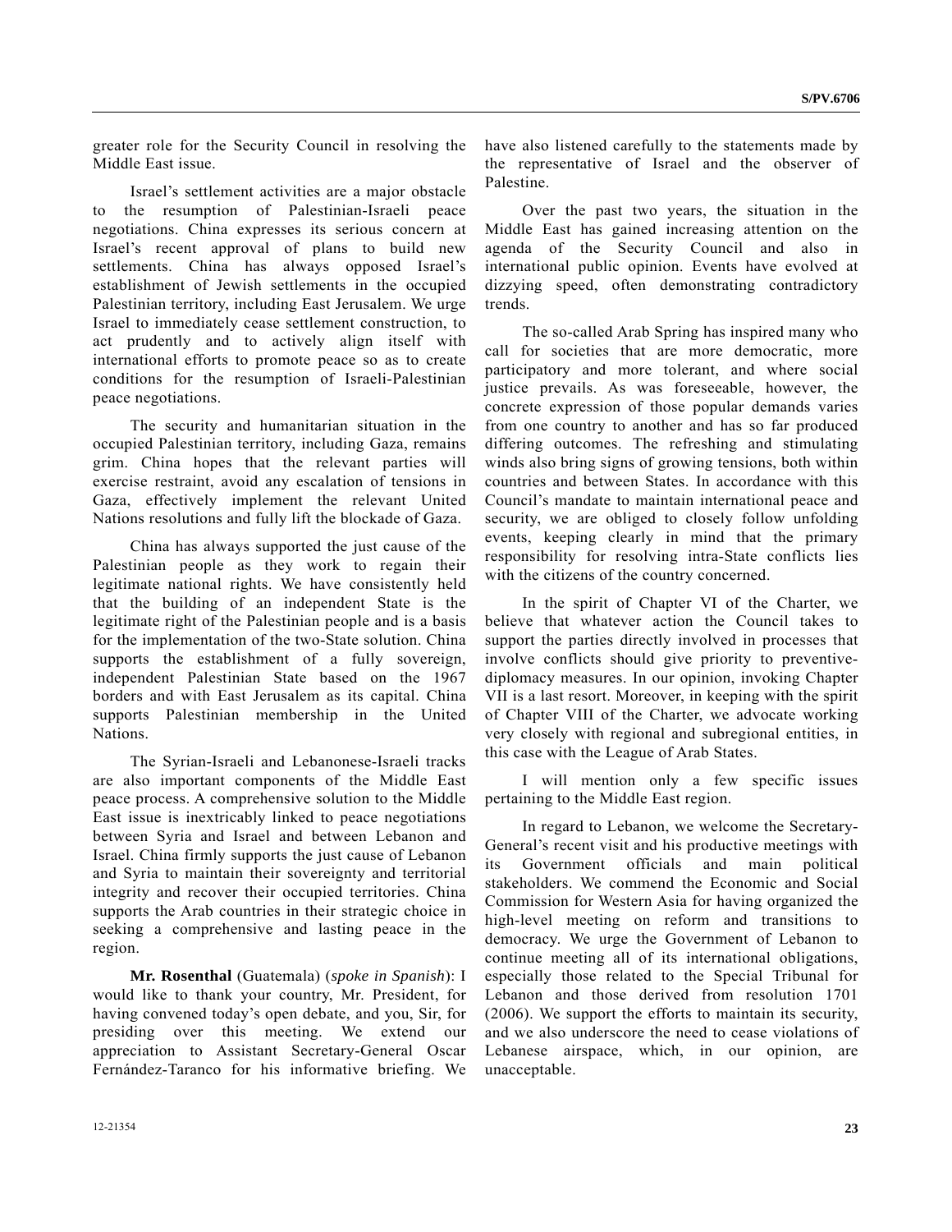greater role for the Security Council in resolving the Middle East issue.

Israel's settlement activities are a major obstacle to the resumption of Palestinian-Israeli peace negotiations. China expresses its serious concern at Israel's recent approval of plans to build new settlements. China has always opposed Israel's establishment of Jewish settlements in the occupied Palestinian territory, including East Jerusalem. We urge Israel to immediately cease settlement construction, to act prudently and to actively align itself with international efforts to promote peace so as to create conditions for the resumption of Israeli-Palestinian peace negotiations.

The security and humanitarian situation in the occupied Palestinian territory, including Gaza, remains grim. China hopes that the relevant parties will exercise restraint, avoid any escalation of tensions in Gaza, effectively implement the relevant United Nations resolutions and fully lift the blockade of Gaza.

China has always supported the just cause of the Palestinian people as they work to regain their legitimate national rights. We have consistently held that the building of an independent State is the legitimate right of the Palestinian people and is a basis for the implementation of the two-State solution. China supports the establishment of a fully sovereign, independent Palestinian State based on the 1967 borders and with East Jerusalem as its capital. China supports Palestinian membership in the United Nations.

The Syrian-Israeli and Lebanonese-Israeli tracks are also important components of the Middle East peace process. A comprehensive solution to the Middle East issue is inextricably linked to peace negotiations between Syria and Israel and between Lebanon and Israel. China firmly supports the just cause of Lebanon and Syria to maintain their sovereignty and territorial integrity and recover their occupied territories. China supports the Arab countries in their strategic choice in seeking a comprehensive and lasting peace in the region.

**Mr. Rosenthal** (Guatemala) (*spoke in Spanish*): I would like to thank your country, Mr. President, for having convened today's open debate, and you, Sir, for presiding over this meeting. We extend our appreciation to Assistant Secretary-General Oscar Fernández-Taranco for his informative briefing. We have also listened carefully to the statements made by the representative of Israel and the observer of Palestine.

Over the past two years, the situation in the Middle East has gained increasing attention on the agenda of the Security Council and also in international public opinion. Events have evolved at dizzying speed, often demonstrating contradictory trends.

The so-called Arab Spring has inspired many who call for societies that are more democratic, more participatory and more tolerant, and where social justice prevails. As was foreseeable, however, the concrete expression of those popular demands varies from one country to another and has so far produced differing outcomes. The refreshing and stimulating winds also bring signs of growing tensions, both within countries and between States. In accordance with this Council's mandate to maintain international peace and security, we are obliged to closely follow unfolding events, keeping clearly in mind that the primary responsibility for resolving intra-State conflicts lies with the citizens of the country concerned.

In the spirit of Chapter VI of the Charter, we believe that whatever action the Council takes to support the parties directly involved in processes that involve conflicts should give priority to preventive-diplomacy measures. In our opinion, invoking Chapter VII is a last resort. Moreover, in keeping with the spirit of Chapter VIII of the Charter, we advocate working very closely with regional and subregional entities, in this case with the League of Arab States.

I will mention only a few specific issues pertaining to the Middle East region.

In regard to Lebanon, we welcome the Secretary-General's recent visit and his productive meetings with its Government officials and main political stakeholders. We commend the Economic and Social Commission for Western Asia for having organized the high-level meeting on reform and transitions to democracy. We urge the Government of Lebanon to continue meeting all of its international obligations, especially those related to the Special Tribunal for Lebanon and those derived from resolution 1701 (2006). We support the efforts to maintain its security, and we also underscore the need to cease violations of Lebanese airspace, which, in our opinion, are unacceptable.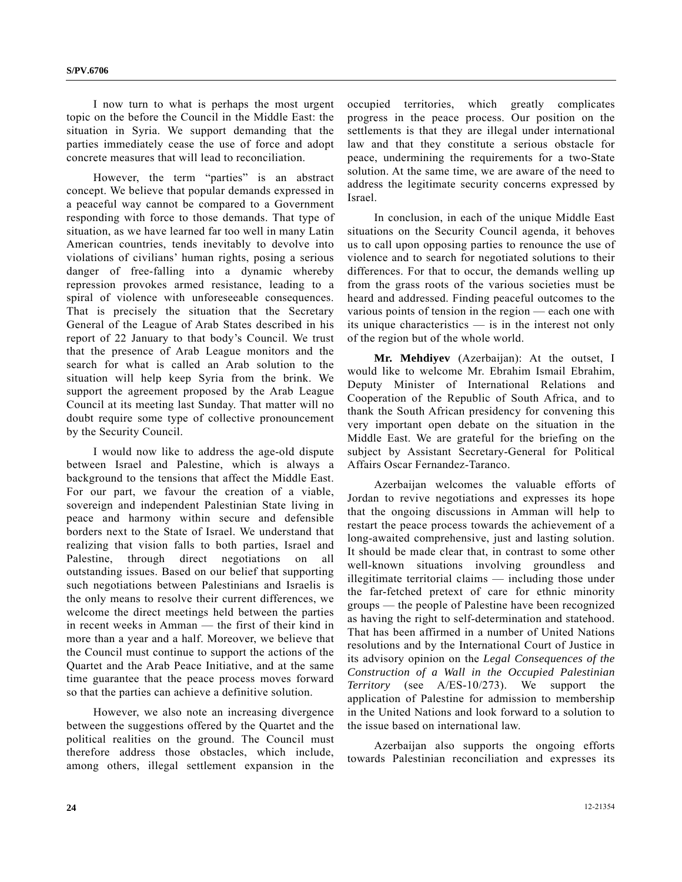I now turn to what is perhaps the most urgent topic on the before the Council in the Middle East: the situation in Syria. We support demanding that the parties immediately cease the use of force and adopt concrete measures that will lead to reconciliation.

However, the term "parties" is an abstract concept. We believe that popular demands expressed in a peaceful way cannot be compared to a Government responding with force to those demands. That type of situation, as we have learned far too well in many Latin American countries, tends inevitably to devolve into violations of civilians' human rights, posing a serious danger of free-falling into a dynamic whereby repression provokes armed resistance, leading to a spiral of violence with unforeseeable consequences. That is precisely the situation that the Secretary General of the League of Arab States described in his report of 22 January to that body's Council. We trust that the presence of Arab League monitors and the search for what is called an Arab solution to the situation will help keep Syria from the brink. We support the agreement proposed by the Arab League Council at its meeting last Sunday. That matter will no doubt require some type of collective pronouncement by the Security Council.

I would now like to address the age-old dispute between Israel and Palestine, which is always a background to the tensions that affect the Middle East. For our part, we favour the creation of a viable, sovereign and independent Palestinian State living in peace and harmony within secure and defensible borders next to the State of Israel. We understand that realizing that vision falls to both parties, Israel and Palestine, through direct negotiations on all outstanding issues. Based on our belief that supporting such negotiations between Palestinians and Israelis is the only means to resolve their current differences, we welcome the direct meetings held between the parties in recent weeks in Amman — the first of their kind in more than a year and a half. Moreover, we believe that the Council must continue to support the actions of the Quartet and the Arab Peace Initiative, and at the same time guarantee that the peace process moves forward so that the parties can achieve a definitive solution.

However, we also note an increasing divergence between the suggestions offered by the Quartet and the political realities on the ground. The Council must therefore address those obstacles, which include, among others, illegal settlement expansion in the occupied territories, which greatly complicates progress in the peace process. Our position on the settlements is that they are illegal under international law and that they constitute a serious obstacle for peace, undermining the requirements for a two-State solution. At the same time, we are aware of the need to address the legitimate security concerns expressed by Israel.

In conclusion, in each of the unique Middle East situations on the Security Council agenda, it behoves us to call upon opposing parties to renounce the use of violence and to search for negotiated solutions to their differences. For that to occur, the demands welling up from the grass roots of the various societies must be heard and addressed. Finding peaceful outcomes to the various points of tension in the region — each one with its unique characteristics — is in the interest not only of the region but of the whole world.

**Mr. Mehdiyev** (Azerbaijan): At the outset, I would like to welcome Mr. Ebrahim Ismail Ebrahim, Deputy Minister of International Relations and Cooperation of the Republic of South Africa, and to thank the South African presidency for convening this very important open debate on the situation in the Middle East. We are grateful for the briefing on the subject by Assistant Secretary-General for Political Affairs Oscar Fernandez-Taranco.

Azerbaijan welcomes the valuable efforts of Jordan to revive negotiations and expresses its hope that the ongoing discussions in Amman will help to restart the peace process towards the achievement of a long-awaited comprehensive, just and lasting solution. It should be made clear that, in contrast to some other well-known situations involving groundless and illegitimate territorial claims — including those under the far-fetched pretext of care for ethnic minority groups — the people of Palestine have been recognized as having the right to self-determination and statehood. That has been affirmed in a number of United Nations resolutions and by the International Court of Justice in its advisory opinion on the *Legal Consequences of the Construction of a Wall in the Occupied Palestinian Territory* (see A/ES-10/273). We support the application of Palestine for admission to membership in the United Nations and look forward to a solution to the issue based on international law.

Azerbaijan also supports the ongoing efforts towards Palestinian reconciliation and expresses its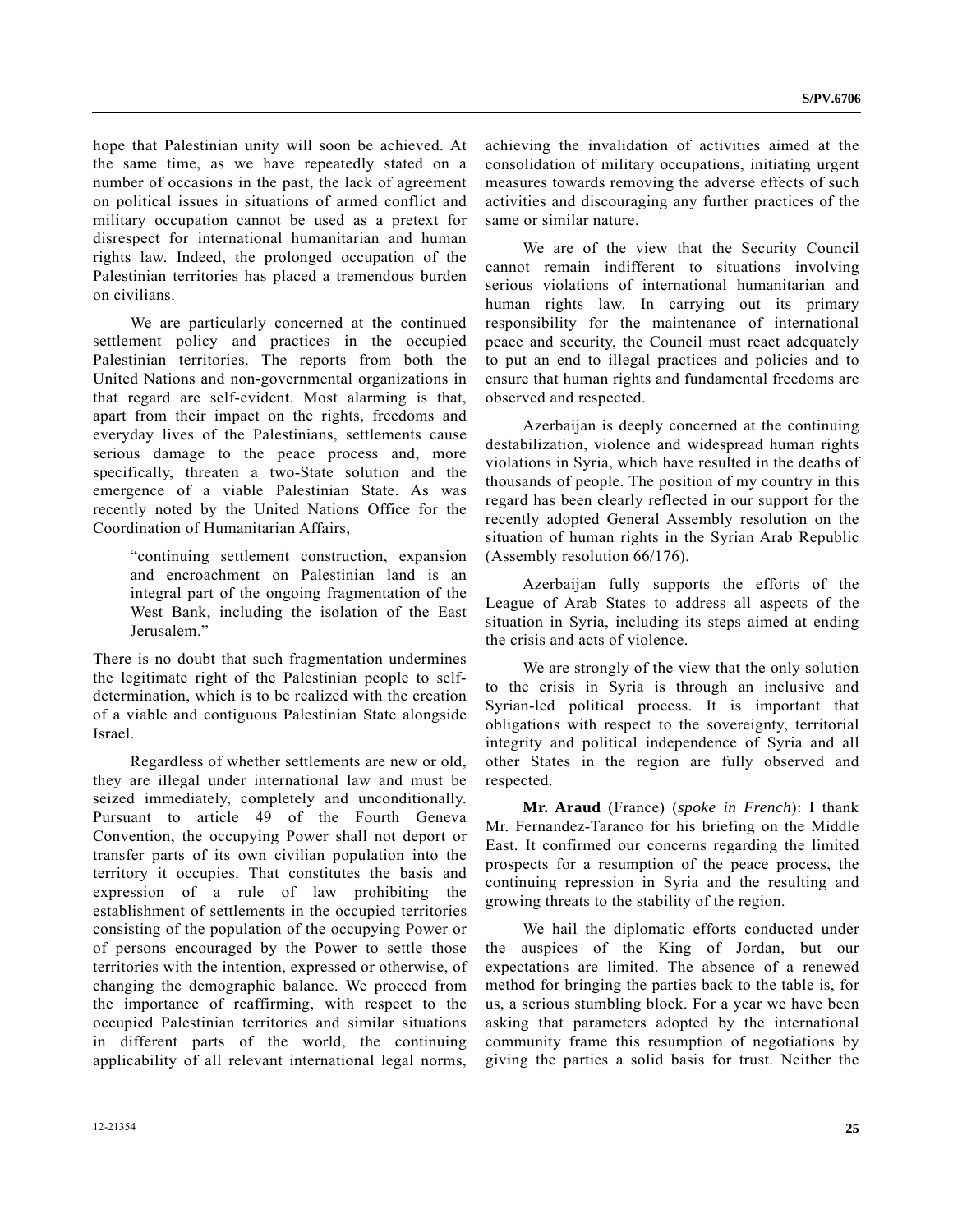hope that Palestinian unity will soon be achieved. At the same time, as we have repeatedly stated on a number of occasions in the past, the lack of agreement on political issues in situations of armed conflict and military occupation cannot be used as a pretext for disrespect for international humanitarian and human rights law. Indeed, the prolonged occupation of the Palestinian territories has placed a tremendous burden on civilians.

We are particularly concerned at the continued settlement policy and practices in the occupied Palestinian territories. The reports from both the United Nations and non-governmental organizations in that regard are self-evident. Most alarming is that, apart from their impact on the rights, freedoms and everyday lives of the Palestinians, settlements cause serious damage to the peace process and, more specifically, threaten a two-State solution and the emergence of a viable Palestinian State. As was recently noted by the United Nations Office for the Coordination of Humanitarian Affairs,

> "continuing settlement construction, expansion and encroachment on Palestinian land is an integral part of the ongoing fragmentation of the West Bank, including the isolation of the East Jerusalem."

There is no doubt that such fragmentation undermines the legitimate right of the Palestinian people to self-determination, which is to be realized with the creation of a viable and contiguous Palestinian State alongside Israel.

Regardless of whether settlements are new or old, they are illegal under international law and must be seized immediately, completely and unconditionally. Pursuant to article 49 of the Fourth Geneva Convention, the occupying Power shall not deport or transfer parts of its own civilian population into the territory it occupies. That constitutes the basis and expression of a rule of law prohibiting the establishment of settlements in the occupied territories consisting of the population of the occupying Power or of persons encouraged by the Power to settle those territories with the intention, expressed or otherwise, of changing the demographic balance. We proceed from the importance of reaffirming, with respect to the occupied Palestinian territories and similar situations in different parts of the world, the continuing applicability of all relevant international legal norms, achieving the invalidation of activities aimed at the consolidation of military occupations, initiating urgent measures towards removing the adverse effects of such activities and discouraging any further practices of the same or similar nature.

We are of the view that the Security Council cannot remain indifferent to situations involving serious violations of international humanitarian and human rights law. In carrying out its primary responsibility for the maintenance of international peace and security, the Council must react adequately to put an end to illegal practices and policies and to ensure that human rights and fundamental freedoms are observed and respected.

Azerbaijan is deeply concerned at the continuing destabilization, violence and widespread human rights violations in Syria, which have resulted in the deaths of thousands of people. The position of my country in this regard has been clearly reflected in our support for the recently adopted General Assembly resolution on the situation of human rights in the Syrian Arab Republic (Assembly resolution 66/176).

Azerbaijan fully supports the efforts of the League of Arab States to address all aspects of the situation in Syria, including its steps aimed at ending the crisis and acts of violence.

We are strongly of the view that the only solution to the crisis in Syria is through an inclusive and Syrian-led political process. It is important that obligations with respect to the sovereignty, territorial integrity and political independence of Syria and all other States in the region are fully observed and respected.

**Mr. Araud** (France) (*spoke in French*): I thank Mr. Fernandez-Taranco for his briefing on the Middle East. It confirmed our concerns regarding the limited prospects for a resumption of the peace process, the continuing repression in Syria and the resulting and growing threats to the stability of the region.

We hail the diplomatic efforts conducted under the auspices of the King of Jordan, but our expectations are limited. The absence of a renewed method for bringing the parties back to the table is, for us, a serious stumbling block. For a year we have been asking that parameters adopted by the international community frame this resumption of negotiations by giving the parties a solid basis for trust. Neither the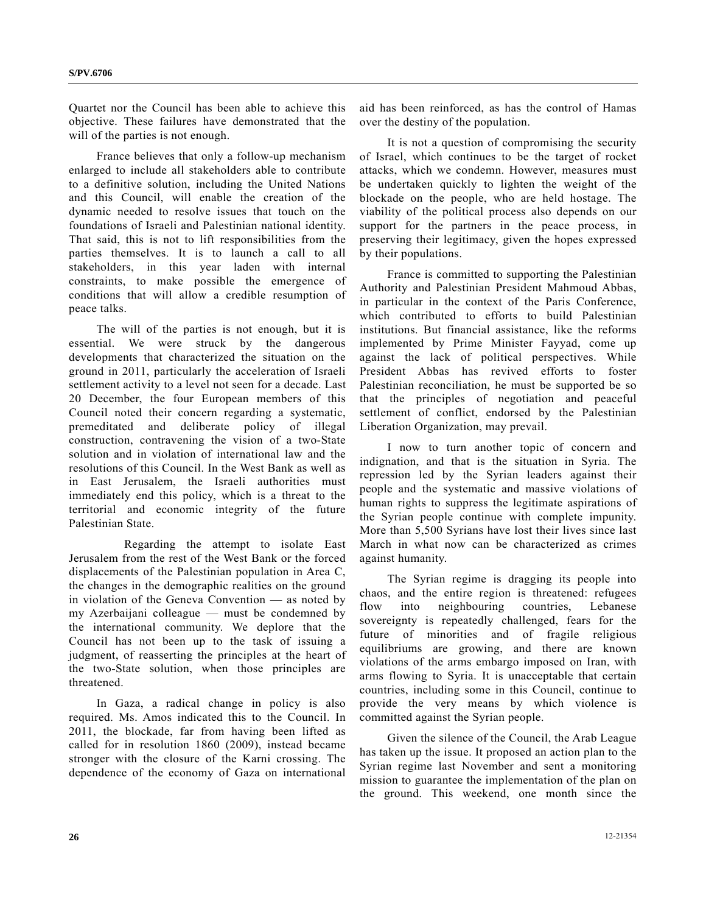Quartet nor the Council has been able to achieve this objective. These failures have demonstrated that the will of the parties is not enough.

France believes that only a follow-up mechanism enlarged to include all stakeholders able to contribute to a definitive solution, including the United Nations and this Council, will enable the creation of the dynamic needed to resolve issues that touch on the foundations of Israeli and Palestinian national identity. That said, this is not to lift responsibilities from the parties themselves. It is to launch a call to all stakeholders, in this year laden with internal constraints, to make possible the emergence of conditions that will allow a credible resumption of peace talks.

The will of the parties is not enough, but it is essential. We were struck by the dangerous developments that characterized the situation on the ground in 2011, particularly the acceleration of Israeli settlement activity to a level not seen for a decade. Last 20 December, the four European members of this Council noted their concern regarding a systematic, premeditated and deliberate policy of illegal construction, contravening the vision of a two-State solution and in violation of international law and the resolutions of this Council. In the West Bank as well as in East Jerusalem, the Israeli authorities must immediately end this policy, which is a threat to the territorial and economic integrity of the future Palestinian State.

Regarding the attempt to isolate East Jerusalem from the rest of the West Bank or the forced displacements of the Palestinian population in Area C, the changes in the demographic realities on the ground in violation of the Geneva Convention — as noted by my Azerbaijani colleague — must be condemned by the international community. We deplore that the Council has not been up to the task of issuing a judgment, of reasserting the principles at the heart of the two-State solution, when those principles are threatened.

In Gaza, a radical change in policy is also required. Ms. Amos indicated this to the Council. In 2011, the blockade, far from having been lifted as called for in resolution 1860 (2009), instead became stronger with the closure of the Karni crossing. The dependence of the economy of Gaza on international aid has been reinforced, as has the control of Hamas over the destiny of the population.

It is not a question of compromising the security of Israel, which continues to be the target of rocket attacks, which we condemn. However, measures must be undertaken quickly to lighten the weight of the blockade on the people, who are held hostage. The viability of the political process also depends on our support for the partners in the peace process, in preserving their legitimacy, given the hopes expressed by their populations.

France is committed to supporting the Palestinian Authority and Palestinian President Mahmoud Abbas, in particular in the context of the Paris Conference, which contributed to efforts to build Palestinian institutions. But financial assistance, like the reforms implemented by Prime Minister Fayyad, come up against the lack of political perspectives. While President Abbas has revived efforts to foster Palestinian reconciliation, he must be supported be so that the principles of negotiation and peaceful settlement of conflict, endorsed by the Palestinian Liberation Organization, may prevail.

I now to turn another topic of concern and indignation, and that is the situation in Syria. The repression led by the Syrian leaders against their people and the systematic and massive violations of human rights to suppress the legitimate aspirations of the Syrian people continue with complete impunity. More than 5,500 Syrians have lost their lives since last March in what now can be characterized as crimes against humanity.

The Syrian regime is dragging its people into chaos, and the entire region is threatened: refugees flow into neighbouring countries, Lebanese sovereignty is repeatedly challenged, fears for the future of minorities and of fragile religious equilibriums are growing, and there are known violations of the arms embargo imposed on Iran, with arms flowing to Syria. It is unacceptable that certain countries, including some in this Council, continue to provide the very means by which violence is committed against the Syrian people.

Given the silence of the Council, the Arab League has taken up the issue. It proposed an action plan to the Syrian regime last November and sent a monitoring mission to guarantee the implementation of the plan on the ground. This weekend, one month since the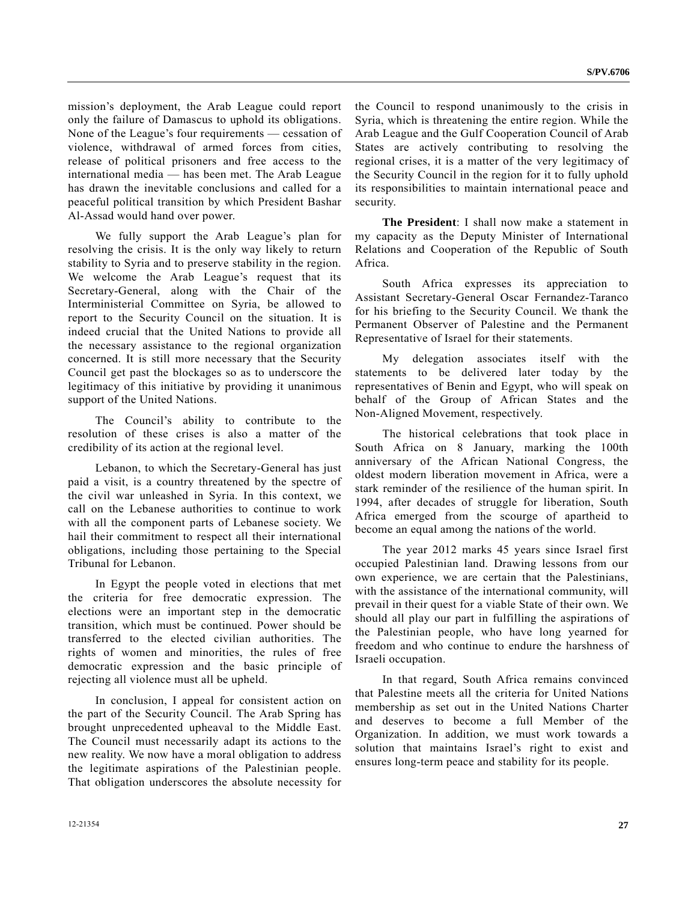mission's deployment, the Arab League could report only the failure of Damascus to uphold its obligations. None of the League's four requirements — cessation of violence, withdrawal of armed forces from cities, release of political prisoners and free access to the international media — has been met. The Arab League has drawn the inevitable conclusions and called for a peaceful political transition by which President Bashar Al-Assad would hand over power.

We fully support the Arab League's plan for resolving the crisis. It is the only way likely to return stability to Syria and to preserve stability in the region. We welcome the Arab League's request that its Secretary-General, along with the Chair of the Interministerial Committee on Syria, be allowed to report to the Security Council on the situation. It is indeed crucial that the United Nations to provide all the necessary assistance to the regional organization concerned. It is still more necessary that the Security Council get past the blockages so as to underscore the legitimacy of this initiative by providing it unanimous support of the United Nations.

The Council's ability to contribute to the resolution of these crises is also a matter of the credibility of its action at the regional level.

Lebanon, to which the Secretary-General has just paid a visit, is a country threatened by the spectre of the civil war unleashed in Syria. In this context, we call on the Lebanese authorities to continue to work with all the component parts of Lebanese society. We hail their commitment to respect all their international obligations, including those pertaining to the Special Tribunal for Lebanon.

In Egypt the people voted in elections that met the criteria for free democratic expression. The elections were an important step in the democratic transition, which must be continued. Power should be transferred to the elected civilian authorities. The rights of women and minorities, the rules of free democratic expression and the basic principle of rejecting all violence must all be upheld.

In conclusion, I appeal for consistent action on the part of the Security Council. The Arab Spring has brought unprecedented upheaval to the Middle East. The Council must necessarily adapt its actions to the new reality. We now have a moral obligation to address the legitimate aspirations of the Palestinian people. That obligation underscores the absolute necessity for the Council to respond unanimously to the crisis in Syria, which is threatening the entire region. While the Arab League and the Gulf Cooperation Council of Arab States are actively contributing to resolving the regional crises, it is a matter of the very legitimacy of the Security Council in the region for it to fully uphold its responsibilities to maintain international peace and security.

**The President**: I shall now make a statement in my capacity as the Deputy Minister of International Relations and Cooperation of the Republic of South Africa.

South Africa expresses its appreciation to Assistant Secretary-General Oscar Fernandez-Taranco for his briefing to the Security Council. We thank the Permanent Observer of Palestine and the Permanent Representative of Israel for their statements.

My delegation associates itself with the statements to be delivered later today by the representatives of Benin and Egypt, who will speak on behalf of the Group of African States and the Non-Aligned Movement, respectively.

The historical celebrations that took place in South Africa on 8 January, marking the 100th anniversary of the African National Congress, the oldest modern liberation movement in Africa, were a stark reminder of the resilience of the human spirit. In 1994, after decades of struggle for liberation, South Africa emerged from the scourge of apartheid to become an equal among the nations of the world.

The year 2012 marks 45 years since Israel first occupied Palestinian land. Drawing lessons from our own experience, we are certain that the Palestinians, with the assistance of the international community, will prevail in their quest for a viable State of their own. We should all play our part in fulfilling the aspirations of the Palestinian people, who have long yearned for freedom and who continue to endure the harshness of Israeli occupation.

In that regard, South Africa remains convinced that Palestine meets all the criteria for United Nations membership as set out in the United Nations Charter and deserves to become a full Member of the Organization. In addition, we must work towards a solution that maintains Israel's right to exist and ensures long-term peace and stability for its people.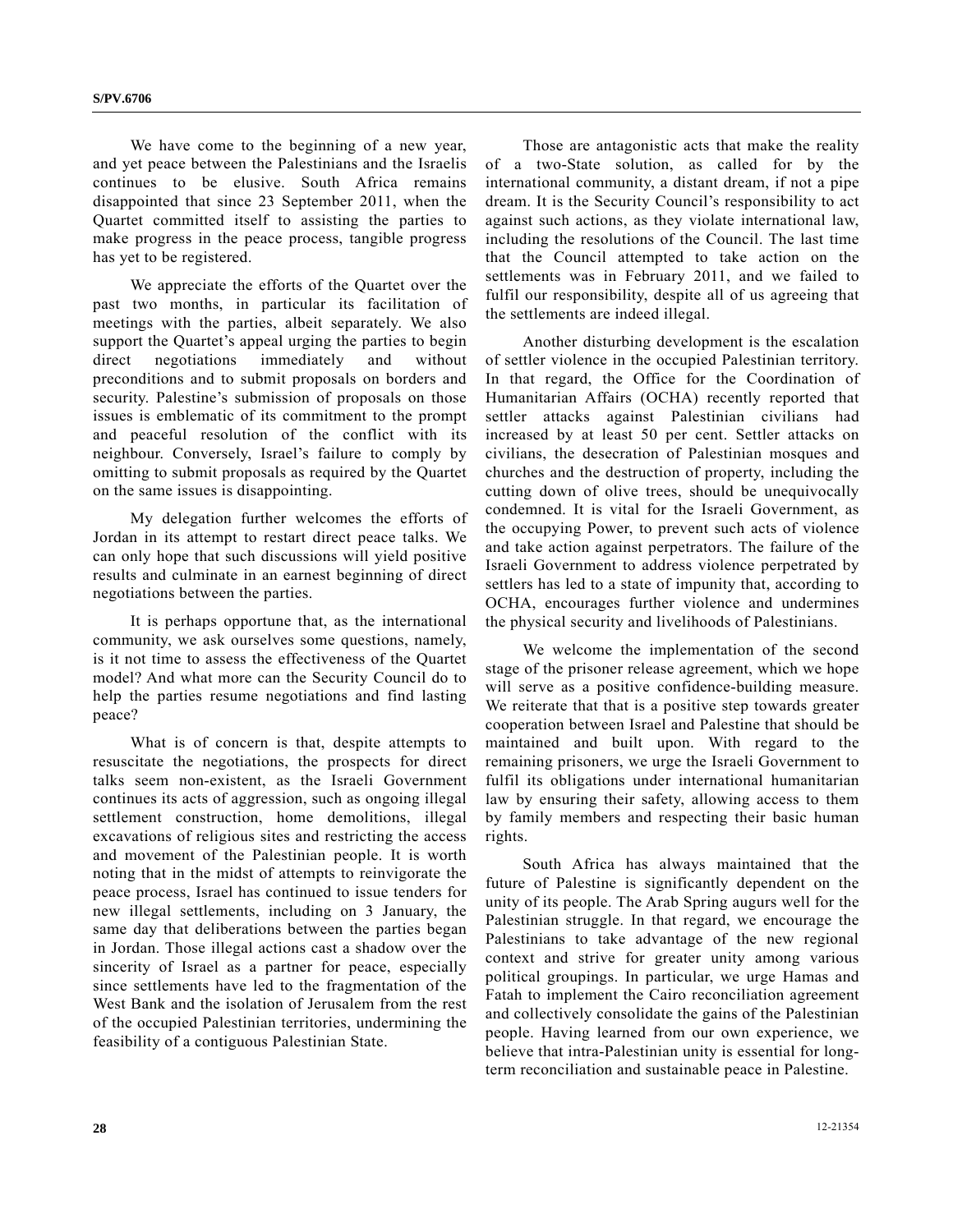We have come to the beginning of a new year, and yet peace between the Palestinians and the Israelis continues to be elusive. South Africa remains disappointed that since 23 September 2011, when the Quartet committed itself to assisting the parties to make progress in the peace process, tangible progress has yet to be registered.

We appreciate the efforts of the Quartet over the past two months, in particular its facilitation of meetings with the parties, albeit separately. We also support the Quartet's appeal urging the parties to begin direct negotiations immediately and without preconditions and to submit proposals on borders and security. Palestine's submission of proposals on those issues is emblematic of its commitment to the prompt and peaceful resolution of the conflict with its neighbour. Conversely, Israel's failure to comply by omitting to submit proposals as required by the Quartet on the same issues is disappointing.

My delegation further welcomes the efforts of Jordan in its attempt to restart direct peace talks. We can only hope that such discussions will yield positive results and culminate in an earnest beginning of direct negotiations between the parties.

It is perhaps opportune that, as the international community, we ask ourselves some questions, namely, is it not time to assess the effectiveness of the Quartet model? And what more can the Security Council do to help the parties resume negotiations and find lasting peace?

What is of concern is that, despite attempts to resuscitate the negotiations, the prospects for direct talks seem non-existent, as the Israeli Government continues its acts of aggression, such as ongoing illegal settlement construction, home demolitions, illegal excavations of religious sites and restricting the access and movement of the Palestinian people. It is worth noting that in the midst of attempts to reinvigorate the peace process, Israel has continued to issue tenders for new illegal settlements, including on 3 January, the same day that deliberations between the parties began in Jordan. Those illegal actions cast a shadow over the sincerity of Israel as a partner for peace, especially since settlements have led to the fragmentation of the West Bank and the isolation of Jerusalem from the rest of the occupied Palestinian territories, undermining the feasibility of a contiguous Palestinian State.

Those are antagonistic acts that make the reality of a two-State solution, as called for by the international community, a distant dream, if not a pipe dream. It is the Security Council's responsibility to act against such actions, as they violate international law, including the resolutions of the Council. The last time that the Council attempted to take action on the settlements was in February 2011, and we failed to fulfil our responsibility, despite all of us agreeing that the settlements are indeed illegal.

Another disturbing development is the escalation of settler violence in the occupied Palestinian territory. In that regard, the Office for the Coordination of Humanitarian Affairs (OCHA) recently reported that settler attacks against Palestinian civilians had increased by at least 50 per cent. Settler attacks on civilians, the desecration of Palestinian mosques and churches and the destruction of property, including the cutting down of olive trees, should be unequivocally condemned. It is vital for the Israeli Government, as the occupying Power, to prevent such acts of violence and take action against perpetrators. The failure of the Israeli Government to address violence perpetrated by settlers has led to a state of impunity that, according to OCHA, encourages further violence and undermines the physical security and livelihoods of Palestinians.

We welcome the implementation of the second stage of the prisoner release agreement, which we hope will serve as a positive confidence-building measure. We reiterate that that is a positive step towards greater cooperation between Israel and Palestine that should be maintained and built upon. With regard to the remaining prisoners, we urge the Israeli Government to fulfil its obligations under international humanitarian law by ensuring their safety, allowing access to them by family members and respecting their basic human rights.

South Africa has always maintained that the future of Palestine is significantly dependent on the unity of its people. The Arab Spring augurs well for the Palestinian struggle. In that regard, we encourage the Palestinians to take advantage of the new regional context and strive for greater unity among various political groupings. In particular, we urge Hamas and Fatah to implement the Cairo reconciliation agreement and collectively consolidate the gains of the Palestinian people. Having learned from our own experience, we believe that intra-Palestinian unity is essential for long-term reconciliation and sustainable peace in Palestine.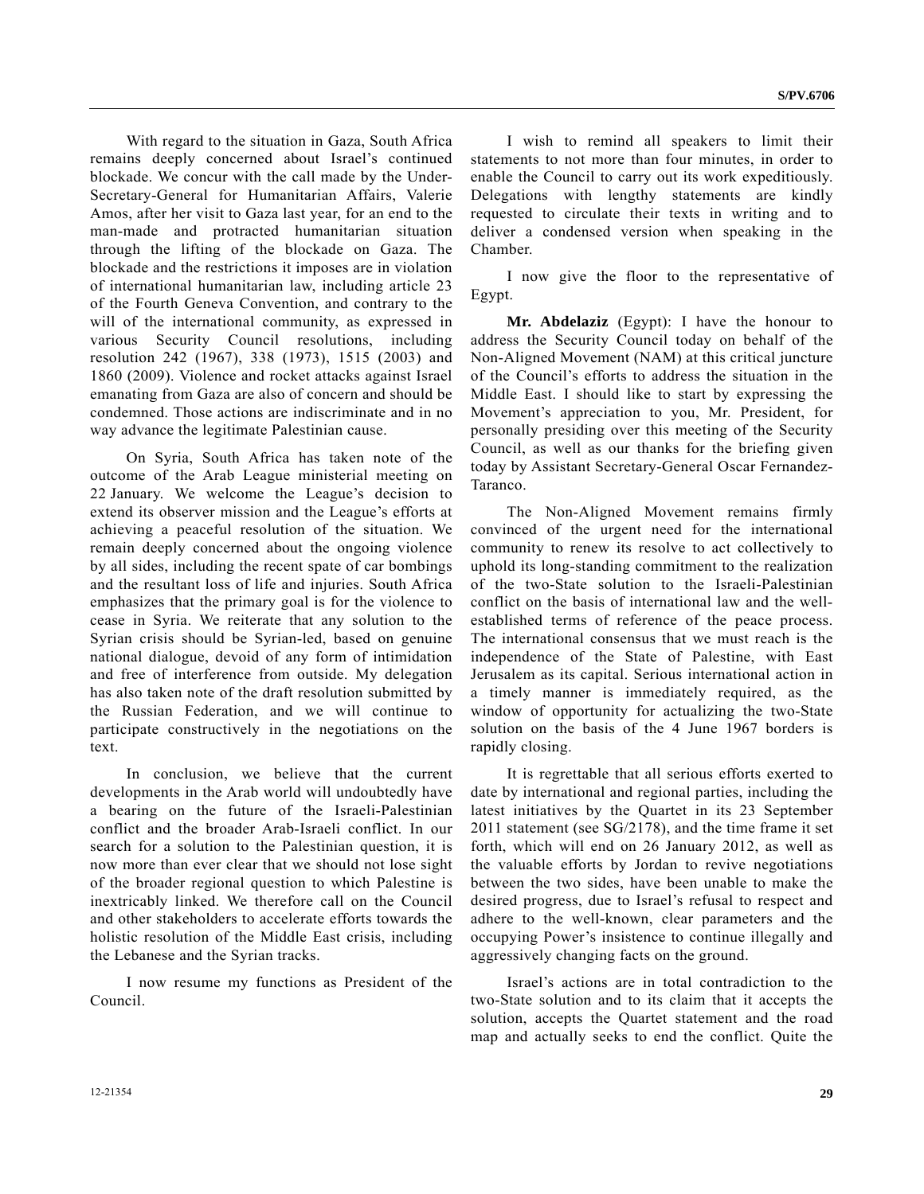With regard to the situation in Gaza, South Africa remains deeply concerned about Israel's continued blockade. We concur with the call made by the Under-Secretary-General for Humanitarian Affairs, Valerie Amos, after her visit to Gaza last year, for an end to the man-made and protracted humanitarian situation through the lifting of the blockade on Gaza. The blockade and the restrictions it imposes are in violation of international humanitarian law, including article 23 of the Fourth Geneva Convention, and contrary to the will of the international community, as expressed in various Security Council resolutions, including resolution 242 (1967), 338 (1973), 1515 (2003) and 1860 (2009). Violence and rocket attacks against Israel emanating from Gaza are also of concern and should be condemned. Those actions are indiscriminate and in no way advance the legitimate Palestinian cause.

On Syria, South Africa has taken note of the outcome of the Arab League ministerial meeting on 22 January. We welcome the League's decision to extend its observer mission and the League's efforts at achieving a peaceful resolution of the situation. We remain deeply concerned about the ongoing violence by all sides, including the recent spate of car bombings and the resultant loss of life and injuries. South Africa emphasizes that the primary goal is for the violence to cease in Syria. We reiterate that any solution to the Syrian crisis should be Syrian-led, based on genuine national dialogue, devoid of any form of intimidation and free of interference from outside. My delegation has also taken note of the draft resolution submitted by the Russian Federation, and we will continue to participate constructively in the negotiations on the text.

In conclusion, we believe that the current developments in the Arab world will undoubtedly have a bearing on the future of the Israeli-Palestinian conflict and the broader Arab-Israeli conflict. In our search for a solution to the Palestinian question, it is now more than ever clear that we should not lose sight of the broader regional question to which Palestine is inextricably linked. We therefore call on the Council and other stakeholders to accelerate efforts towards the holistic resolution of the Middle East crisis, including the Lebanese and the Syrian tracks.

I now resume my functions as President of the Council.

I wish to remind all speakers to limit their statements to not more than four minutes, in order to enable the Council to carry out its work expeditiously. Delegations with lengthy statements are kindly requested to circulate their texts in writing and to deliver a condensed version when speaking in the Chamber.

I now give the floor to the representative of Egypt.

**Mr. Abdelaziz** (Egypt): I have the honour to address the Security Council today on behalf of the Non-Aligned Movement (NAM) at this critical juncture of the Council's efforts to address the situation in the Middle East. I should like to start by expressing the Movement's appreciation to you, Mr. President, for personally presiding over this meeting of the Security Council, as well as our thanks for the briefing given today by Assistant Secretary-General Oscar Fernandez-Taranco.

The Non-Aligned Movement remains firmly convinced of the urgent need for the international community to renew its resolve to act collectively to uphold its long-standing commitment to the realization of the two-State solution to the Israeli-Palestinian conflict on the basis of international law and the well-established terms of reference of the peace process. The international consensus that we must reach is the independence of the State of Palestine, with East Jerusalem as its capital. Serious international action in a timely manner is immediately required, as the window of opportunity for actualizing the two-State solution on the basis of the 4 June 1967 borders is rapidly closing.

It is regrettable that all serious efforts exerted to date by international and regional parties, including the latest initiatives by the Quartet in its 23 September 2011 statement (see SG/2178), and the time frame it set forth, which will end on 26 January 2012, as well as the valuable efforts by Jordan to revive negotiations between the two sides, have been unable to make the desired progress, due to Israel's refusal to respect and adhere to the well-known, clear parameters and the occupying Power's insistence to continue illegally and aggressively changing facts on the ground.

Israel's actions are in total contradiction to the two-State solution and to its claim that it accepts the solution, accepts the Quartet statement and the road map and actually seeks to end the conflict. Quite the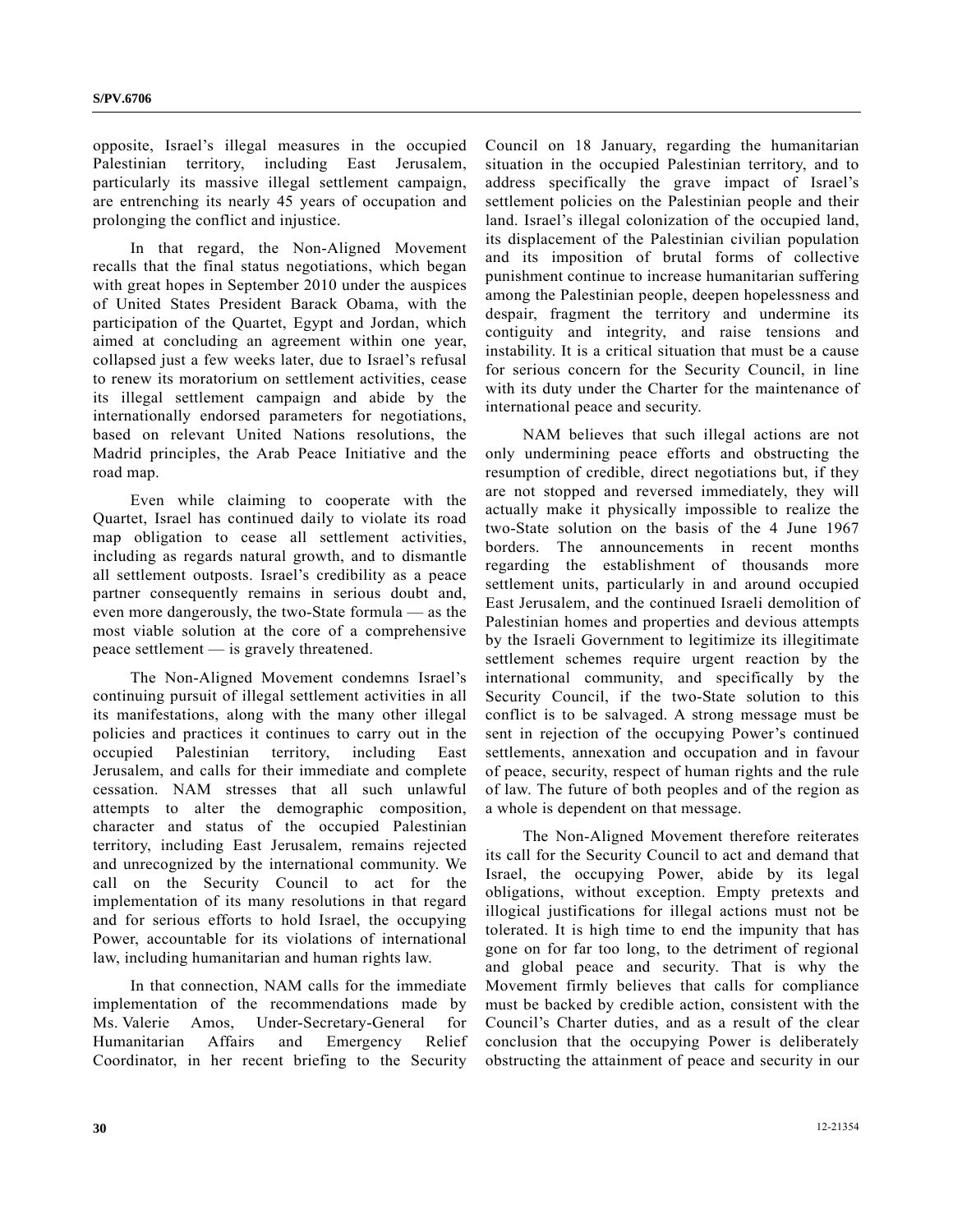opposite, Israel's illegal measures in the occupied Palestinian territory, including East Jerusalem, particularly its massive illegal settlement campaign, are entrenching its nearly 45 years of occupation and prolonging the conflict and injustice.

In that regard, the Non-Aligned Movement recalls that the final status negotiations, which began with great hopes in September 2010 under the auspices of United States President Barack Obama, with the participation of the Quartet, Egypt and Jordan, which aimed at concluding an agreement within one year, collapsed just a few weeks later, due to Israel's refusal to renew its moratorium on settlement activities, cease its illegal settlement campaign and abide by the internationally endorsed parameters for negotiations, based on relevant United Nations resolutions, the Madrid principles, the Arab Peace Initiative and the road map.

Even while claiming to cooperate with the Quartet, Israel has continued daily to violate its road map obligation to cease all settlement activities, including as regards natural growth, and to dismantle all settlement outposts. Israel's credibility as a peace partner consequently remains in serious doubt and, even more dangerously, the two-State formula — as the most viable solution at the core of a comprehensive peace settlement — is gravely threatened.

The Non-Aligned Movement condemns Israel's continuing pursuit of illegal settlement activities in all its manifestations, along with the many other illegal policies and practices it continues to carry out in the occupied Palestinian territory, including East Jerusalem, and calls for their immediate and complete cessation. NAM stresses that all such unlawful attempts to alter the demographic composition, character and status of the occupied Palestinian territory, including East Jerusalem, remains rejected and unrecognized by the international community. We call on the Security Council to act for the implementation of its many resolutions in that regard and for serious efforts to hold Israel, the occupying Power, accountable for its violations of international law, including humanitarian and human rights law.

In that connection, NAM calls for the immediate implementation of the recommendations made by Ms. Valerie Amos, Under-Secretary-General for Humanitarian Affairs and Emergency Relief Coordinator, in her recent briefing to the Security Council on 18 January, regarding the humanitarian situation in the occupied Palestinian territory, and to address specifically the grave impact of Israel's settlement policies on the Palestinian people and their land. Israel's illegal colonization of the occupied land, its displacement of the Palestinian civilian population and its imposition of brutal forms of collective punishment continue to increase humanitarian suffering among the Palestinian people, deepen hopelessness and despair, fragment the territory and undermine its contiguity and integrity, and raise tensions and instability. It is a critical situation that must be a cause for serious concern for the Security Council, in line with its duty under the Charter for the maintenance of international peace and security.

NAM believes that such illegal actions are not only undermining peace efforts and obstructing the resumption of credible, direct negotiations but, if they are not stopped and reversed immediately, they will actually make it physically impossible to realize the two-State solution on the basis of the 4 June 1967 borders. The announcements in recent months regarding the establishment of thousands more settlement units, particularly in and around occupied East Jerusalem, and the continued Israeli demolition of Palestinian homes and properties and devious attempts by the Israeli Government to legitimize its illegitimate settlement schemes require urgent reaction by the international community, and specifically by the Security Council, if the two-State solution to this conflict is to be salvaged. A strong message must be sent in rejection of the occupying Power's continued settlements, annexation and occupation and in favour of peace, security, respect of human rights and the rule of law. The future of both peoples and of the region as a whole is dependent on that message.

The Non-Aligned Movement therefore reiterates its call for the Security Council to act and demand that Israel, the occupying Power, abide by its legal obligations, without exception. Empty pretexts and illogical justifications for illegal actions must not be tolerated. It is high time to end the impunity that has gone on for far too long, to the detriment of regional and global peace and security. That is why the Movement firmly believes that calls for compliance must be backed by credible action, consistent with the Council's Charter duties, and as a result of the clear conclusion that the occupying Power is deliberately obstructing the attainment of peace and security in our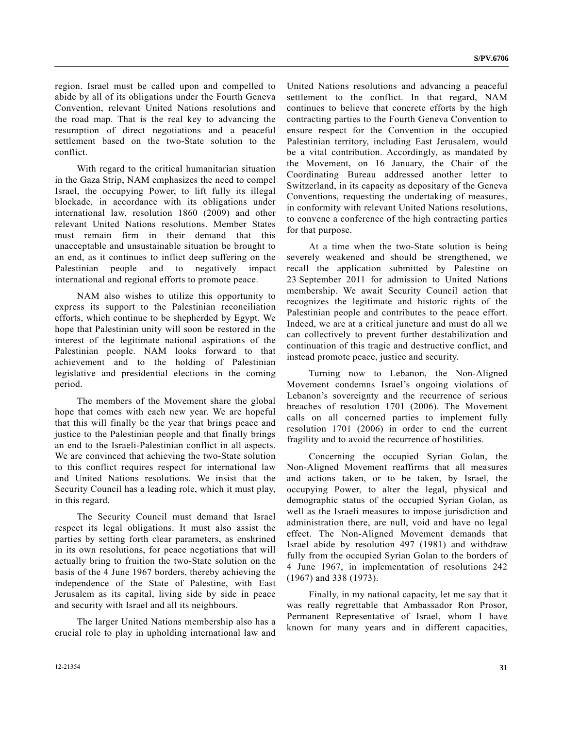region. Israel must be called upon and compelled to abide by all of its obligations under the Fourth Geneva Convention, relevant United Nations resolutions and the road map. That is the real key to advancing the resumption of direct negotiations and a peaceful settlement based on the two-State solution to the conflict.

With regard to the critical humanitarian situation in the Gaza Strip, NAM emphasizes the need to compel Israel, the occupying Power, to lift fully its illegal blockade, in accordance with its obligations under international law, resolution 1860 (2009) and other relevant United Nations resolutions. Member States must remain firm in their demand that this unacceptable and unsustainable situation be brought to an end, as it continues to inflict deep suffering on the Palestinian people and to negatively impact international and regional efforts to promote peace.

NAM also wishes to utilize this opportunity to express its support to the Palestinian reconciliation efforts, which continue to be shepherded by Egypt. We hope that Palestinian unity will soon be restored in the interest of the legitimate national aspirations of the Palestinian people. NAM looks forward to that achievement and to the holding of Palestinian legislative and presidential elections in the coming period.

The members of the Movement share the global hope that comes with each new year. We are hopeful that this will finally be the year that brings peace and justice to the Palestinian people and that finally brings an end to the Israeli-Palestinian conflict in all aspects. We are convinced that achieving the two-State solution to this conflict requires respect for international law and United Nations resolutions. We insist that the Security Council has a leading role, which it must play, in this regard.

The Security Council must demand that Israel respect its legal obligations. It must also assist the parties by setting forth clear parameters, as enshrined in its own resolutions, for peace negotiations that will actually bring to fruition the two-State solution on the basis of the 4 June 1967 borders, thereby achieving the independence of the State of Palestine, with East Jerusalem as its capital, living side by side in peace and security with Israel and all its neighbours.

The larger United Nations membership also has a crucial role to play in upholding international law and United Nations resolutions and advancing a peaceful settlement to the conflict. In that regard, NAM continues to believe that concrete efforts by the high contracting parties to the Fourth Geneva Convention to ensure respect for the Convention in the occupied Palestinian territory, including East Jerusalem, would be a vital contribution. Accordingly, as mandated by the Movement, on 16 January, the Chair of the Coordinating Bureau addressed another letter to Switzerland, in its capacity as depositary of the Geneva Conventions, requesting the undertaking of measures, in conformity with relevant United Nations resolutions, to convene a conference of the high contracting parties for that purpose.

At a time when the two-State solution is being severely weakened and should be strengthened, we recall the application submitted by Palestine on 23 September 2011 for admission to United Nations membership. We await Security Council action that recognizes the legitimate and historic rights of the Palestinian people and contributes to the peace effort. Indeed, we are at a critical juncture and must do all we can collectively to prevent further destabilization and continuation of this tragic and destructive conflict, and instead promote peace, justice and security.

Turning now to Lebanon, the Non-Aligned Movement condemns Israel's ongoing violations of Lebanon's sovereignty and the recurrence of serious breaches of resolution 1701 (2006). The Movement calls on all concerned parties to implement fully resolution 1701 (2006) in order to end the current fragility and to avoid the recurrence of hostilities.

Concerning the occupied Syrian Golan, the Non-Aligned Movement reaffirms that all measures and actions taken, or to be taken, by Israel, the occupying Power, to alter the legal, physical and demographic status of the occupied Syrian Golan, as well as the Israeli measures to impose jurisdiction and administration there, are null, void and have no legal effect. The Non-Aligned Movement demands that Israel abide by resolution 497 (1981) and withdraw fully from the occupied Syrian Golan to the borders of 4 June 1967, in implementation of resolutions 242 (1967) and 338 (1973).

Finally, in my national capacity, let me say that it was really regrettable that Ambassador Ron Prosor, Permanent Representative of Israel, whom I have known for many years and in different capacities,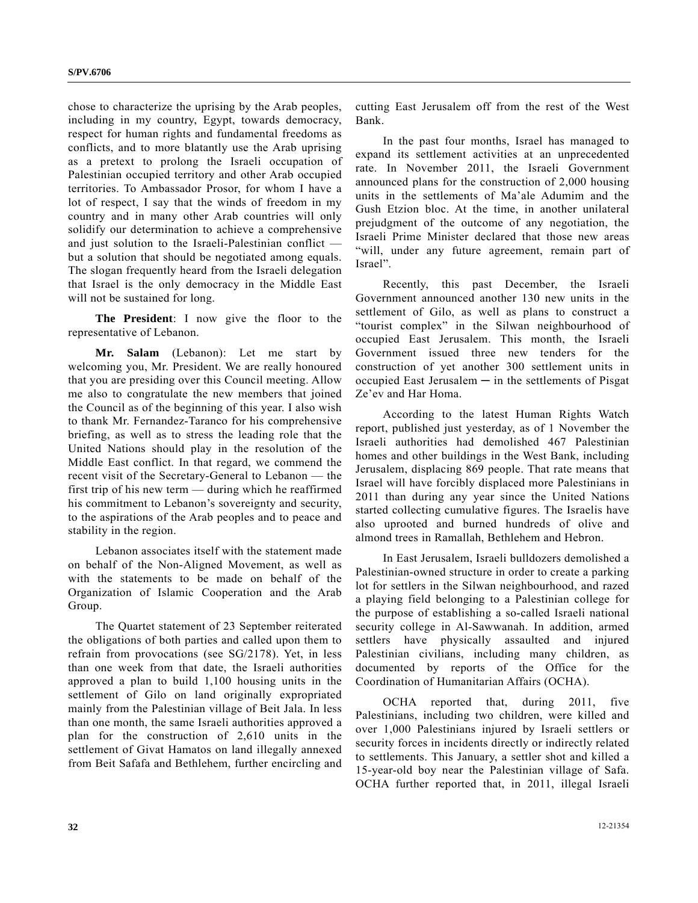chose to characterize the uprising by the Arab peoples, including in my country, Egypt, towards democracy, respect for human rights and fundamental freedoms as conflicts, and to more blatantly use the Arab uprising as a pretext to prolong the Israeli occupation of Palestinian occupied territory and other Arab occupied territories. To Ambassador Prosor, for whom I have a lot of respect, I say that the winds of freedom in my country and in many other Arab countries will only solidify our determination to achieve a comprehensive and just solution to the Israeli-Palestinian conflict — but a solution that should be negotiated among equals. The slogan frequently heard from the Israeli delegation that Israel is the only democracy in the Middle East will not be sustained for long.

**The President**: I now give the floor to the representative of Lebanon.

**Mr. Salam** (Lebanon): Let me start by welcoming you, Mr. President. We are really honoured that you are presiding over this Council meeting. Allow me also to congratulate the new members that joined the Council as of the beginning of this year. I also wish to thank Mr. Fernandez-Taranco for his comprehensive briefing, as well as to stress the leading role that the United Nations should play in the resolution of the Middle East conflict. In that regard, we commend the recent visit of the Secretary-General to Lebanon — the first trip of his new term — during which he reaffirmed his commitment to Lebanon's sovereignty and security, to the aspirations of the Arab peoples and to peace and stability in the region.

Lebanon associates itself with the statement made on behalf of the Non-Aligned Movement, as well as with the statements to be made on behalf of the Organization of Islamic Cooperation and the Arab Group.

The Quartet statement of 23 September reiterated the obligations of both parties and called upon them to refrain from provocations (see SG/2178). Yet, in less than one week from that date, the Israeli authorities approved a plan to build 1,100 housing units in the settlement of Gilo on land originally expropriated mainly from the Palestinian village of Beit Jala. In less than one month, the same Israeli authorities approved a plan for the construction of 2,610 units in the settlement of Givat Hamatos on land illegally annexed from Beit Safafa and Bethlehem, further encircling and cutting East Jerusalem off from the rest of the West Bank.

In the past four months, Israel has managed to expand its settlement activities at an unprecedented rate. In November 2011, the Israeli Government announced plans for the construction of 2,000 housing units in the settlements of Ma'ale Adumim and the Gush Etzion bloc. At the time, in another unilateral prejudgment of the outcome of any negotiation, the Israeli Prime Minister declared that those new areas "will, under any future agreement, remain part of Israel".

Recently, this past December, the Israeli Government announced another 130 new units in the settlement of Gilo, as well as plans to construct a "tourist complex" in the Silwan neighbourhood of occupied East Jerusalem. This month, the Israeli Government issued three new tenders for the construction of yet another 300 settlement units in occupied East Jerusalem ─ in the settlements of Pisgat Ze'ev and Har Homa.

According to the latest Human Rights Watch report, published just yesterday, as of 1 November the Israeli authorities had demolished 467 Palestinian homes and other buildings in the West Bank, including Jerusalem, displacing 869 people. That rate means that Israel will have forcibly displaced more Palestinians in 2011 than during any year since the United Nations started collecting cumulative figures. The Israelis have also uprooted and burned hundreds of olive and almond trees in Ramallah, Bethlehem and Hebron.

In East Jerusalem, Israeli bulldozers demolished a Palestinian-owned structure in order to create a parking lot for settlers in the Silwan neighbourhood, and razed a playing field belonging to a Palestinian college for the purpose of establishing a so-called Israeli national security college in Al-Sawwanah. In addition, armed settlers have physically assaulted and injured Palestinian civilians, including many children, as documented by reports of the Office for the Coordination of Humanitarian Affairs (OCHA).

OCHA reported that, during 2011, five Palestinians, including two children, were killed and over 1,000 Palestinians injured by Israeli settlers or security forces in incidents directly or indirectly related to settlements. This January, a settler shot and killed a 15-year-old boy near the Palestinian village of Safa. OCHA further reported that, in 2011, illegal Israeli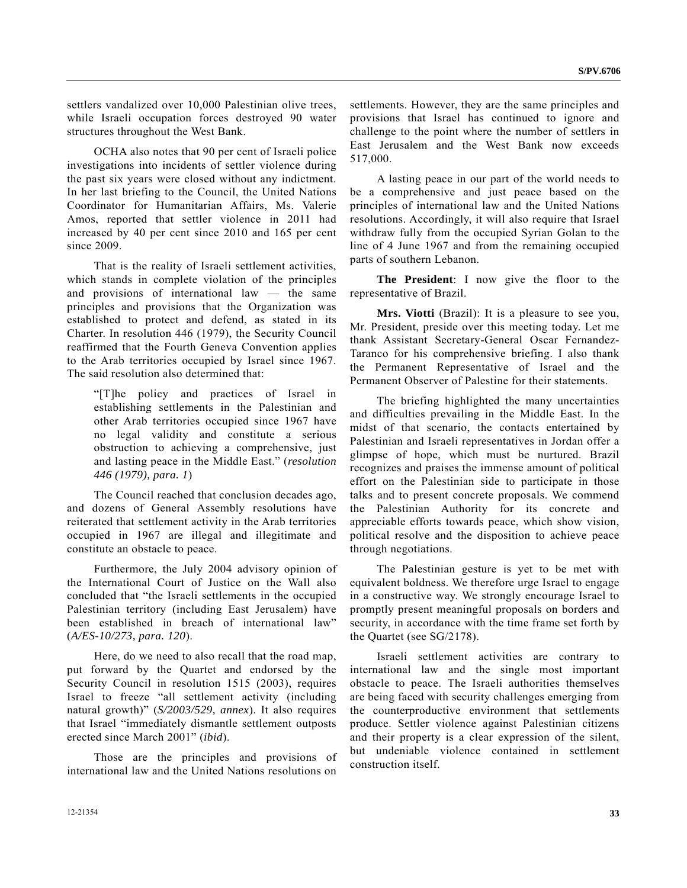settlers vandalized over 10,000 Palestinian olive trees, while Israeli occupation forces destroyed 90 water structures throughout the West Bank.

OCHA also notes that 90 per cent of Israeli police investigations into incidents of settler violence during the past six years were closed without any indictment. In her last briefing to the Council, the United Nations Coordinator for Humanitarian Affairs, Ms. Valerie Amos, reported that settler violence in 2011 had increased by 40 per cent since 2010 and 165 per cent since 2009.

That is the reality of Israeli settlement activities, which stands in complete violation of the principles and provisions of international law — the same principles and provisions that the Organization was established to protect and defend, as stated in its Charter. In resolution 446 (1979), the Security Council reaffirmed that the Fourth Geneva Convention applies to the Arab territories occupied by Israel since 1967. The said resolution also determined that:

> "[T]he policy and practices of Israel in establishing settlements in the Palestinian and other Arab territories occupied since 1967 have no legal validity and constitute a serious obstruction to achieving a comprehensive, just and lasting peace in the Middle East." (*resolution 446 (1979), para. 1*)

The Council reached that conclusion decades ago, and dozens of General Assembly resolutions have reiterated that settlement activity in the Arab territories occupied in 1967 are illegal and illegitimate and constitute an obstacle to peace.

Furthermore, the July 2004 advisory opinion of the International Court of Justice on the Wall also concluded that "the Israeli settlements in the occupied Palestinian territory (including East Jerusalem) have been established in breach of international law" (*A/ES-10/273, para. 120*).

Here, do we need to also recall that the road map, put forward by the Quartet and endorsed by the Security Council in resolution 1515 (2003), requires Israel to freeze "all settlement activity (including natural growth)" (*S/2003/529, annex*). It also requires that Israel "immediately dismantle settlement outposts erected since March 2001" (*ibid*).

Those are the principles and provisions of international law and the United Nations resolutions on settlements. However, they are the same principles and provisions that Israel has continued to ignore and challenge to the point where the number of settlers in East Jerusalem and the West Bank now exceeds 517,000.

A lasting peace in our part of the world needs to be a comprehensive and just peace based on the principles of international law and the United Nations resolutions. Accordingly, it will also require that Israel withdraw fully from the occupied Syrian Golan to the line of 4 June 1967 and from the remaining occupied parts of southern Lebanon.

**The President**: I now give the floor to the representative of Brazil.

**Mrs. Viotti** (Brazil): It is a pleasure to see you, Mr. President, preside over this meeting today. Let me thank Assistant Secretary-General Oscar Fernandez-Taranco for his comprehensive briefing. I also thank the Permanent Representative of Israel and the Permanent Observer of Palestine for their statements.

The briefing highlighted the many uncertainties and difficulties prevailing in the Middle East. In the midst of that scenario, the contacts entertained by Palestinian and Israeli representatives in Jordan offer a glimpse of hope, which must be nurtured. Brazil recognizes and praises the immense amount of political effort on the Palestinian side to participate in those talks and to present concrete proposals. We commend the Palestinian Authority for its concrete and appreciable efforts towards peace, which show vision, political resolve and the disposition to achieve peace through negotiations.

The Palestinian gesture is yet to be met with equivalent boldness. We therefore urge Israel to engage in a constructive way. We strongly encourage Israel to promptly present meaningful proposals on borders and security, in accordance with the time frame set forth by the Quartet (see SG/2178).

Israeli settlement activities are contrary to international law and the single most important obstacle to peace. The Israeli authorities themselves are being faced with security challenges emerging from the counterproductive environment that settlements produce. Settler violence against Palestinian citizens and their property is a clear expression of the silent, but undeniable violence contained in settlement construction itself.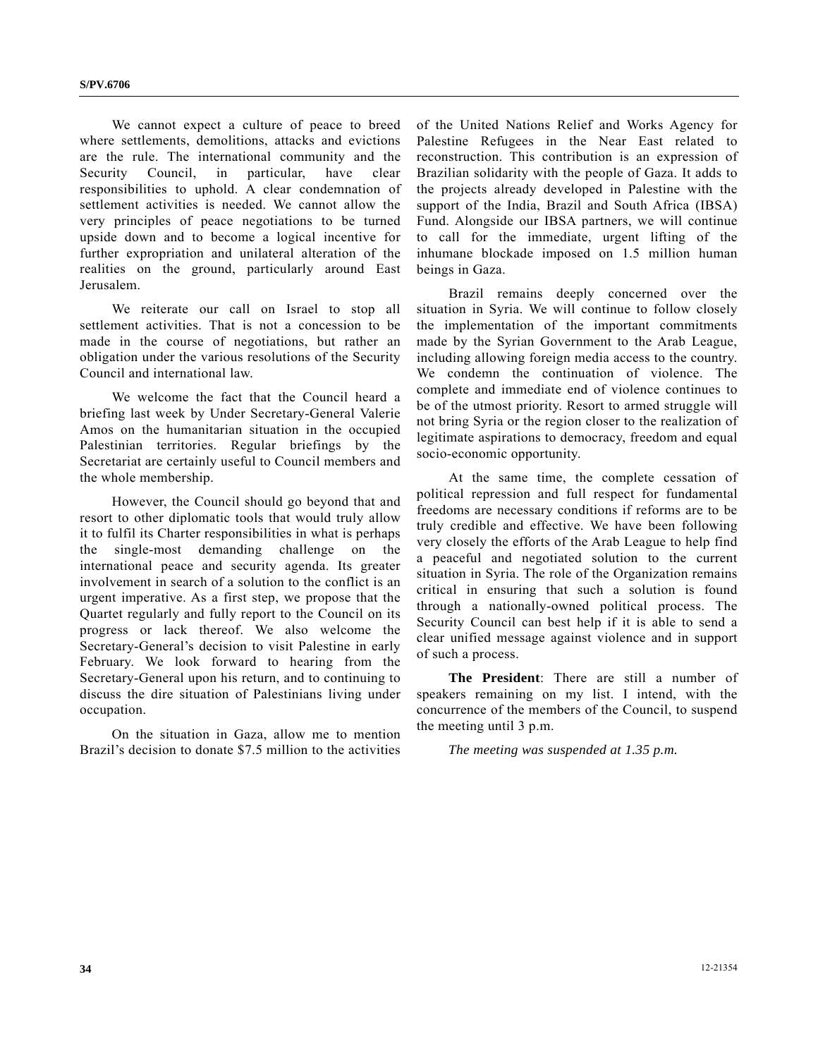We cannot expect a culture of peace to breed where settlements, demolitions, attacks and evictions are the rule. The international community and the Security Council, in particular, have clear responsibilities to uphold. A clear condemnation of settlement activities is needed. We cannot allow the very principles of peace negotiations to be turned upside down and to become a logical incentive for further expropriation and unilateral alteration of the realities on the ground, particularly around East Jerusalem.

We reiterate our call on Israel to stop all settlement activities. That is not a concession to be made in the course of negotiations, but rather an obligation under the various resolutions of the Security Council and international law.

We welcome the fact that the Council heard a briefing last week by Under Secretary-General Valerie Amos on the humanitarian situation in the occupied Palestinian territories. Regular briefings by the Secretariat are certainly useful to Council members and the whole membership.

However, the Council should go beyond that and resort to other diplomatic tools that would truly allow it to fulfil its Charter responsibilities in what is perhaps the single-most demanding challenge on the international peace and security agenda. Its greater involvement in search of a solution to the conflict is an urgent imperative. As a first step, we propose that the Quartet regularly and fully report to the Council on its progress or lack thereof. We also welcome the Secretary-General's decision to visit Palestine in early February. We look forward to hearing from the Secretary-General upon his return, and to continuing to discuss the dire situation of Palestinians living under occupation.

On the situation in Gaza, allow me to mention Brazil's decision to donate $7.5 million to the activities of the United Nations Relief and Works Agency for Palestine Refugees in the Near East related to reconstruction. This contribution is an expression of Brazilian solidarity with the people of Gaza. It adds to the projects already developed in Palestine with the support of the India, Brazil and South Africa (IBSA) Fund. Alongside our IBSA partners, we will continue to call for the immediate, urgent lifting of the inhumane blockade imposed on 1.5 million human beings in Gaza.

Brazil remains deeply concerned over the situation in Syria. We will continue to follow closely the implementation of the important commitments made by the Syrian Government to the Arab League, including allowing foreign media access to the country. We condemn the continuation of violence. The complete and immediate end of violence continues to be of the utmost priority. Resort to armed struggle will not bring Syria or the region closer to the realization of legitimate aspirations to democracy, freedom and equal socio-economic opportunity.

At the same time, the complete cessation of political repression and full respect for fundamental freedoms are necessary conditions if reforms are to be truly credible and effective. We have been following very closely the efforts of the Arab League to help find a peaceful and negotiated solution to the current situation in Syria. The role of the Organization remains critical in ensuring that such a solution is found through a nationally-owned political process. The Security Council can best help if it is able to send a clear unified message against violence and in support of such a process.

**The President**: There are still a number of speakers remaining on my list. I intend, with the concurrence of the members of the Council, to suspend the meeting until 3 p.m.

*The meeting was suspended at 1.35 p.m.*